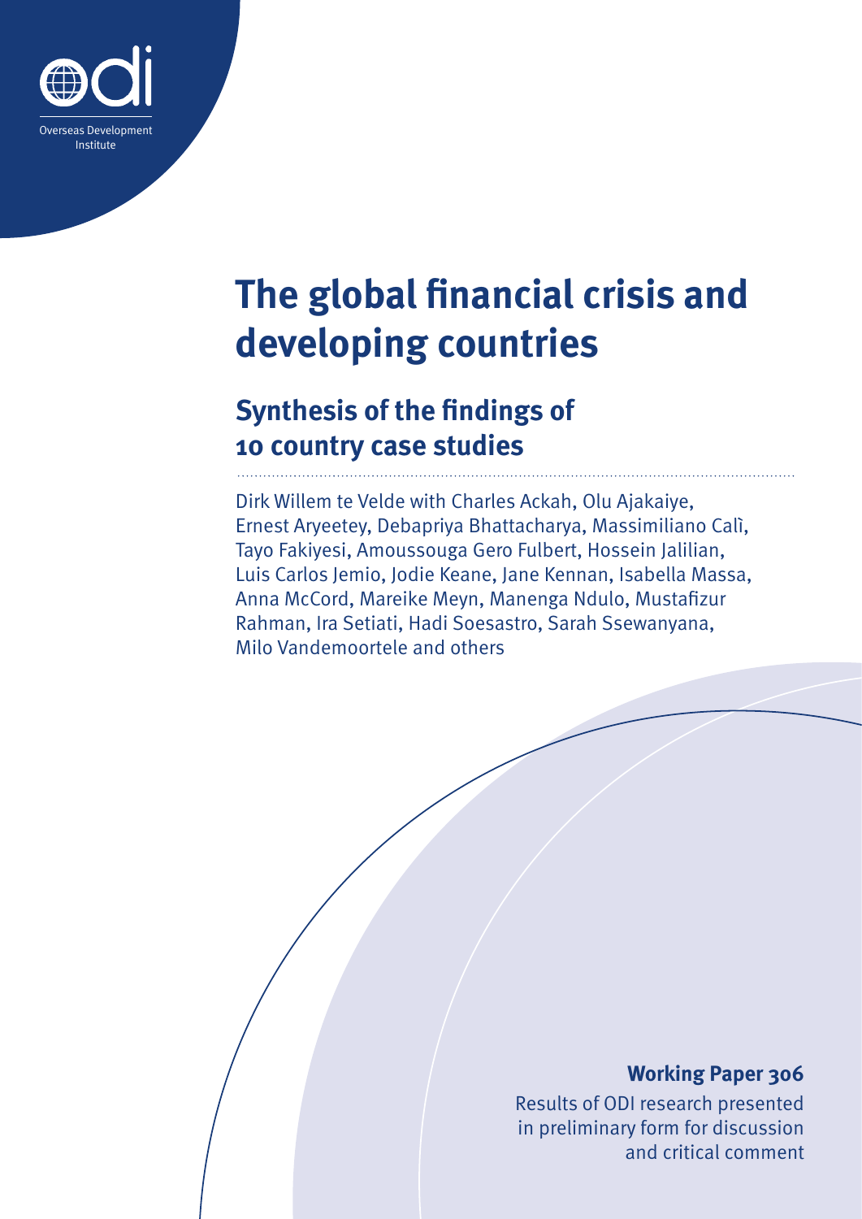Overseas Development Institute

# The global financial crisis and developing countries

## Synthesis of the findings of 10 country case studies

Dirk Willem te Velde with Charles Ackah, Olu Ajakaiye, Ernest Aryeetey, Debapriya Bhattacharya, Massimiliano Calì, Tayo Fakiyesi, Amoussouga Gero Fulbert, Hossein Jalilian, Luis Carlos Jemio, Jodie Keane, Jane Kennan, Isabella Massa, Anna McCord, Mareike Meyn, Manenga Ndulo, Mustafizur Rahman, Ira Setiati, Hadi Soesastro, Sarah Ssewanyana, Milo Vandemoortele and others

**Working Paper 306**

Results of ODI research presented in preliminary form for discussion and critical comment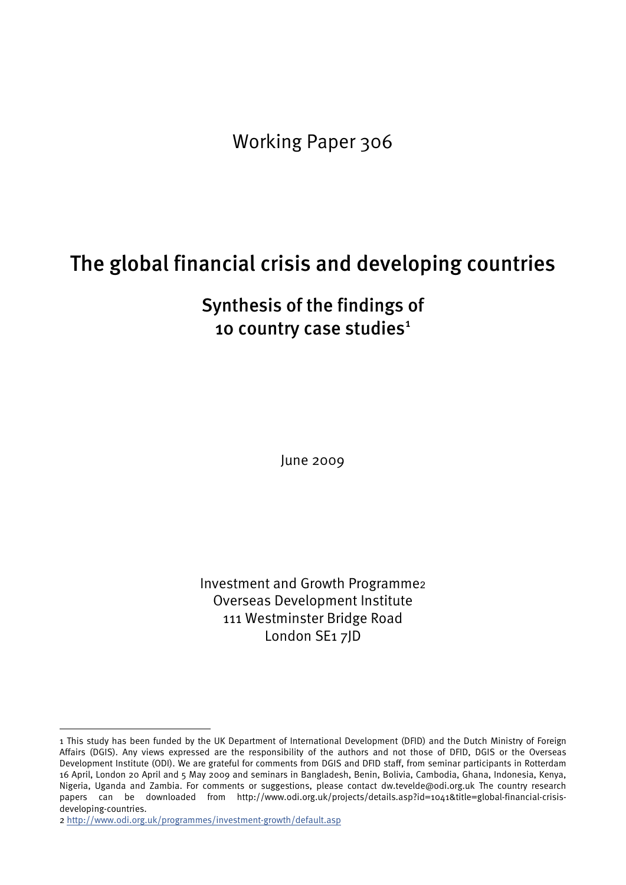Working Paper 306

# The global financial crisis and developing countries

## Synthesis of the findings of 10 country case studies[1]

June 2009

Investment and Growth Programme[2]
Overseas Development Institute
111 Westminster Bridge Road
London SE1 7JD

---

1 This study has been funded by the UK Department of International Development (DFID) and the Dutch Ministry of Foreign Affairs (DGIS). Any views expressed are the responsibility of the authors and not those of DFID, DGIS or the Overseas Development Institute (ODI). We are grateful for comments from DGIS and DFID staff, from seminar participants in Rotterdam 16 April, London 20 April and 5 May 2009 and seminars in Bangladesh, Benin, Bolivia, Cambodia, Ghana, Indonesia, Kenya, Nigeria, Uganda and Zambia. For comments or suggestions, please contact dw.tevelde@odi.org.uk The country research papers can be downloaded from http://www.odi.org.uk/projects/details.asp?id=1041&title=global-financial-crisis-developing-countries.

2 http://www.odi.org.uk/programmes/investment-growth/default.asp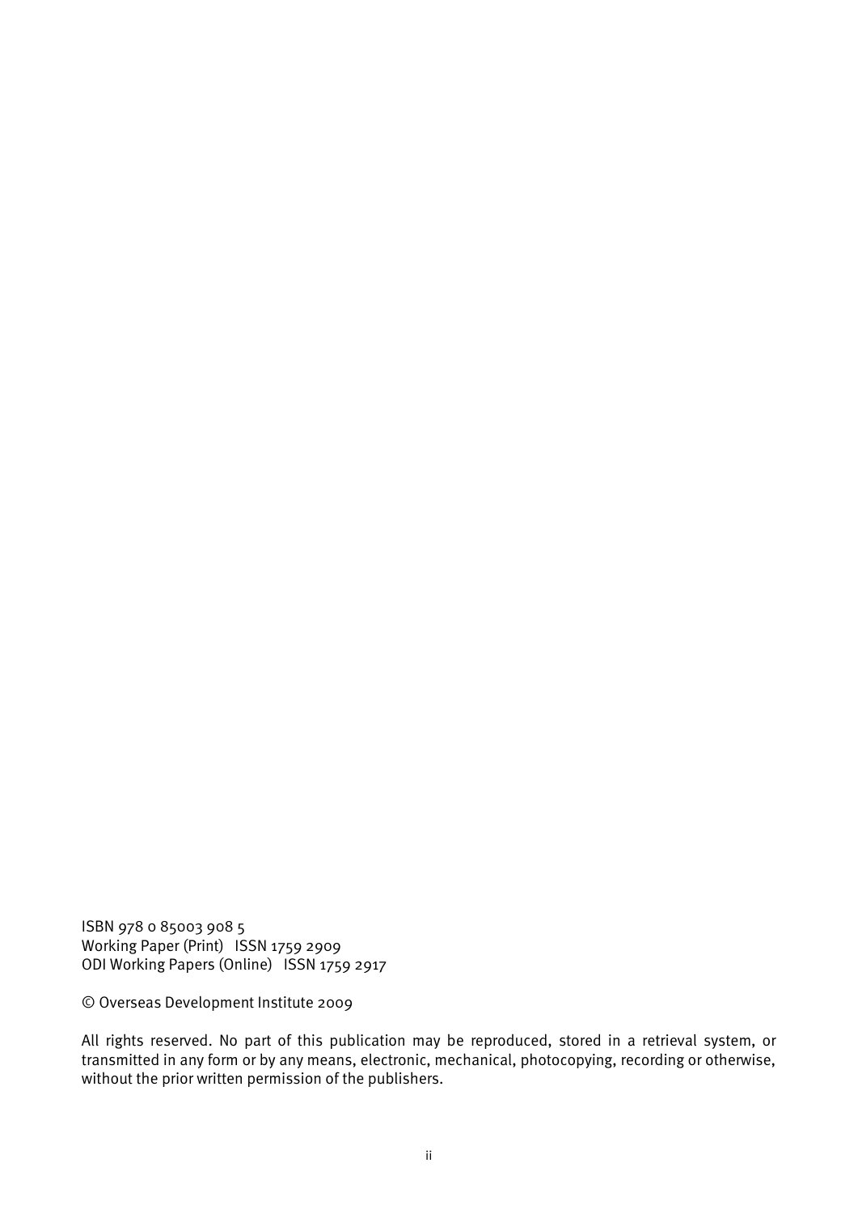ISBN 978 0 85003 908 5
Working Paper (Print) ISSN 1759 2909
ODI Working Papers (Online) ISSN 1759 2917

© Overseas Development Institute 2009

All rights reserved. No part of this publication may be reproduced, stored in a retrieval system, or transmitted in any form or by any means, electronic, mechanical, photocopying, recording or otherwise, without the prior written permission of the publishers.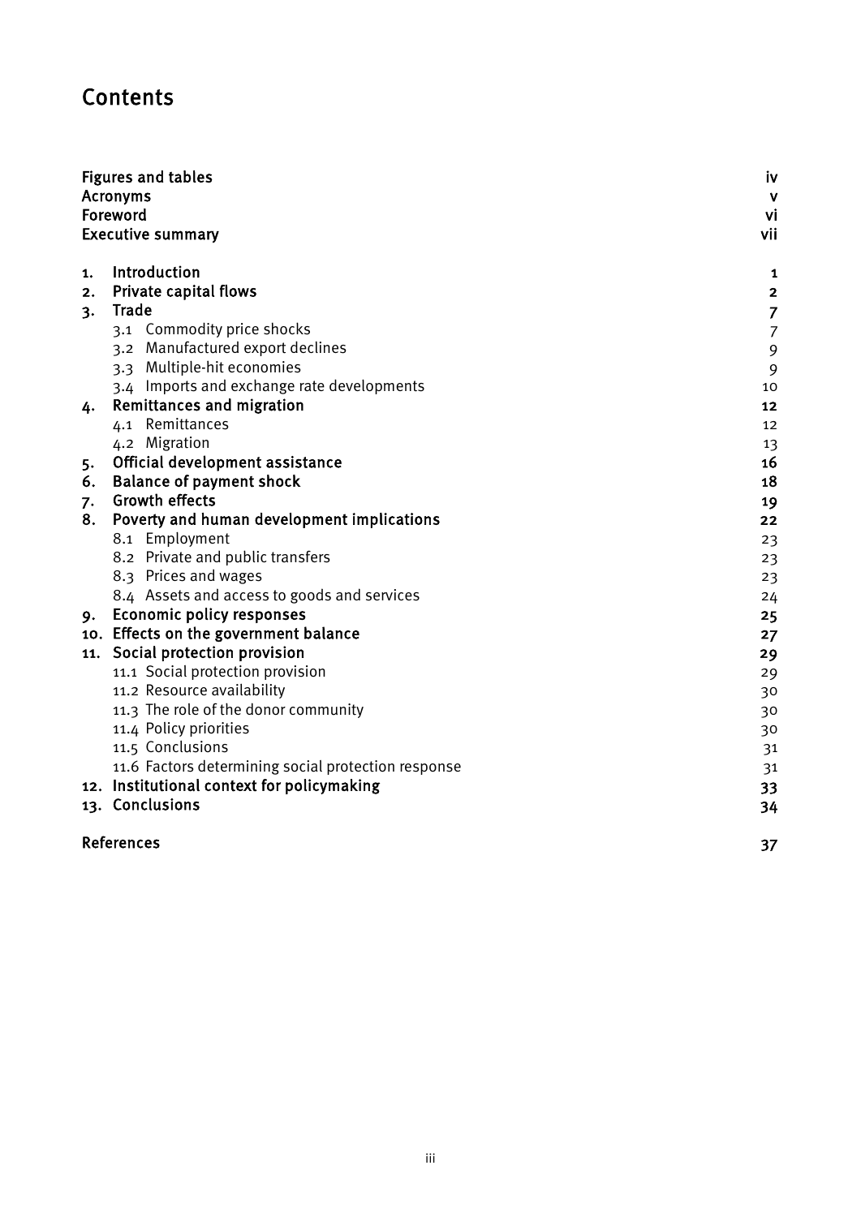# Contents

| | |
|---|---|
| **Figures and tables** | **iv** |
| **Acronyms** | **v** |
| **Foreword** | **vi** |
| **Executive summary** | **vii** |
| | |
| **1. Introduction** | **1** |
| **2. Private capital flows** | **2** |
| **3. Trade** | **7** |
| 3.1 Commodity price shocks | 7 |
| 3.2 Manufactured export declines | 9 |
| 3.3 Multiple-hit economies | 9 |
| 3.4 Imports and exchange rate developments | 10 |
| **4. Remittances and migration** | **12** |
| 4.1 Remittances | 12 |
| 4.2 Migration | 13 |
| **5. Official development assistance** | **16** |
| **6. Balance of payment shock** | **18** |
| **7. Growth effects** | **19** |
| **8. Poverty and human development implications** | **22** |
| 8.1 Employment | 23 |
| 8.2 Private and public transfers | 23 |
| 8.3 Prices and wages | 23 |
| 8.4 Assets and access to goods and services | 24 |
| **9. Economic policy responses** | **25** |
| **10. Effects on the government balance** | **27** |
| **11. Social protection provision** | **29** |
| 11.1 Social protection provision | 29 |
| 11.2 Resource availability | 30 |
| 11.3 The role of the donor community | 30 |
| 11.4 Policy priorities | 30 |
| 11.5 Conclusions | 31 |
| 11.6 Factors determining social protection response | 31 |
| **12. Institutional context for policymaking** | **33** |
| **13. Conclusions** | **34** |
| | |
| **References** | **37** |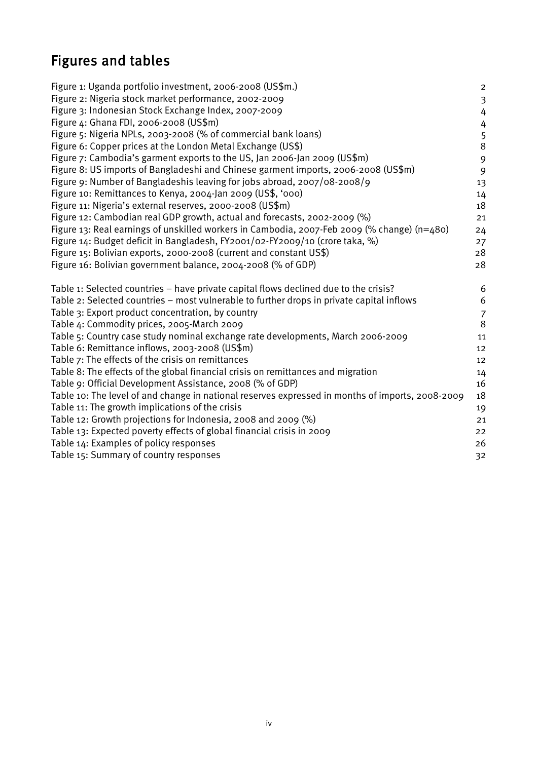# Figures and tables

| | |
|---|---|
| Figure 1: Uganda portfolio investment, 2006-2008 (US$m.) | 2 |
| Figure 2: Nigeria stock market performance, 2002-2009 | 3 |
| Figure 3: Indonesian Stock Exchange Index, 2007-2009 | 4 |
| Figure 4: Ghana FDI, 2006-2008 (US$m) | 4 |
| Figure 5: Nigeria NPLs, 2003-2008 (% of commercial bank loans) | 5 |
| Figure 6: Copper prices at the London Metal Exchange (US$) | 8 |
| Figure 7: Cambodia's garment exports to the US, Jan 2006-Jan 2009 (US$m) | 9 |
| Figure 8: US imports of Bangladeshi and Chinese garment imports, 2006-2008 (US$m) | 9 |
| Figure 9: Number of Bangladeshis leaving for jobs abroad, 2007/08-2008/9 | 13 |
| Figure 10: Remittances to Kenya, 2004-Jan 2009 (US$, '000) | 14 |
| Figure 11: Nigeria's external reserves, 2000-2008 (US$m) | 18 |
| Figure 12: Cambodian real GDP growth, actual and forecasts, 2002-2009 (%) | 21 |
| Figure 13: Real earnings of unskilled workers in Cambodia, 2007-Feb 2009 (% change) (n=480) | 24 |
| Figure 14: Budget deficit in Bangladesh, FY2001/02-FY2009/10 (crore taka, %) | 27 |
| Figure 15: Bolivian exports, 2000-2008 (current and constant US$) | 28 |
| Figure 16: Bolivian government balance, 2004-2008 (% of GDP) | 28 |

| | |
|---|---|
| Table 1: Selected countries – have private capital flows declined due to the crisis? | 6 |
| Table 2: Selected countries – most vulnerable to further drops in private capital inflows | 6 |
| Table 3: Export product concentration, by country | 7 |
| Table 4: Commodity prices, 2005-March 2009 | 8 |
| Table 5: Country case study nominal exchange rate developments, March 2006-2009 | 11 |
| Table 6: Remittance inflows, 2003-2008 (US$m) | 12 |
| Table 7: The effects of the crisis on remittances | 12 |
| Table 8: The effects of the global financial crisis on remittances and migration | 14 |
| Table 9: Official Development Assistance, 2008 (% of GDP) | 16 |
| Table 10: The level of and change in national reserves expressed in months of imports, 2008-2009 | 18 |
| Table 11: The growth implications of the crisis | 19 |
| Table 12: Growth projections for Indonesia, 2008 and 2009 (%) | 21 |
| Table 13: Expected poverty effects of global financial crisis in 2009 | 22 |
| Table 14: Examples of policy responses | 26 |
| Table 15: Summary of country responses | 32 |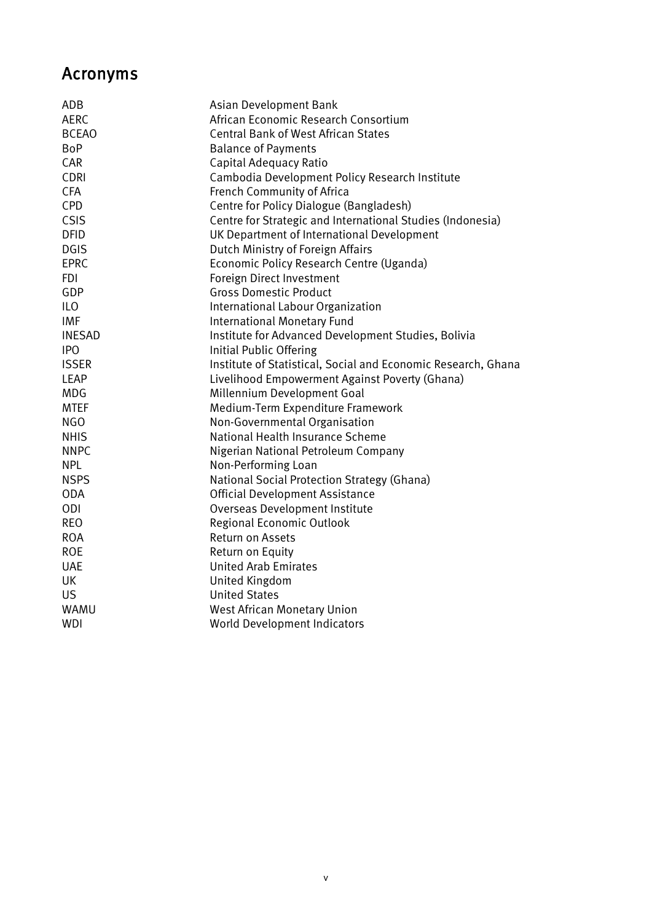# Acronyms

| | |
|---|---|
| ADB | Asian Development Bank |
| AERC | African Economic Research Consortium |
| BCEAO | Central Bank of West African States |
| BoP | Balance of Payments |
| CAR | Capital Adequacy Ratio |
| CDRI | Cambodia Development Policy Research Institute |
| CFA | French Community of Africa |
| CPD | Centre for Policy Dialogue (Bangladesh) |
| CSIS | Centre for Strategic and International Studies (Indonesia) |
| DFID | UK Department of International Development |
| DGIS | Dutch Ministry of Foreign Affairs |
| EPRC | Economic Policy Research Centre (Uganda) |
| FDI | Foreign Direct Investment |
| GDP | Gross Domestic Product |
| ILO | International Labour Organization |
| IMF | International Monetary Fund |
| INESAD | Institute for Advanced Development Studies, Bolivia |
| IPO | Initial Public Offering |
| ISSER | Institute of Statistical, Social and Economic Research, Ghana |
| LEAP | Livelihood Empowerment Against Poverty (Ghana) |
| MDG | Millennium Development Goal |
| MTEF | Medium-Term Expenditure Framework |
| NGO | Non-Governmental Organisation |
| NHIS | National Health Insurance Scheme |
| NNPC | Nigerian National Petroleum Company |
| NPL | Non-Performing Loan |
| NSPS | National Social Protection Strategy (Ghana) |
| ODA | Official Development Assistance |
| ODI | Overseas Development Institute |
| REO | Regional Economic Outlook |
| ROA | Return on Assets |
| ROE | Return on Equity |
| UAE | United Arab Emirates |
| UK | United Kingdom |
| US | United States |
| WAMU | West African Monetary Union |
| WDI | World Development Indicators |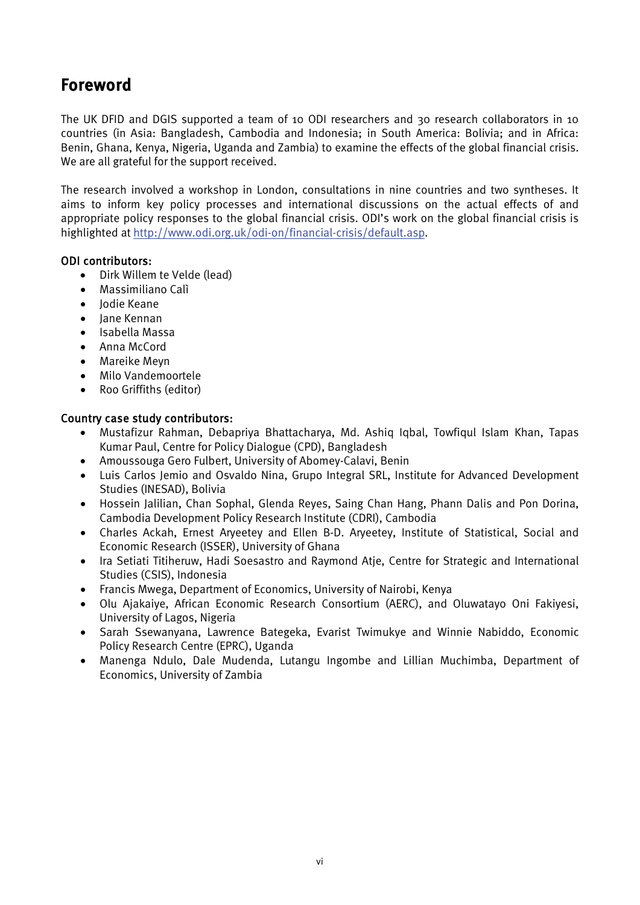# Foreword

The UK DFID and DGIS supported a team of 10 ODI researchers and 30 research collaborators in 10 countries (in Asia: Bangladesh, Cambodia and Indonesia; in South America: Bolivia; and in Africa: Benin, Ghana, Kenya, Nigeria, Uganda and Zambia) to examine the effects of the global financial crisis. We are all grateful for the support received.

The research involved a workshop in London, consultations in nine countries and two syntheses. It aims to inform key policy processes and international discussions on the actual effects of and appropriate policy responses to the global financial crisis. ODI's work on the global financial crisis is highlighted at http://www.odi.org.uk/odi-on/financial-crisis/default.asp.

**ODI contributors:**

- Dirk Willem te Velde (lead)
- Massimiliano Calì
- Jodie Keane
- Jane Kennan
- Isabella Massa
- Anna McCord
- Mareike Meyn
- Milo Vandemoortele
- Roo Griffiths (editor)

**Country case study contributors:**

- Mustafizur Rahman, Debapriya Bhattacharya, Md. Ashiq Iqbal, Towfiqul Islam Khan, Tapas Kumar Paul, Centre for Policy Dialogue (CPD), Bangladesh
- Amoussouga Gero Fulbert, University of Abomey-Calavi, Benin
- Luis Carlos Jemio and Osvaldo Nina, Grupo Integral SRL, Institute for Advanced Development Studies (INESAD), Bolivia
- Hossein Jalilian, Chan Sophal, Glenda Reyes, Saing Chan Hang, Phann Dalis and Pon Dorina, Cambodia Development Policy Research Institute (CDRI), Cambodia
- Charles Ackah, Ernest Aryeetey and Ellen B-D. Aryeetey, Institute of Statistical, Social and Economic Research (ISSER), University of Ghana
- Ira Setiati Titiheruw, Hadi Soesastro and Raymond Atje, Centre for Strategic and International Studies (CSIS), Indonesia
- Francis Mwega, Department of Economics, University of Nairobi, Kenya
- Olu Ajakaiye, African Economic Research Consortium (AERC), and Oluwatayo Oni Fakiyesi, University of Lagos, Nigeria
- Sarah Ssewanyana, Lawrence Bategeka, Evarist Twimukye and Winnie Nabiddo, Economic Policy Research Centre (EPRC), Uganda
- Manenga Ndulo, Dale Mudenda, Lutangu Ingombe and Lillian Muchimba, Department of Economics, University of Zambia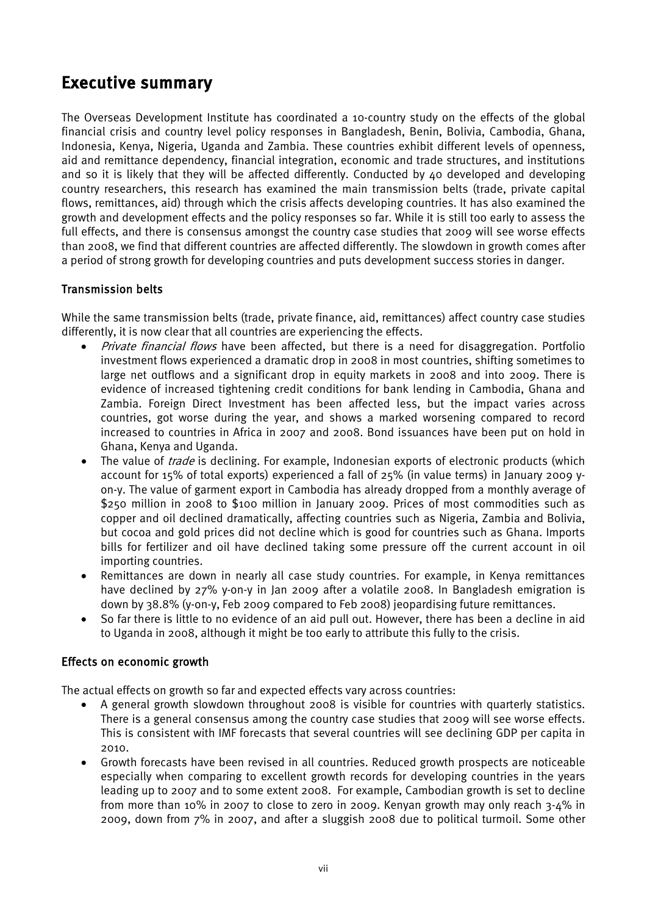## Executive summary

The Overseas Development Institute has coordinated a 10-country study on the effects of the global financial crisis and country level policy responses in Bangladesh, Benin, Bolivia, Cambodia, Ghana, Indonesia, Kenya, Nigeria, Uganda and Zambia. These countries exhibit different levels of openness, aid and remittance dependency, financial integration, economic and trade structures, and institutions and so it is likely that they will be affected differently. Conducted by 40 developed and developing country researchers, this research has examined the main transmission belts (trade, private capital flows, remittances, aid) through which the crisis affects developing countries. It has also examined the growth and development effects and the policy responses so far. While it is still too early to assess the full effects, and there is consensus amongst the country case studies that 2009 will see worse effects than 2008, we find that different countries are affected differently. The slowdown in growth comes after a period of strong growth for developing countries and puts development success stories in danger.

### Transmission belts

While the same transmission belts (trade, private finance, aid, remittances) affect country case studies differently, it is now clear that all countries are experiencing the effects.

- *Private financial flows* have been affected, but there is a need for disaggregation. Portfolio investment flows experienced a dramatic drop in 2008 in most countries, shifting sometimes to large net outflows and a significant drop in equity markets in 2008 and into 2009. There is evidence of increased tightening credit conditions for bank lending in Cambodia, Ghana and Zambia. Foreign Direct Investment has been affected less, but the impact varies across countries, got worse during the year, and shows a marked worsening compared to record increased to countries in Africa in 2007 and 2008. Bond issuances have been put on hold in Ghana, Kenya and Uganda.
- The value of *trade* is declining. For example, Indonesian exports of electronic products (which account for 15% of total exports) experienced a fall of 25% (in value terms) in January 2009 y-on-y. The value of garment export in Cambodia has already dropped from a monthly average of $250 million in 2008 to $100 million in January 2009. Prices of most commodities such as copper and oil declined dramatically, affecting countries such as Nigeria, Zambia and Bolivia, but cocoa and gold prices did not decline which is good for countries such as Ghana. Imports bills for fertilizer and oil have declined taking some pressure off the current account in oil importing countries.
- Remittances are down in nearly all case study countries. For example, in Kenya remittances have declined by 27% y-on-y in Jan 2009 after a volatile 2008. In Bangladesh emigration is down by 38.8% (y-on-y, Feb 2009 compared to Feb 2008) jeopardising future remittances.
- So far there is little to no evidence of an aid pull out. However, there has been a decline in aid to Uganda in 2008, although it might be too early to attribute this fully to the crisis.

### Effects on economic growth

The actual effects on growth so far and expected effects vary across countries:

- A general growth slowdown throughout 2008 is visible for countries with quarterly statistics. There is a general consensus among the country case studies that 2009 will see worse effects. This is consistent with IMF forecasts that several countries will see declining GDP per capita in 2010.
- Growth forecasts have been revised in all countries. Reduced growth prospects are noticeable especially when comparing to excellent growth records for developing countries in the years leading up to 2007 and to some extent 2008. For example, Cambodian growth is set to decline from more than 10% in 2007 to close to zero in 2009. Kenyan growth may only reach 3-4% in 2009, down from 7% in 2007, and after a sluggish 2008 due to political turmoil. Some other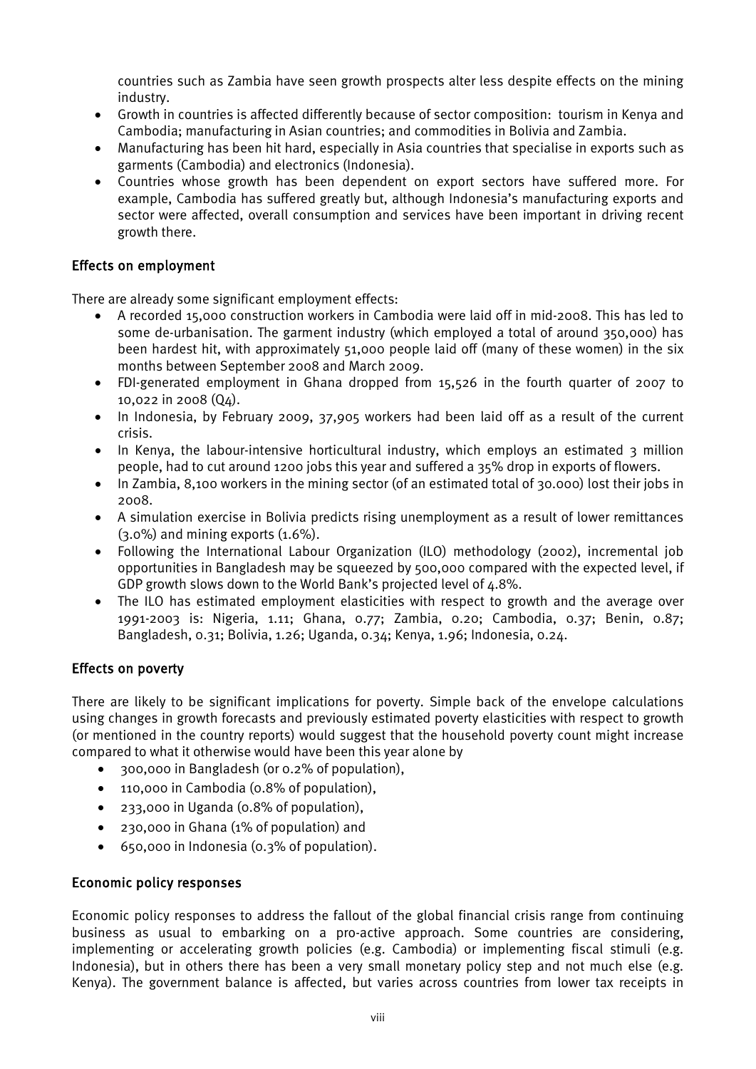countries such as Zambia have seen growth prospects alter less despite effects on the mining industry.

- Growth in countries is affected differently because of sector composition: tourism in Kenya and Cambodia; manufacturing in Asian countries; and commodities in Bolivia and Zambia.
- Manufacturing has been hit hard, especially in Asia countries that specialise in exports such as garments (Cambodia) and electronics (Indonesia).
- Countries whose growth has been dependent on export sectors have suffered more. For example, Cambodia has suffered greatly but, although Indonesia's manufacturing exports and sector were affected, overall consumption and services have been important in driving recent growth there.

### Effects on employment

There are already some significant employment effects:

- A recorded 15,000 construction workers in Cambodia were laid off in mid-2008. This has led to some de-urbanisation. The garment industry (which employed a total of around 350,000) has been hardest hit, with approximately 51,000 people laid off (many of these women) in the six months between September 2008 and March 2009.
- FDI-generated employment in Ghana dropped from 15,526 in the fourth quarter of 2007 to 10,022 in 2008 (Q4).
- In Indonesia, by February 2009, 37,905 workers had been laid off as a result of the current crisis.
- In Kenya, the labour-intensive horticultural industry, which employs an estimated 3 million people, had to cut around 1200 jobs this year and suffered a 35% drop in exports of flowers.
- In Zambia, 8,100 workers in the mining sector (of an estimated total of 30.000) lost their jobs in 2008.
- A simulation exercise in Bolivia predicts rising unemployment as a result of lower remittances (3.0%) and mining exports (1.6%).
- Following the International Labour Organization (ILO) methodology (2002), incremental job opportunities in Bangladesh may be squeezed by 500,000 compared with the expected level, if GDP growth slows down to the World Bank's projected level of 4.8%.
- The ILO has estimated employment elasticities with respect to growth and the average over 1991-2003 is: Nigeria, 1.11; Ghana, 0.77; Zambia, 0.20; Cambodia, 0.37; Benin, 0.87; Bangladesh, 0.31; Bolivia, 1.26; Uganda, 0.34; Kenya, 1.96; Indonesia, 0.24.

### Effects on poverty

There are likely to be significant implications for poverty. Simple back of the envelope calculations using changes in growth forecasts and previously estimated poverty elasticities with respect to growth (or mentioned in the country reports) would suggest that the household poverty count might increase compared to what it otherwise would have been this year alone by

- 300,000 in Bangladesh (or 0.2% of population),
- 110,000 in Cambodia (0.8% of population),
- 233,000 in Uganda (0.8% of population),
- 230,000 in Ghana (1% of population) and
- 650,000 in Indonesia (0.3% of population).

### Economic policy responses

Economic policy responses to address the fallout of the global financial crisis range from continuing business as usual to embarking on a pro-active approach. Some countries are considering, implementing or accelerating growth policies (e.g. Cambodia) or implementing fiscal stimuli (e.g. Indonesia), but in others there has been a very small monetary policy step and not much else (e.g. Kenya). The government balance is affected, but varies across countries from lower tax receipts in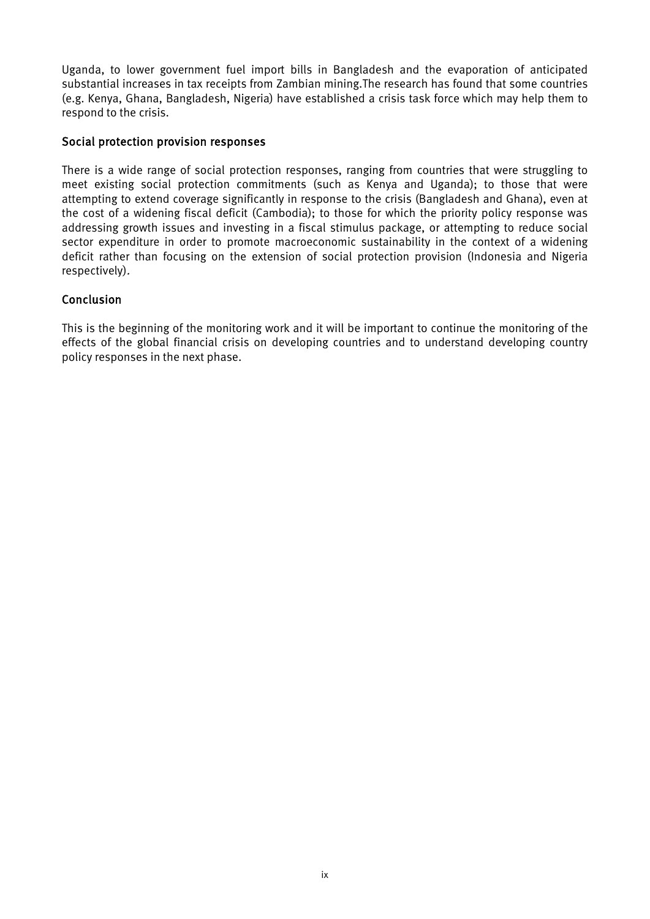Uganda, to lower government fuel import bills in Bangladesh and the evaporation of anticipated substantial increases in tax receipts from Zambian mining.The research has found that some countries (e.g. Kenya, Ghana, Bangladesh, Nigeria) have established a crisis task force which may help them to respond to the crisis.

## Social protection provision responses

There is a wide range of social protection responses, ranging from countries that were struggling to meet existing social protection commitments (such as Kenya and Uganda); to those that were attempting to extend coverage significantly in response to the crisis (Bangladesh and Ghana), even at the cost of a widening fiscal deficit (Cambodia); to those for which the priority policy response was addressing growth issues and investing in a fiscal stimulus package, or attempting to reduce social sector expenditure in order to promote macroeconomic sustainability in the context of a widening deficit rather than focusing on the extension of social protection provision (Indonesia and Nigeria respectively).

## Conclusion

This is the beginning of the monitoring work and it will be important to continue the monitoring of the effects of the global financial crisis on developing countries and to understand developing country policy responses in the next phase.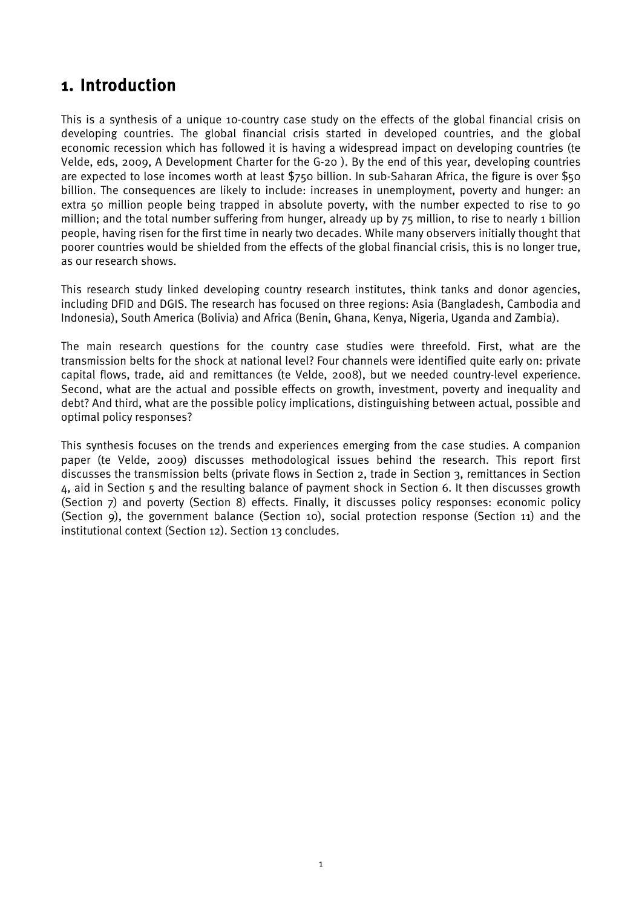# 1. Introduction

This is a synthesis of a unique 10-country case study on the effects of the global financial crisis on developing countries. The global financial crisis started in developed countries, and the global economic recession which has followed it is having a widespread impact on developing countries (te Velde, eds, 2009, A Development Charter for the G-20 ). By the end of this year, developing countries are expected to lose incomes worth at least $750 billion. In sub-Saharan Africa, the figure is over $50 billion. The consequences are likely to include: increases in unemployment, poverty and hunger: an extra 50 million people being trapped in absolute poverty, with the number expected to rise to 90 million; and the total number suffering from hunger, already up by 75 million, to rise to nearly 1 billion people, having risen for the first time in nearly two decades. While many observers initially thought that poorer countries would be shielded from the effects of the global financial crisis, this is no longer true, as our research shows.

This research study linked developing country research institutes, think tanks and donor agencies, including DFID and DGIS. The research has focused on three regions: Asia (Bangladesh, Cambodia and Indonesia), South America (Bolivia) and Africa (Benin, Ghana, Kenya, Nigeria, Uganda and Zambia).

The main research questions for the country case studies were threefold. First, what are the transmission belts for the shock at national level? Four channels were identified quite early on: private capital flows, trade, aid and remittances (te Velde, 2008), but we needed country-level experience. Second, what are the actual and possible effects on growth, investment, poverty and inequality and debt? And third, what are the possible policy implications, distinguishing between actual, possible and optimal policy responses?

This synthesis focuses on the trends and experiences emerging from the case studies. A companion paper (te Velde, 2009) discusses methodological issues behind the research. This report first discusses the transmission belts (private flows in Section 2, trade in Section 3, remittances in Section 4, aid in Section 5 and the resulting balance of payment shock in Section 6. It then discusses growth (Section 7) and poverty (Section 8) effects. Finally, it discusses policy responses: economic policy (Section 9), the government balance (Section 10), social protection response (Section 11) and the institutional context (Section 12). Section 13 concludes.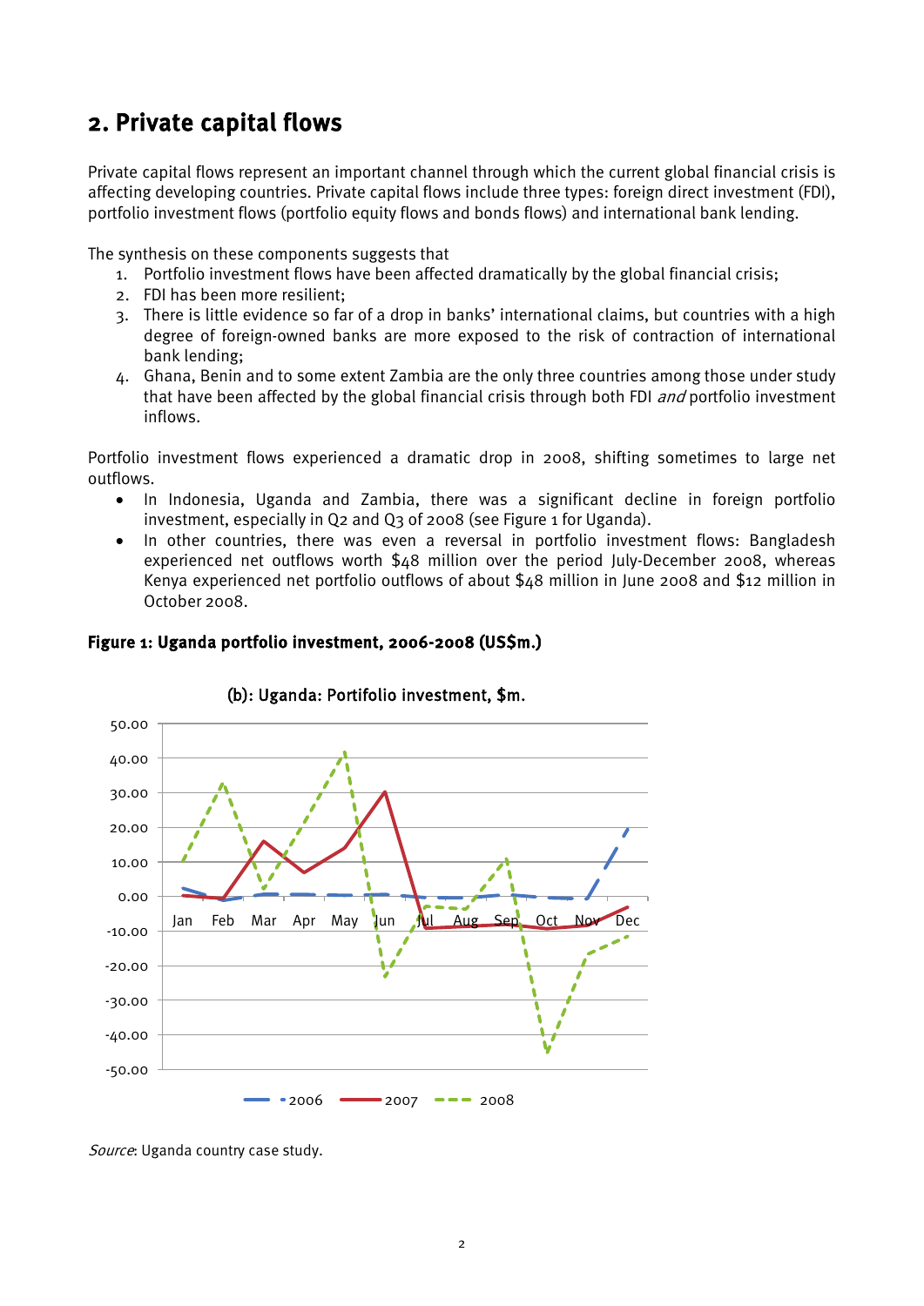## 2. Private capital flows

Private capital flows represent an important channel through which the current global financial crisis is affecting developing countries. Private capital flows include three types: foreign direct investment (FDI), portfolio investment flows (portfolio equity flows and bonds flows) and international bank lending.

The synthesis on these components suggests that

1. Portfolio investment flows have been affected dramatically by the global financial crisis;
2. FDI has been more resilient;
3. There is little evidence so far of a drop in banks' international claims, but countries with a high degree of foreign-owned banks are more exposed to the risk of contraction of international bank lending;
4. Ghana, Benin and to some extent Zambia are the only three countries among those under study that have been affected by the global financial crisis through both FDI *and* portfolio investment inflows.

Portfolio investment flows experienced a dramatic drop in 2008, shifting sometimes to large net outflows.

- In Indonesia, Uganda and Zambia, there was a significant decline in foreign portfolio investment, especially in Q2 and Q3 of 2008 (see Figure 1 for Uganda).
- In other countries, there was even a reversal in portfolio investment flows: Bangladesh experienced net outflows worth $48 million over the period July-December 2008, whereas Kenya experienced net portfolio outflows of about $48 million in June 2008 and $12 million in October 2008.

**Figure 1: Uganda portfolio investment, 2006-2008 (US$m.)**

(b): Uganda: Portifolio investment, $m.

*Source*: Uganda country case study.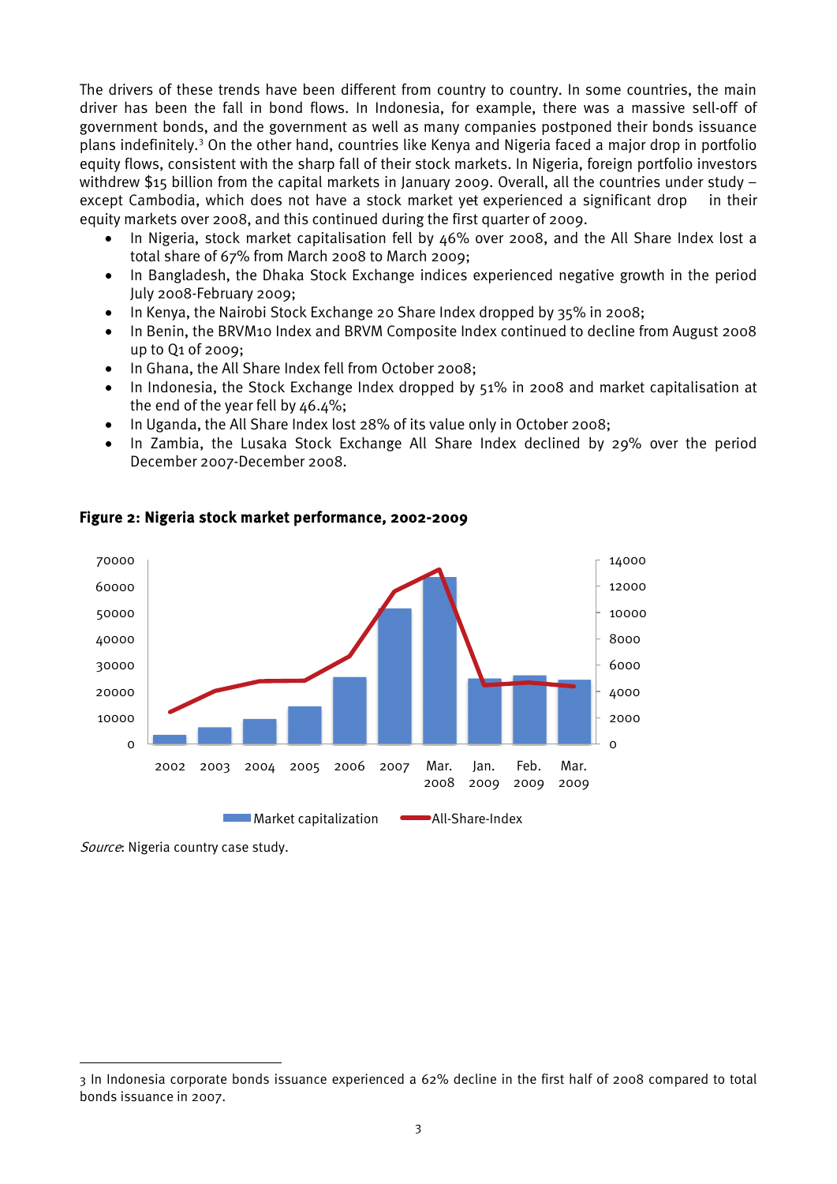The drivers of these trends have been different from country to country. In some countries, the main driver has been the fall in bond flows. In Indonesia, for example, there was a massive sell-off of government bonds, and the government as well as many companies postponed their bonds issuance plans indefinitely.[3] On the other hand, countries like Kenya and Nigeria faced a major drop in portfolio equity flows, consistent with the sharp fall of their stock markets. In Nigeria, foreign portfolio investors withdrew $15 billion from the capital markets in January 2009. Overall, all the countries under study – except Cambodia, which does not have a stock market yet experienced a significant drop in their equity markets over 2008, and this continued during the first quarter of 2009.

- In Nigeria, stock market capitalisation fell by 46% over 2008, and the All Share Index lost a total share of 67% from March 2008 to March 2009;
- In Bangladesh, the Dhaka Stock Exchange indices experienced negative growth in the period July 2008-February 2009;
- In Kenya, the Nairobi Stock Exchange 20 Share Index dropped by 35% in 2008;
- In Benin, the BRVM10 Index and BRVM Composite Index continued to decline from August 2008 up to Q1 of 2009;
- In Ghana, the All Share Index fell from October 2008;
- In Indonesia, the Stock Exchange Index dropped by 51% in 2008 and market capitalisation at the end of the year fell by 46.4%;
- In Uganda, the All Share Index lost 28% of its value only in October 2008;
- In Zambia, the Lusaka Stock Exchange All Share Index declined by 29% over the period December 2007-December 2008.

**Figure 2: Nigeria stock market performance, 2002-2009**

Source: Nigeria country case study.

3 In Indonesia corporate bonds issuance experienced a 62% decline in the first half of 2008 compared to total bonds issuance in 2007.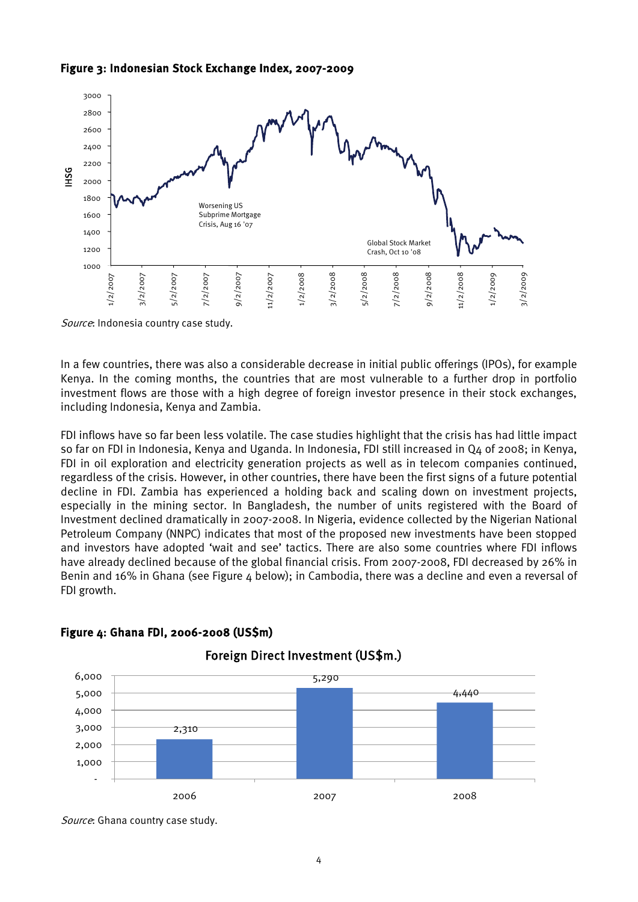**Figure 3: Indonesian Stock Exchange Index, 2007-2009**

*Source*: Indonesia country case study.

In a few countries, there was also a considerable decrease in initial public offerings (IPOs), for example Kenya. In the coming months, the countries that are most vulnerable to a further drop in portfolio investment flows are those with a high degree of foreign investor presence in their stock exchanges, including Indonesia, Kenya and Zambia.

FDI inflows have so far been less volatile. The case studies highlight that the crisis has had little impact so far on FDI in Indonesia, Kenya and Uganda. In Indonesia, FDI still increased in Q4 of 2008; in Kenya, FDI in oil exploration and electricity generation projects as well as in telecom companies continued, regardless of the crisis. However, in other countries, there have been the first signs of a future potential decline in FDI. Zambia has experienced a holding back and scaling down on investment projects, especially in the mining sector. In Bangladesh, the number of units registered with the Board of Investment declined dramatically in 2007-2008. In Nigeria, evidence collected by the Nigerian National Petroleum Company (NNPC) indicates that most of the proposed new investments have been stopped and investors have adopted 'wait and see' tactics. There are also some countries where FDI inflows have already declined because of the global financial crisis. From 2007-2008, FDI decreased by 26% in Benin and 16% in Ghana (see Figure 4 below); in Cambodia, there was a decline and even a reversal of FDI growth.

**Figure 4: Ghana FDI, 2006-2008 (US$m)**

*Source*: Ghana country case study.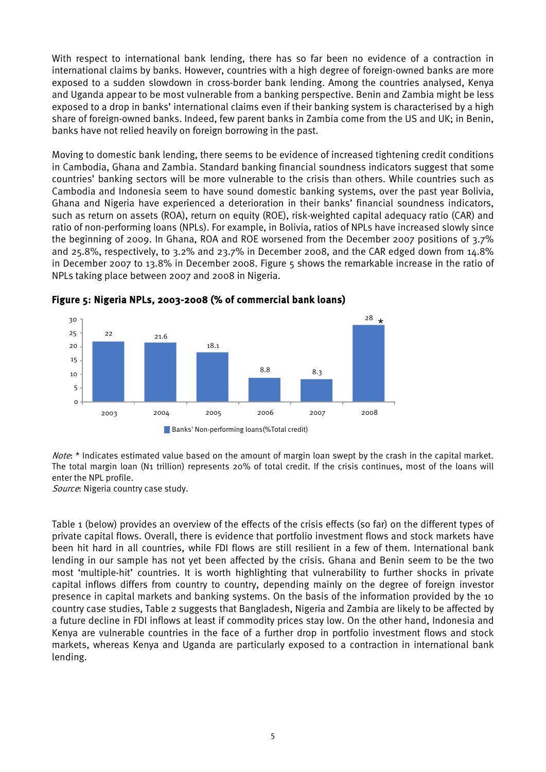With respect to international bank lending, there has so far been no evidence of a contraction in international claims by banks. However, countries with a high degree of foreign-owned banks are more exposed to a sudden slowdown in cross-border bank lending. Among the countries analysed, Kenya and Uganda appear to be most vulnerable from a banking perspective. Benin and Zambia might be less exposed to a drop in banks' international claims even if their banking system is characterised by a high share of foreign-owned banks. Indeed, few parent banks in Zambia come from the US and UK; in Benin, banks have not relied heavily on foreign borrowing in the past.

Moving to domestic bank lending, there seems to be evidence of increased tightening credit conditions in Cambodia, Ghana and Zambia. Standard banking financial soundness indicators suggest that some countries' banking sectors will be more vulnerable to the crisis than others. While countries such as Cambodia and Indonesia seem to have sound domestic banking systems, over the past year Bolivia, Ghana and Nigeria have experienced a deterioration in their banks' financial soundness indicators, such as return on assets (ROA), return on equity (ROE), risk-weighted capital adequacy ratio (CAR) and ratio of non-performing loans (NPLs). For example, in Bolivia, ratios of NPLs have increased slowly since the beginning of 2009. In Ghana, ROA and ROE worsened from the December 2007 positions of 3.7% and 25.8%, respectively, to 3.2% and 23.7% in December 2008, and the CAR edged down from 14.8% in December 2007 to 13.8% in December 2008. Figure 5 shows the remarkable increase in the ratio of NPLs taking place between 2007 and 2008 in Nigeria.

**Figure 5: Nigeria NPLs, 2003-2008 (% of commercial bank loans)**

| Year | Banks' Non-performing loans (%Total credit) |
|---|---|
| 2003 | 22 |
| 2004 | 21.6 |
| 2005 | 18.1 |
| 2006 | 8.8 |
| 2007 | 8.3 |
| 2008 | 28 * |

*Note*: * Indicates estimated value based on the amount of margin loan swept by the crash in the capital market. The total margin loan (N1 trillion) represents 20% of total credit. If the crisis continues, most of the loans will enter the NPL profile.
*Source*: Nigeria country case study.

Table 1 (below) provides an overview of the effects of the crisis effects (so far) on the different types of private capital flows. Overall, there is evidence that portfolio investment flows and stock markets have been hit hard in all countries, while FDI flows are still resilient in a few of them. International bank lending in our sample has not yet been affected by the crisis. Ghana and Benin seem to be the two most 'multiple-hit' countries. It is worth highlighting that vulnerability to further shocks in private capital inflows differs from country to country, depending mainly on the degree of foreign investor presence in capital markets and banking systems. On the basis of the information provided by the 10 country case studies, Table 2 suggests that Bangladesh, Nigeria and Zambia are likely to be affected by a future decline in FDI inflows at least if commodity prices stay low. On the other hand, Indonesia and Kenya are vulnerable countries in the face of a further drop in portfolio investment flows and stock markets, whereas Kenya and Uganda are particularly exposed to a contraction in international bank lending.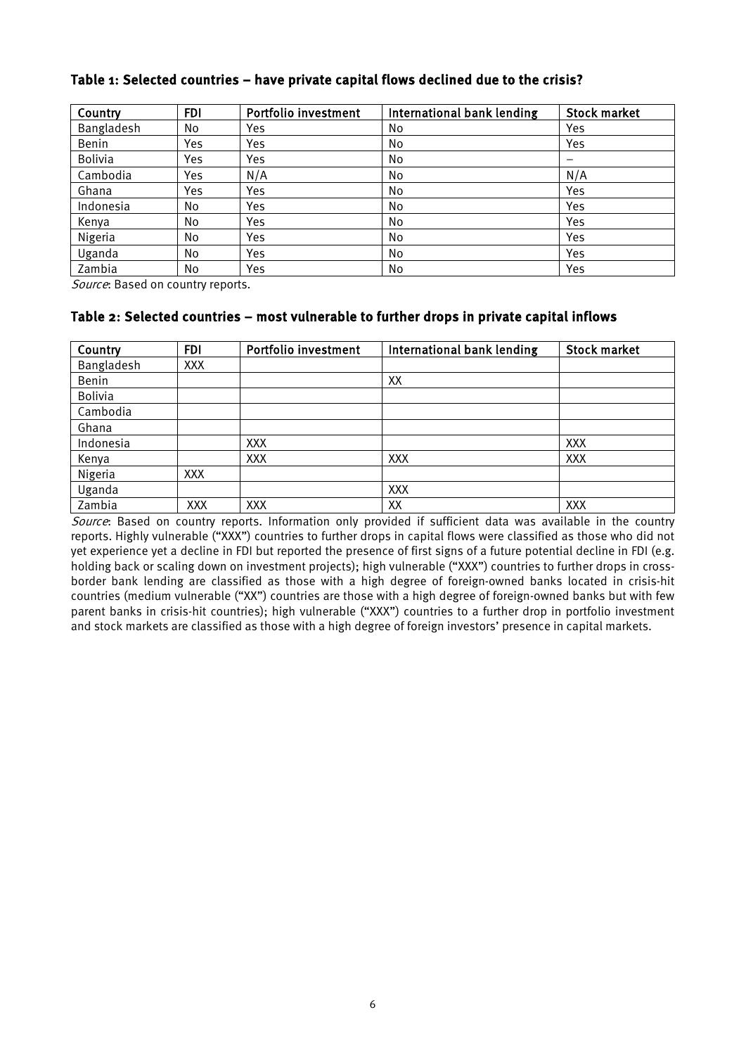### Table 1: Selected countries – have private capital flows declined due to the crisis?

| Country | FDI | Portfolio investment | International bank lending | Stock market |
|---|---|---|---|---|
| Bangladesh | No | Yes | No | Yes |
| Benin | Yes | Yes | No | Yes |
| Bolivia | Yes | Yes | No | – |
| Cambodia | Yes | N/A | No | N/A |
| Ghana | Yes | Yes | No | Yes |
| Indonesia | No | Yes | No | Yes |
| Kenya | No | Yes | No | Yes |
| Nigeria | No | Yes | No | Yes |
| Uganda | No | Yes | No | Yes |
| Zambia | No | Yes | No | Yes |

*Source*: Based on country reports.

### Table 2: Selected countries – most vulnerable to further drops in private capital inflows

| Country | FDI | Portfolio investment | International bank lending | Stock market |
|---|---|---|---|---|
| Bangladesh | XXX | | | |
| Benin | | | XX | |
| Bolivia | | | | |
| Cambodia | | | | |
| Ghana | | | | |
| Indonesia | | XXX | | XXX |
| Kenya | | XXX | XXX | XXX |
| Nigeria | XXX | | | |
| Uganda | | | XXX | |
| Zambia | XXX | XXX | XX | XXX |

*Source*: Based on country reports. Information only provided if sufficient data was available in the country reports. Highly vulnerable ("XXX") countries to further drops in capital flows were classified as those who did not yet experience yet a decline in FDI but reported the presence of first signs of a future potential decline in FDI (e.g. holding back or scaling down on investment projects); high vulnerable ("XXX") countries to further drops in cross-border bank lending are classified as those with a high degree of foreign-owned banks located in crisis-hit countries (medium vulnerable ("XX") countries are those with a high degree of foreign-owned banks but with few parent banks in crisis-hit countries); high vulnerable ("XXX") countries to a further drop in portfolio investment and stock markets are classified as those with a high degree of foreign investors' presence in capital markets.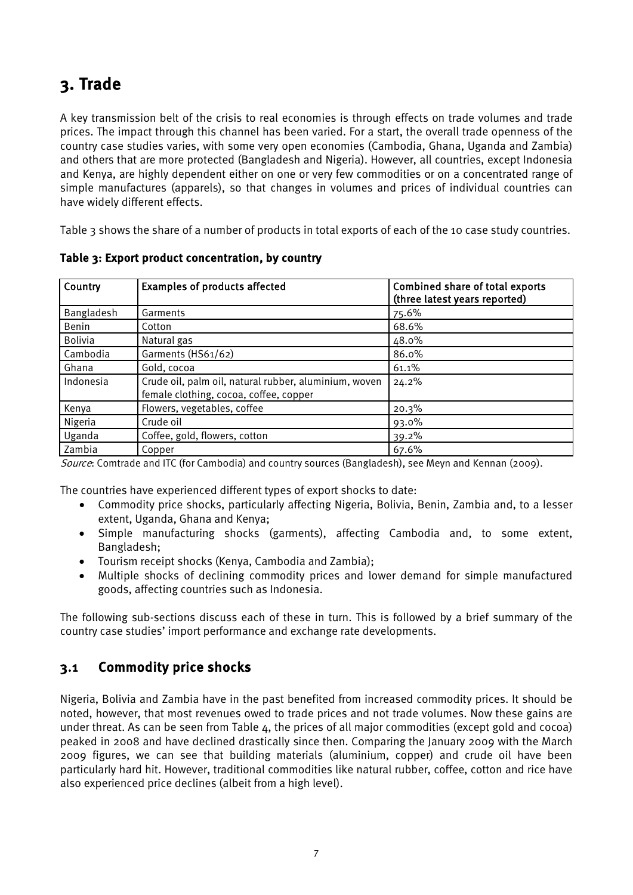# 3. Trade

A key transmission belt of the crisis to real economies is through effects on trade volumes and trade prices. The impact through this channel has been varied. For a start, the overall trade openness of the country case studies varies, with some very open economies (Cambodia, Ghana, Uganda and Zambia) and others that are more protected (Bangladesh and Nigeria). However, all countries, except Indonesia and Kenya, are highly dependent either on one or very few commodities or on a concentrated range of simple manufactures (apparels), so that changes in volumes and prices of individual countries can have widely different effects.

Table 3 shows the share of a number of products in total exports of each of the 10 case study countries.

**Table 3: Export product concentration, by country**

| Country | Examples of products affected | Combined share of total exports (three latest years reported) |
|---|---|---|
| Bangladesh | Garments | 75.6% |
| Benin | Cotton | 68.6% |
| Bolivia | Natural gas | 48.0% |
| Cambodia | Garments (HS61/62) | 86.0% |
| Ghana | Gold, cocoa | 61.1% |
| Indonesia | Crude oil, palm oil, natural rubber, aluminium, woven female clothing, cocoa, coffee, copper | 24.2% |
| Kenya | Flowers, vegetables, coffee | 20.3% |
| Nigeria | Crude oil | 93.0% |
| Uganda | Coffee, gold, flowers, cotton | 39.2% |
| Zambia | Copper | 67.6% |

*Source*: Comtrade and ITC (for Cambodia) and country sources (Bangladesh), see Meyn and Kennan (2009).

The countries have experienced different types of export shocks to date:

- Commodity price shocks, particularly affecting Nigeria, Bolivia, Benin, Zambia and, to a lesser extent, Uganda, Ghana and Kenya;
- Simple manufacturing shocks (garments), affecting Cambodia and, to some extent, Bangladesh;
- Tourism receipt shocks (Kenya, Cambodia and Zambia);
- Multiple shocks of declining commodity prices and lower demand for simple manufactured goods, affecting countries such as Indonesia.

The following sub-sections discuss each of these in turn. This is followed by a brief summary of the country case studies' import performance and exchange rate developments.

## 3.1 Commodity price shocks

Nigeria, Bolivia and Zambia have in the past benefited from increased commodity prices. It should be noted, however, that most revenues owed to trade prices and not trade volumes. Now these gains are under threat. As can be seen from Table 4, the prices of all major commodities (except gold and cocoa) peaked in 2008 and have declined drastically since then. Comparing the January 2009 with the March 2009 figures, we can see that building materials (aluminium, copper) and crude oil have been particularly hard hit. However, traditional commodities like natural rubber, coffee, cotton and rice have also experienced price declines (albeit from a high level).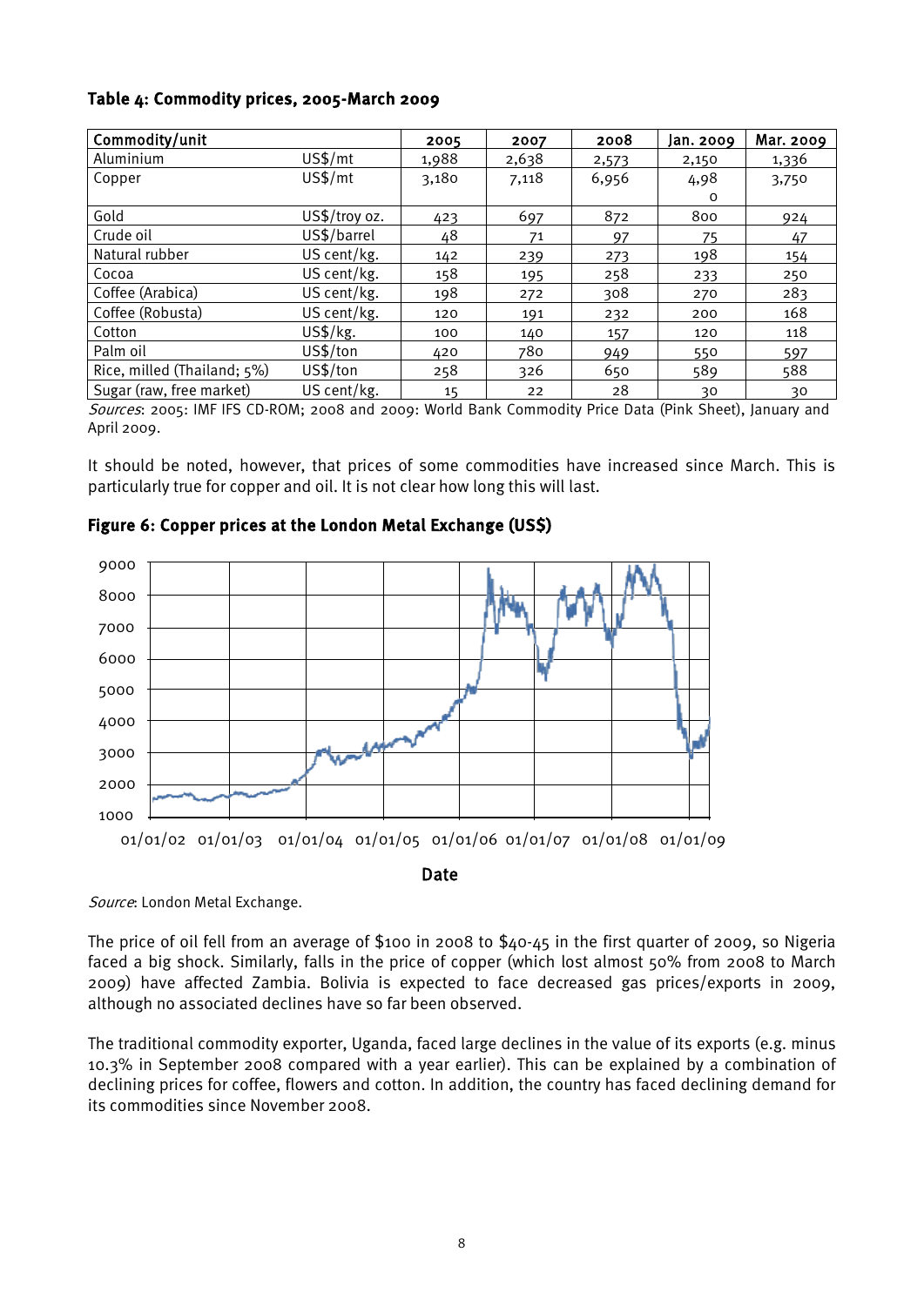**Table 4: Commodity prices, 2005-March 2009**

| Commodity/unit | | 2005 | 2007 | 2008 | Jan. 2009 | Mar. 2009 |
|---|---|---|---|---|---|---|
| Aluminium | US$/mt | 1,988 | 2,638 | 2,573 | 2,150 | 1,336 |
| Copper | US$/mt | 3,180 | 7,118 | 6,956 | 4,980 | 3,750 |
| Gold | US$/troy oz. | 423 | 697 | 872 | 800 | 924 |
| Crude oil | US$/barrel | 48 | 71 | 97 | 75 | 47 |
| Natural rubber | US cent/kg. | 142 | 239 | 273 | 198 | 154 |
| Cocoa | US cent/kg. | 158 | 195 | 258 | 233 | 250 |
| Coffee (Arabica) | US cent/kg. | 198 | 272 | 308 | 270 | 283 |
| Coffee (Robusta) | US cent/kg. | 120 | 191 | 232 | 200 | 168 |
| Cotton | US$/kg. | 100 | 140 | 157 | 120 | 118 |
| Palm oil | US$/ton | 420 | 780 | 949 | 550 | 597 |
| Rice, milled (Thailand; 5%) | US$/ton | 258 | 326 | 650 | 589 | 588 |
| Sugar (raw, free market) | US cent/kg. | 15 | 22 | 28 | 30 | 30 |

*Sources*: 2005: IMF IFS CD-ROM; 2008 and 2009: World Bank Commodity Price Data (Pink Sheet), January and April 2009.

It should be noted, however, that prices of some commodities have increased since March. This is particularly true for copper and oil. It is not clear how long this will last.

**Figure 6: Copper prices at the London Metal Exchange (US$)**

*Source*: London Metal Exchange.

The price of oil fell from an average of $100 in 2008 to $40-45 in the first quarter of 2009, so Nigeria faced a big shock. Similarly, falls in the price of copper (which lost almost 50% from 2008 to March 2009) have affected Zambia. Bolivia is expected to face decreased gas prices/exports in 2009, although no associated declines have so far been observed.

The traditional commodity exporter, Uganda, faced large declines in the value of its exports (e.g. minus 10.3% in September 2008 compared with a year earlier). This can be explained by a combination of declining prices for coffee, flowers and cotton. In addition, the country has faced declining demand for its commodities since November 2008.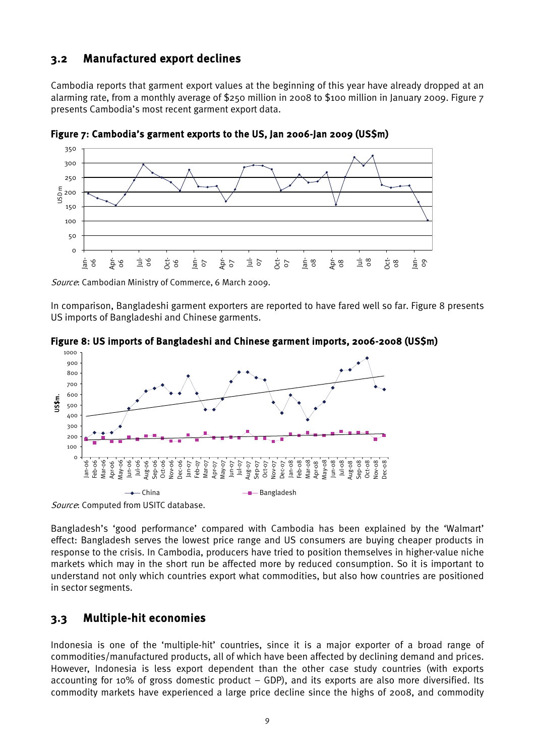## 3.2 Manufactured export declines

Cambodia reports that garment export values at the beginning of this year have already dropped at an alarming rate, from a monthly average of $250 million in 2008 to $100 million in January 2009. Figure 7 presents Cambodia's most recent garment export data.

**Figure 7: Cambodia's garment exports to the US, Jan 2006-Jan 2009 (US$m)**

*Source*: Cambodian Ministry of Commerce, 6 March 2009.

In comparison, Bangladeshi garment exporters are reported to have fared well so far. Figure 8 presents US imports of Bangladeshi and Chinese garments.

**Figure 8: US imports of Bangladeshi and Chinese garment imports, 2006-2008 (US$m)**

*Source*: Computed from USITC database.

Bangladesh's 'good performance' compared with Cambodia has been explained by the 'Walmart' effect: Bangladesh serves the lowest price range and US consumers are buying cheaper products in response to the crisis. In Cambodia, producers have tried to position themselves in higher-value niche markets which may in the short run be affected more by reduced consumption. So it is important to understand not only which countries export what commodities, but also how countries are positioned in sector segments.

## 3.3 Multiple-hit economies

Indonesia is one of the 'multiple-hit' countries, since it is a major exporter of a broad range of commodities/manufactured products, all of which have been affected by declining demand and prices. However, Indonesia is less export dependent than the other case study countries (with exports accounting for 10% of gross domestic product – GDP), and its exports are also more diversified. Its commodity markets have experienced a large price decline since the highs of 2008, and commodity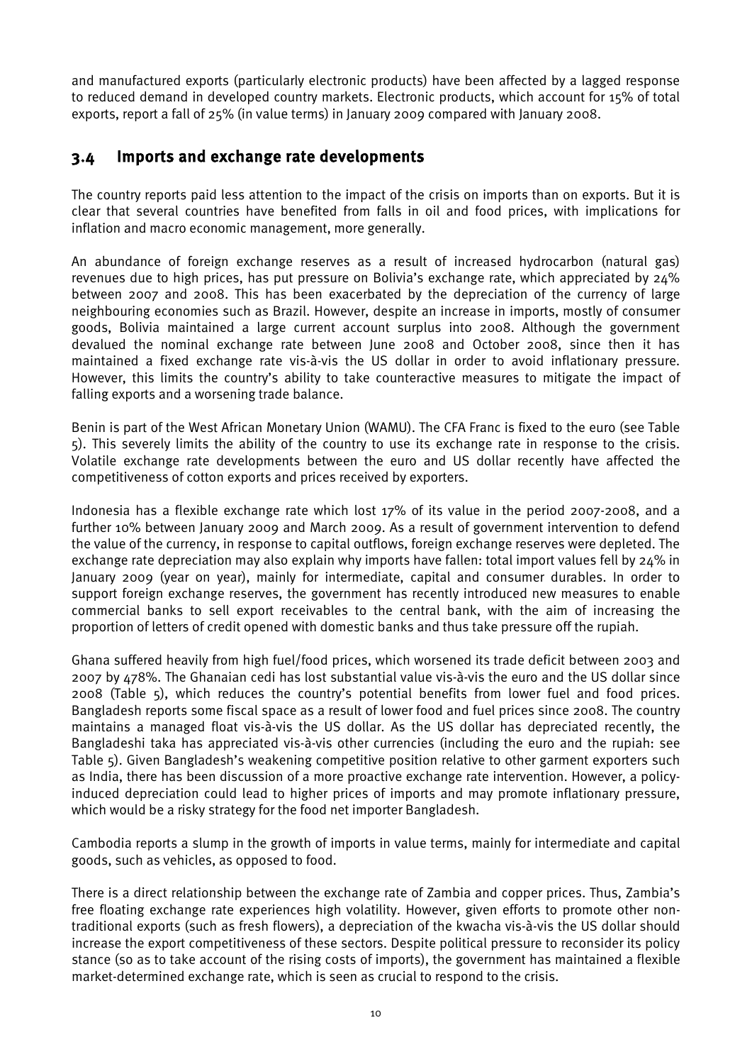and manufactured exports (particularly electronic products) have been affected by a lagged response to reduced demand in developed country markets. Electronic products, which account for 15% of total exports, report a fall of 25% (in value terms) in January 2009 compared with January 2008.

## 3.4 Imports and exchange rate developments

The country reports paid less attention to the impact of the crisis on imports than on exports. But it is clear that several countries have benefited from falls in oil and food prices, with implications for inflation and macro economic management, more generally.

An abundance of foreign exchange reserves as a result of increased hydrocarbon (natural gas) revenues due to high prices, has put pressure on Bolivia's exchange rate, which appreciated by 24% between 2007 and 2008. This has been exacerbated by the depreciation of the currency of large neighbouring economies such as Brazil. However, despite an increase in imports, mostly of consumer goods, Bolivia maintained a large current account surplus into 2008. Although the government devalued the nominal exchange rate between June 2008 and October 2008, since then it has maintained a fixed exchange rate vis-à-vis the US dollar in order to avoid inflationary pressure. However, this limits the country's ability to take counteractive measures to mitigate the impact of falling exports and a worsening trade balance.

Benin is part of the West African Monetary Union (WAMU). The CFA Franc is fixed to the euro (see Table 5). This severely limits the ability of the country to use its exchange rate in response to the crisis. Volatile exchange rate developments between the euro and US dollar recently have affected the competitiveness of cotton exports and prices received by exporters.

Indonesia has a flexible exchange rate which lost 17% of its value in the period 2007-2008, and a further 10% between January 2009 and March 2009. As a result of government intervention to defend the value of the currency, in response to capital outflows, foreign exchange reserves were depleted. The exchange rate depreciation may also explain why imports have fallen: total import values fell by 24% in January 2009 (year on year), mainly for intermediate, capital and consumer durables. In order to support foreign exchange reserves, the government has recently introduced new measures to enable commercial banks to sell export receivables to the central bank, with the aim of increasing the proportion of letters of credit opened with domestic banks and thus take pressure off the rupiah.

Ghana suffered heavily from high fuel/food prices, which worsened its trade deficit between 2003 and 2007 by 478%. The Ghanaian cedi has lost substantial value vis-à-vis the euro and the US dollar since 2008 (Table 5), which reduces the country's potential benefits from lower fuel and food prices. Bangladesh reports some fiscal space as a result of lower food and fuel prices since 2008. The country maintains a managed float vis-à-vis the US dollar. As the US dollar has depreciated recently, the Bangladeshi taka has appreciated vis-à-vis other currencies (including the euro and the rupiah: see Table 5). Given Bangladesh's weakening competitive position relative to other garment exporters such as India, there has been discussion of a more proactive exchange rate intervention. However, a policy-induced depreciation could lead to higher prices of imports and may promote inflationary pressure, which would be a risky strategy for the food net importer Bangladesh.

Cambodia reports a slump in the growth of imports in value terms, mainly for intermediate and capital goods, such as vehicles, as opposed to food.

There is a direct relationship between the exchange rate of Zambia and copper prices. Thus, Zambia's free floating exchange rate experiences high volatility. However, given efforts to promote other non-traditional exports (such as fresh flowers), a depreciation of the kwacha vis-à-vis the US dollar should increase the export competitiveness of these sectors. Despite political pressure to reconsider its policy stance (so as to take account of the rising costs of imports), the government has maintained a flexible market-determined exchange rate, which is seen as crucial to respond to the crisis.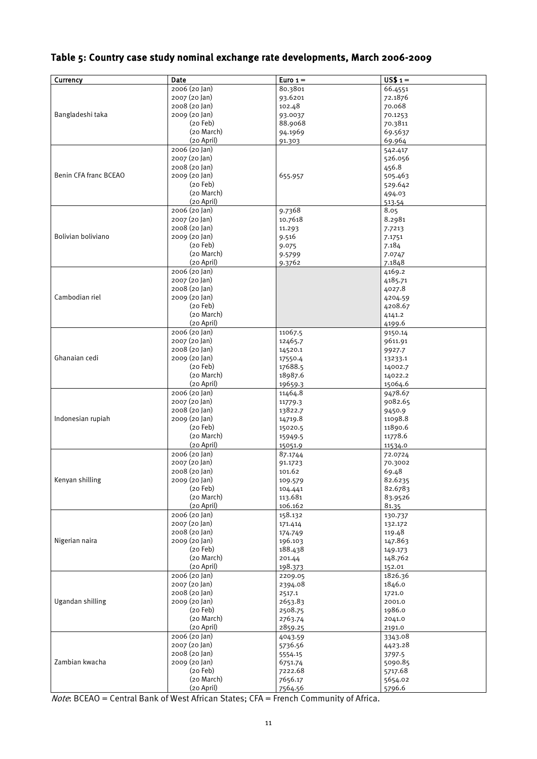## Table 5: Country case study nominal exchange rate developments, March 2006-2009

| Currency | Date | Euro 1 = | US$ 1 = |
|---|---|---|---|
| Bangladeshi taka | 2006 (20 Jan) | 80.3801 | 66.4551 |
| | 2007 (20 Jan) | 93.6201 | 72.1876 |
| | 2008 (20 Jan) | 102.48 | 70.068 |
| | 2009 (20 Jan) | 93.0037 | 70.1253 |
| | (20 Feb) | 88.9068 | 70.3811 |
| | (20 March) | 94.1969 | 69.5637 |
| | (20 April) | 91.303 | 69.964 |
| Benin CFA franc BCEAO | 2006 (20 Jan) | 655.957 | 542.417 |
| | 2007 (20 Jan) | | 526.056 |
| | 2008 (20 Jan) | | 456.8 |
| | 2009 (20 Jan) | | 505.463 |
| | (20 Feb) | | 529.642 |
| | (20 March) | | 494.03 |
| | (20 April) | | 513.54 |
| Bolivian boliviano | 2006 (20 Jan) | 9.7368 | 8.05 |
| | 2007 (20 Jan) | 10.7618 | 8.2981 |
| | 2008 (20 Jan) | 11.293 | 7.7213 |
| | 2009 (20 Jan) | 9.516 | 7.1751 |
| | (20 Feb) | 9.075 | 7.184 |
| | (20 March) | 9.5799 | 7.0747 |
| | (20 April) | 9.3762 | 7.1848 |
| Cambodian riel | 2006 (20 Jan) | | 4169.2 |
| | 2007 (20 Jan) | | 4185.71 |
| | 2008 (20 Jan) | | 4027.8 |
| | 2009 (20 Jan) | | 4204.59 |
| | (20 Feb) | | 4208.67 |
| | (20 March) | | 4141.2 |
| | (20 April) | | 4199.6 |
| Ghanaian cedi | 2006 (20 Jan) | 11067.5 | 9150.14 |
| | 2007 (20 Jan) | 12465.7 | 9611.91 |
| | 2008 (20 Jan) | 14520.1 | 9927.7 |
| | 2009 (20 Jan) | 17550.4 | 13233.1 |
| | (20 Feb) | 17688.5 | 14002.7 |
| | (20 March) | 18987.6 | 14022.2 |
| | (20 April) | 19659.3 | 15064.6 |
| Indonesian rupiah | 2006 (20 Jan) | 11464.8 | 9478.67 |
| | 2007 (20 Jan) | 11779.3 | 9082.65 |
| | 2008 (20 Jan) | 13822.7 | 9450.9 |
| | 2009 (20 Jan) | 14719.8 | 11098.8 |
| | (20 Feb) | 15020.5 | 11890.6 |
| | (20 March) | 15949.5 | 11778.6 |
| | (20 April) | 15051.9 | 11534.0 |
| Kenyan shilling | 2006 (20 Jan) | 87.1744 | 72.0724 |
| | 2007 (20 Jan) | 91.1723 | 70.3002 |
| | 2008 (20 Jan) | 101.62 | 69.48 |
| | 2009 (20 Jan) | 109.579 | 82.6235 |
| | (20 Feb) | 104.441 | 82.6783 |
| | (20 March) | 113.681 | 83.9526 |
| | (20 April) | 106.162 | 81.35 |
| Nigerian naira | 2006 (20 Jan) | 158.132 | 130.737 |
| | 2007 (20 Jan) | 171.414 | 132.172 |
| | 2008 (20 Jan) | 174.749 | 119.48 |
| | 2009 (20 Jan) | 196.103 | 147.863 |
| | (20 Feb) | 188.438 | 149.173 |
| | (20 March) | 201.44 | 148.762 |
| | (20 April) | 198.373 | 152.01 |
| Ugandan shilling | 2006 (20 Jan) | 2209.05 | 1826.36 |
| | 2007 (20 Jan) | 2394.08 | 1846.0 |
| | 2008 (20 Jan) | 2517.1 | 1721.0 |
| | 2009 (20 Jan) | 2653.83 | 2001.0 |
| | (20 Feb) | 2508.75 | 1986.0 |
| | (20 March) | 2763.74 | 2041.0 |
| | (20 April) | 2859.25 | 2191.0 |
| Zambian kwacha | 2006 (20 Jan) | 4043.59 | 3343.08 |
| | 2007 (20 Jan) | 5736.56 | 4423.28 |
| | 2008 (20 Jan) | 5554.15 | 3797.5 |
| | 2009 (20 Jan) | 6751.74 | 5090.85 |
| | (20 Feb) | 7222.68 | 5717.68 |
| | (20 March) | 7656.17 | 5654.02 |
| | (20 April) | 7564.56 | 5796.6 |

*Note*: BCEAO = Central Bank of West African States; CFA = French Community of Africa.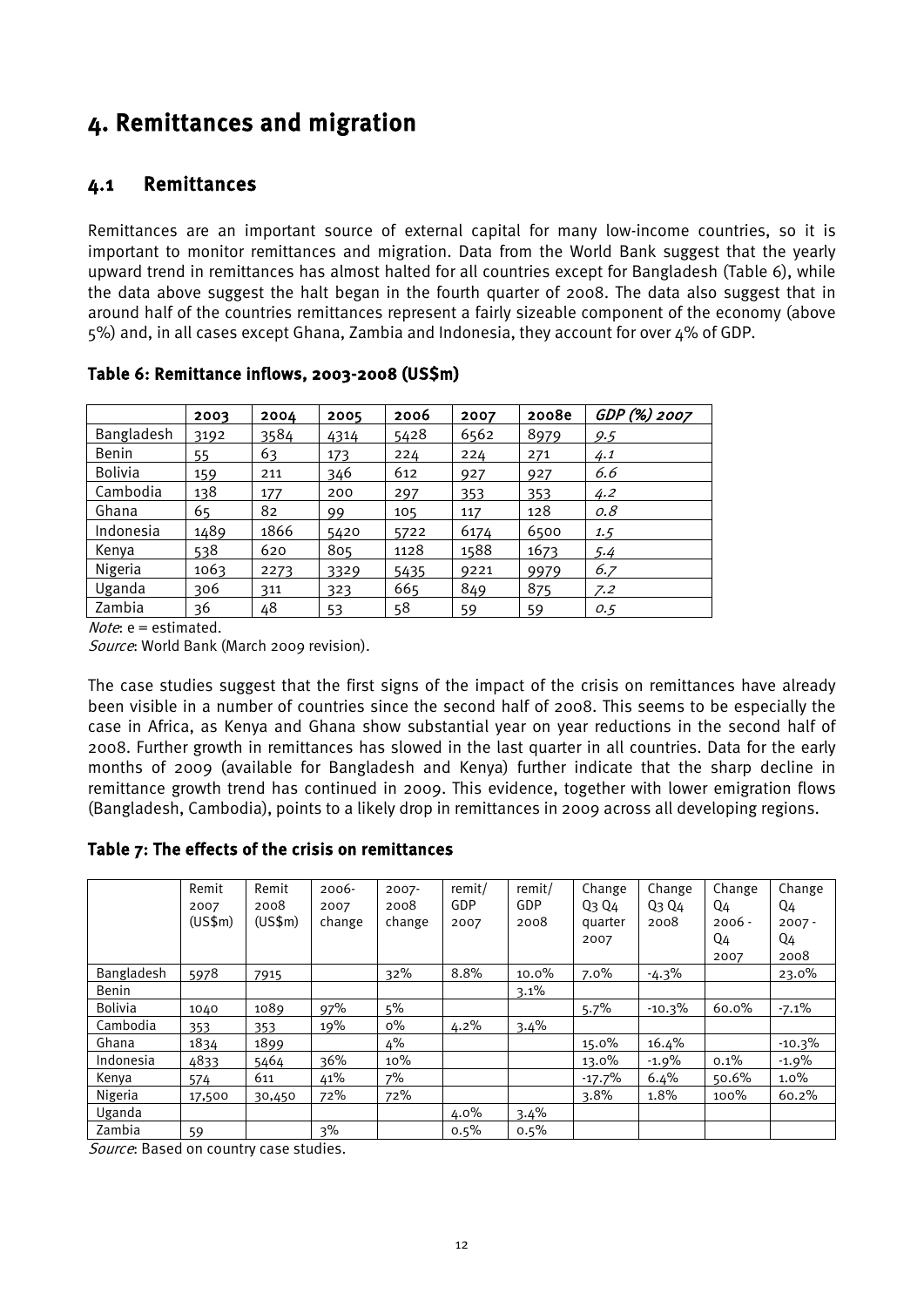// Section 4: remittances and migration (page 22)

# 4. Remittances and migration

## 4.1 Remittances

Remittances are an important source of external capital for many low-income countries, so it is important to monitor remittances and migration. Data from the World Bank suggest that the yearly upward trend in remittances has almost halted for all countries except for Bangladesh (Table 6), while the data above suggest the halt began in the fourth quarter of 2008. The data also suggest that in around half of the countries remittances represent a fairly sizeable component of the economy (above 5%) and, in all cases except Ghana, Zambia and Indonesia, they account for over 4% of GDP.

**Table 6: Remittance inflows, 2003-2008 (US$m)**

| | 2003 | 2004 | 2005 | 2006 | 2007 | 2008e | *GDP (%) 2007* |
|---|---|---|---|---|---|---|---|
| Bangladesh | 3192 | 3584 | 4314 | 5428 | 6562 | 8979 | *9.5* |
| Benin | 55 | 63 | 173 | 224 | 224 | 271 | *4.1* |
| Bolivia | 159 | 211 | 346 | 612 | 927 | 927 | *6.6* |
| Cambodia | 138 | 177 | 200 | 297 | 353 | 353 | *4.2* |
| Ghana | 65 | 82 | 99 | 105 | 117 | 128 | *0.8* |
| Indonesia | 1489 | 1866 | 5420 | 5722 | 6174 | 6500 | *1.5* |
| Kenya | 538 | 620 | 805 | 1128 | 1588 | 1673 | *5.4* |
| Nigeria | 1063 | 2273 | 3329 | 5435 | 9221 | 9979 | *6.7* |
| Uganda | 306 | 311 | 323 | 665 | 849 | 875 | *7.2* |
| Zambia | 36 | 48 | 53 | 58 | 59 | 59 | *0.5* |

*Note*: e = estimated.

*Source*: World Bank (March 2009 revision).

The case studies suggest that the first signs of the impact of the crisis on remittances have already been visible in a number of countries since the second half of 2008. This seems to be especially the case in Africa, as Kenya and Ghana show substantial year on year reductions in the second half of 2008. Further growth in remittances has slowed in the last quarter in all countries. Data for the early months of 2009 (available for Bangladesh and Kenya) further indicate that the sharp decline in remittance growth trend has continued in 2009. This evidence, together with lower emigration flows (Bangladesh, Cambodia), points to a likely drop in remittances in 2009 across all developing regions.

**Table 7: The effects of the crisis on remittances**

| | Remit 2007 (US$m) | Remit 2008 (US$m) | 2006-2007 change | 2007-2008 change | remit/ GDP 2007 | remit/ GDP 2008 | Change Q3 Q4 quarter 2007 | Change Q3 Q4 2008 | Change Q4 2006 - Q4 2007 | Change Q4 2007 - Q4 2008 |
|---|---|---|---|---|---|---|---|---|---|---|
| Bangladesh | 5978 | 7915 | | 32% | 8.8% | 10.0% | 7.0% | -4.3% | | 23.0% |
| Benin | | | | | | 3.1% | | | | |
| Bolivia | 1040 | 1089 | 97% | 5% | | | 5.7% | -10.3% | 60.0% | -7.1% |
| Cambodia | 353 | 353 | 19% | 0% | 4.2% | 3.4% | | | | |
| Ghana | 1834 | 1899 | | 4% | | | 15.0% | 16.4% | | -10.3% |
| Indonesia | 4833 | 5464 | 36% | 10% | | | 13.0% | -1.9% | 0.1% | -1.9% |
| Kenya | 574 | 611 | 41% | 7% | | | -17.7% | 6.4% | 50.6% | 1.0% |
| Nigeria | 17,500 | 30,450 | 72% | 72% | | | 3.8% | 1.8% | 100% | 60.2% |
| Uganda | | | | | 4.0% | 3.4% | | | | |
| Zambia | 59 | | 3% | | 0.5% | 0.5% | | | | |

*Source*: Based on country case studies.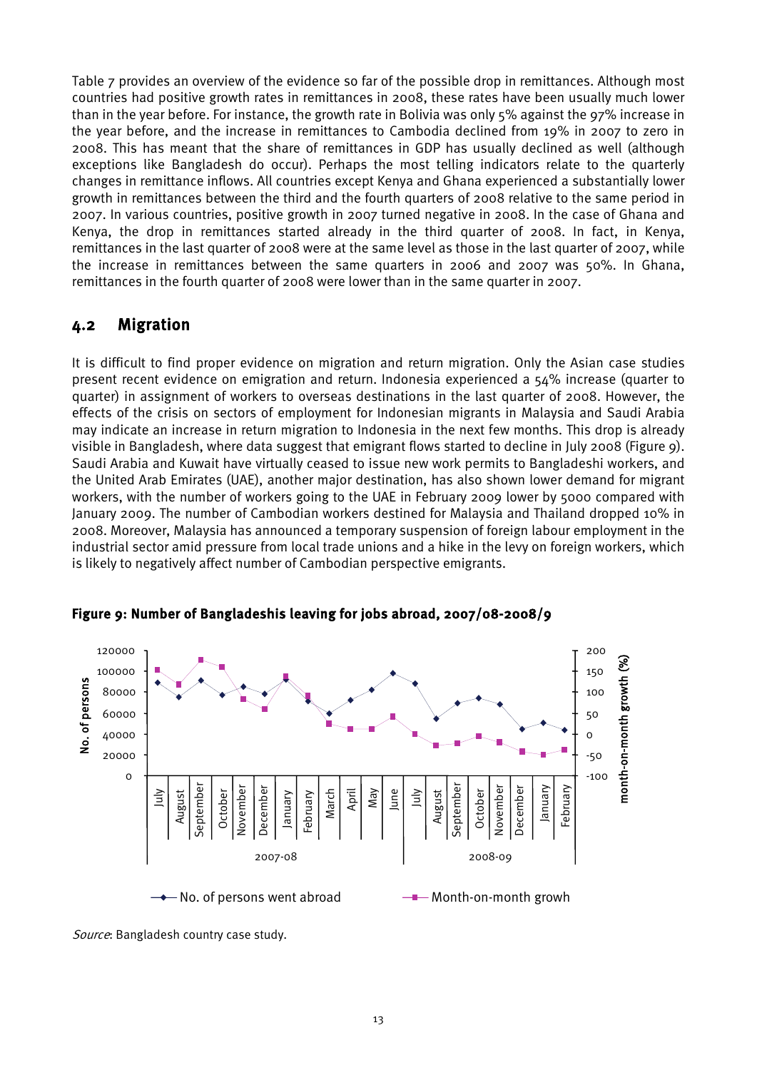Table 7 provides an overview of the evidence so far of the possible drop in remittances. Although most countries had positive growth rates in remittances in 2008, these rates have been usually much lower than in the year before. For instance, the growth rate in Bolivia was only 5% against the 97% increase in the year before, and the increase in remittances to Cambodia declined from 19% in 2007 to zero in 2008. This has meant that the share of remittances in GDP has usually declined as well (although exceptions like Bangladesh do occur). Perhaps the most telling indicators relate to the quarterly changes in remittance inflows. All countries except Kenya and Ghana experienced a substantially lower growth in remittances between the third and the fourth quarters of 2008 relative to the same period in 2007. In various countries, positive growth in 2007 turned negative in 2008. In the case of Ghana and Kenya, the drop in remittances started already in the third quarter of 2008. In fact, in Kenya, remittances in the last quarter of 2008 were at the same level as those in the last quarter of 2007, while the increase in remittances between the same quarters in 2006 and 2007 was 50%. In Ghana, remittances in the fourth quarter of 2008 were lower than in the same quarter in 2007.

## 4.2 Migration

It is difficult to find proper evidence on migration and return migration. Only the Asian case studies present recent evidence on emigration and return. Indonesia experienced a 54% increase (quarter to quarter) in assignment of workers to overseas destinations in the last quarter of 2008. However, the effects of the crisis on sectors of employment for Indonesian migrants in Malaysia and Saudi Arabia may indicate an increase in return migration to Indonesia in the next few months. This drop is already visible in Bangladesh, where data suggest that emigrant flows started to decline in July 2008 (Figure 9). Saudi Arabia and Kuwait have virtually ceased to issue new work permits to Bangladeshi workers, and the United Arab Emirates (UAE), another major destination, has also shown lower demand for migrant workers, with the number of workers going to the UAE in February 2009 lower by 5000 compared with January 2009. The number of Cambodian workers destined for Malaysia and Thailand dropped 10% in 2008. Moreover, Malaysia has announced a temporary suspension of foreign labour employment in the industrial sector amid pressure from local trade unions and a hike in the levy on foreign workers, which is likely to negatively affect number of Cambodian perspective emigrants.

**Figure 9: Number of Bangladeshis leaving for jobs abroad, 2007/08-2008/9**

*Source*: Bangladesh country case study.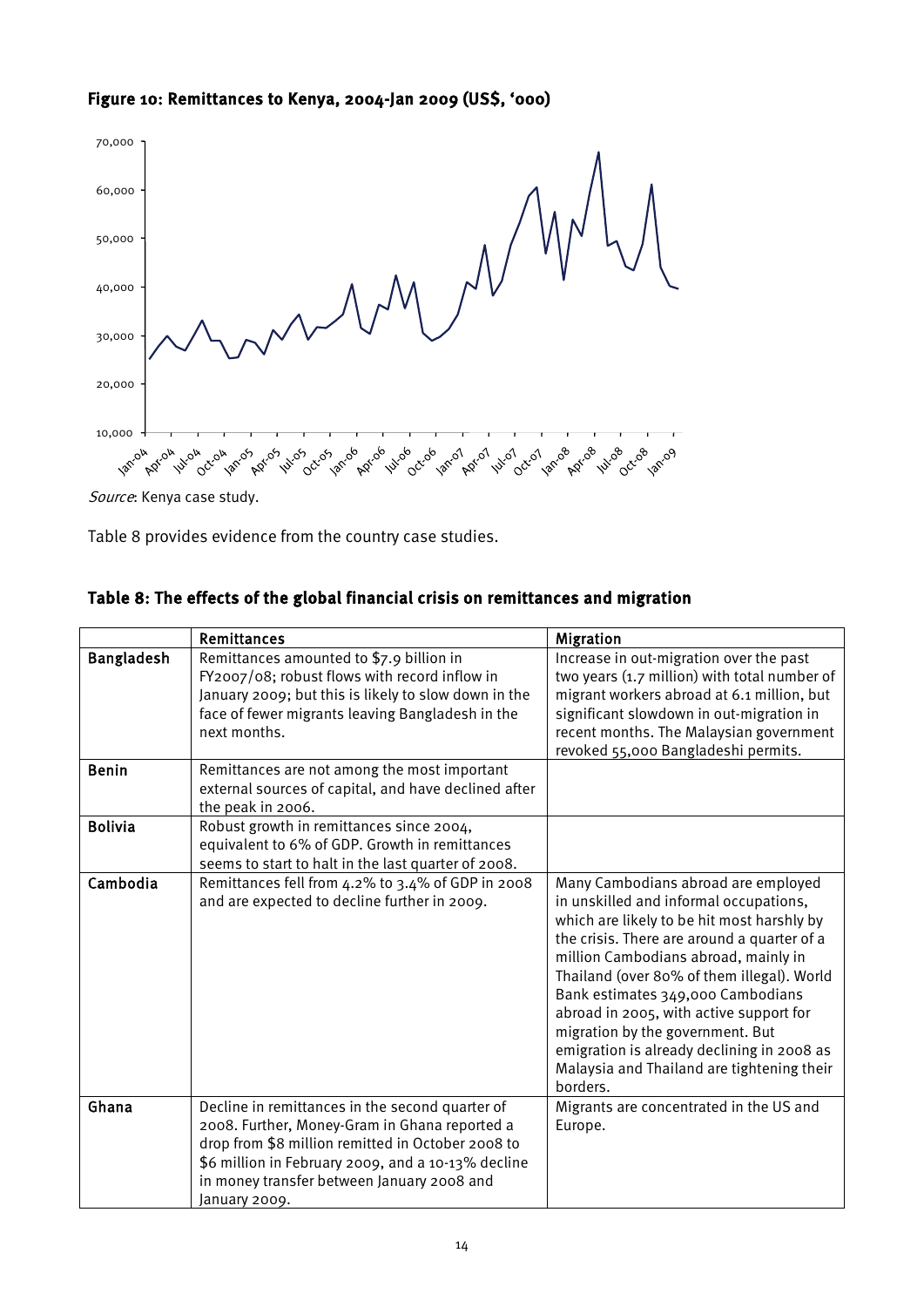**Figure 10: Remittances to Kenya, 2004-Jan 2009 (US$, '000)**

*Source*: Kenya case study.

Table 8 provides evidence from the country case studies.

**Table 8: The effects of the global financial crisis on remittances and migration**

| | Remittances | Migration |
|---|---|---|
| Bangladesh | Remittances amounted to $7.9 billion in FY2007/08; robust flows with record inflow in January 2009; but this is likely to slow down in the face of fewer migrants leaving Bangladesh in the next months. | Increase in out-migration over the past two years (1.7 million) with total number of migrant workers abroad at 6.1 million, but significant slowdown in out-migration in recent months. The Malaysian government revoked 55,000 Bangladeshi permits. |
| Benin | Remittances are not among the most important external sources of capital, and have declined after the peak in 2006. | |
| Bolivia | Robust growth in remittances since 2004, equivalent to 6% of GDP. Growth in remittances seems to start to halt in the last quarter of 2008. | |
| Cambodia | Remittances fell from 4.2% to 3.4% of GDP in 2008 and are expected to decline further in 2009. | Many Cambodians abroad are employed in unskilled and informal occupations, which are likely to be hit most harshly by the crisis. There are around a quarter of a million Cambodians abroad, mainly in Thailand (over 80% of them illegal). World Bank estimates 349,000 Cambodians abroad in 2005, with active support for migration by the government. But emigration is already declining in 2008 as Malaysia and Thailand are tightening their borders. |
| Ghana | Decline in remittances in the second quarter of 2008. Further, Money-Gram in Ghana reported a drop from $8 million remitted in October 2008 to $6 million in February 2009, and a 10-13% decline in money transfer between January 2008 and January 2009. | Migrants are concentrated in the US and Europe. |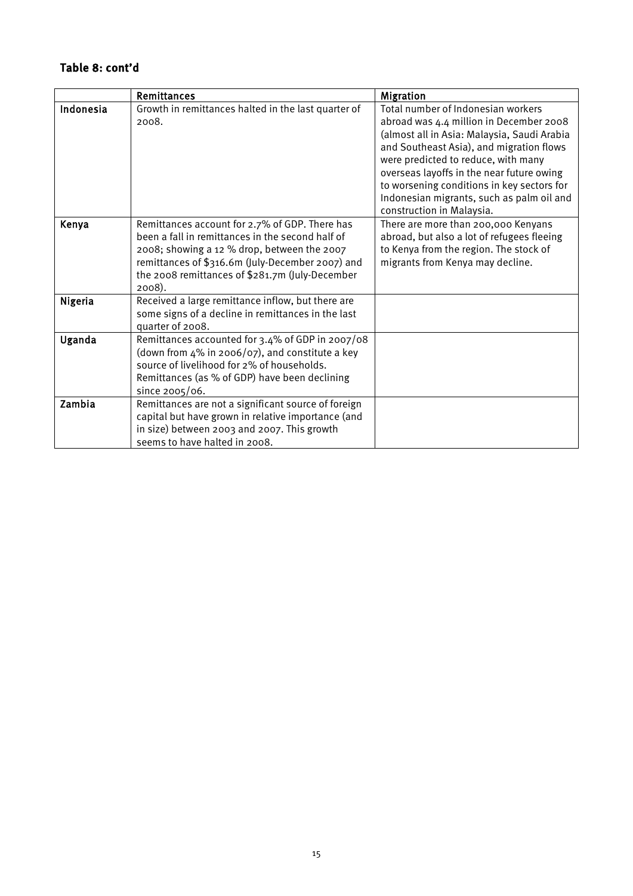**Table 8: cont'd**

| | Remittances | Migration |
|---|---|---|
| **Indonesia** | Growth in remittances halted in the last quarter of 2008. | Total number of Indonesian workers abroad was 4.4 million in December 2008 (almost all in Asia: Malaysia, Saudi Arabia and Southeast Asia), and migration flows were predicted to reduce, with many overseas layoffs in the near future owing to worsening conditions in key sectors for Indonesian migrants, such as palm oil and construction in Malaysia. |
| **Kenya** | Remittances account for 2.7% of GDP. There has been a fall in remittances in the second half of 2008; showing a 12 % drop, between the 2007 remittances of $316.6m (July-December 2007) and the 2008 remittances of $281.7m (July-December 2008). | There are more than 200,000 Kenyans abroad, but also a lot of refugees fleeing to Kenya from the region. The stock of migrants from Kenya may decline. |
| **Nigeria** | Received a large remittance inflow, but there are some signs of a decline in remittances in the last quarter of 2008. | |
| **Uganda** | Remittances accounted for 3.4% of GDP in 2007/08 (down from 4% in 2006/07), and constitute a key source of livelihood for 2% of households. Remittances (as % of GDP) have been declining since 2005/06. | |
| **Zambia** | Remittances are not a significant source of foreign capital but have grown in relative importance (and in size) between 2003 and 2007. This growth seems to have halted in 2008. | |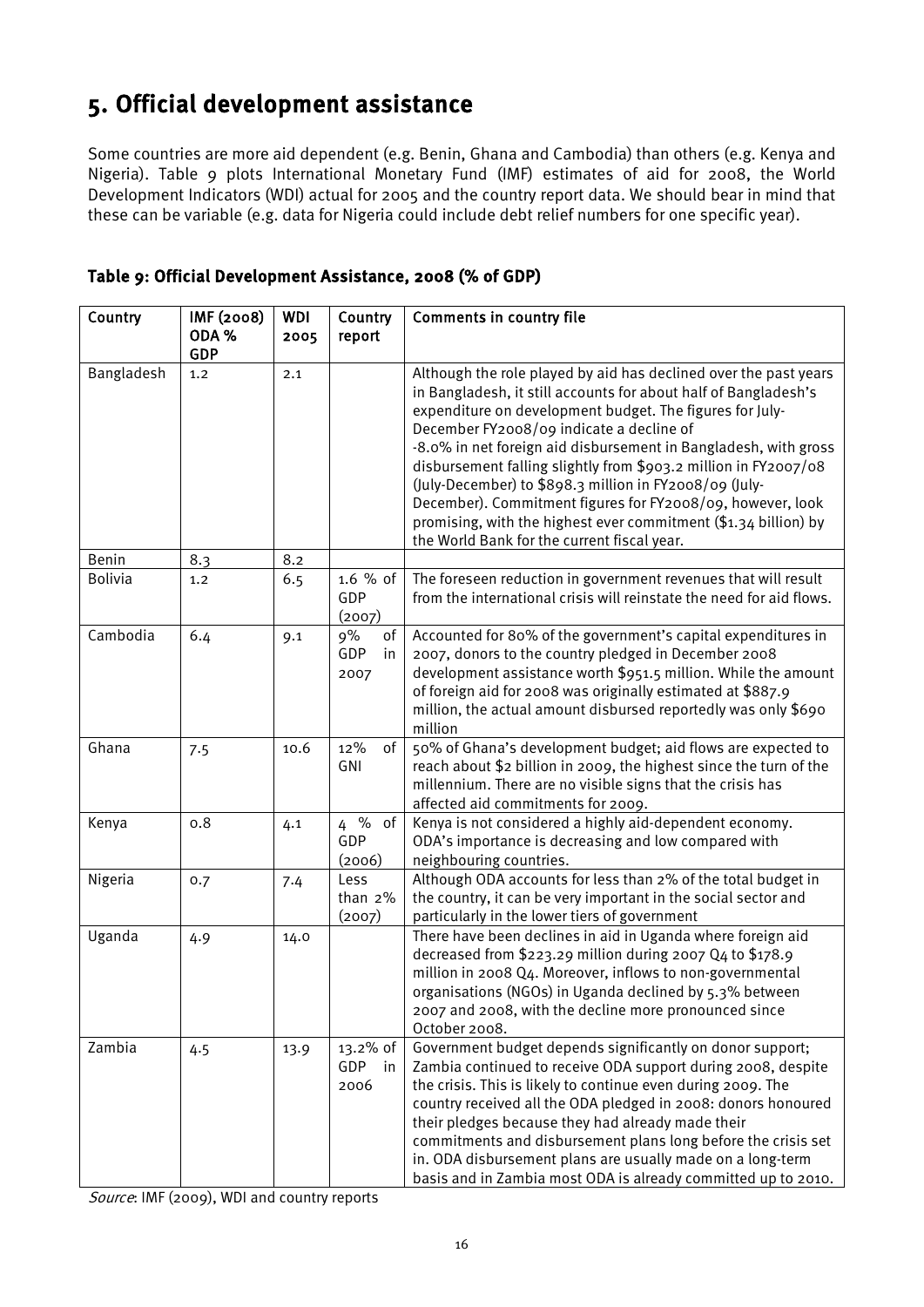# 5. Official development assistance

Some countries are more aid dependent (e.g. Benin, Ghana and Cambodia) than others (e.g. Kenya and Nigeria). Table 9 plots International Monetary Fund (IMF) estimates of aid for 2008, the World Development Indicators (WDI) actual for 2005 and the country report data. We should bear in mind that these can be variable (e.g. data for Nigeria could include debt relief numbers for one specific year).

**Table 9: Official Development Assistance, 2008 (% of GDP)**

| Country | IMF (2008) ODA % GDP | WDI 2005 | Country report | Comments in country file |
|---|---|---|---|---|
| Bangladesh | 1.2 | 2.1 | | Although the role played by aid has declined over the past years in Bangladesh, it still accounts for about half of Bangladesh's expenditure on development budget. The figures for July-December FY2008/09 indicate a decline of -8.0% in net foreign aid disbursement in Bangladesh, with gross disbursement falling slightly from $903.2 million in FY2007/08 (July-December) to $898.3 million in FY2008/09 (July-December). Commitment figures for FY2008/09, however, look promising, with the highest ever commitment ($1.34 billion) by the World Bank for the current fiscal year. |
| Benin | 8.3 | 8.2 | | |
| Bolivia | 1.2 | 6.5 | 1.6 % of GDP (2007) | The foreseen reduction in government revenues that will result from the international crisis will reinstate the need for aid flows. |
| Cambodia | 6.4 | 9.1 | 9% of GDP in 2007 | Accounted for 80% of the government's capital expenditures in 2007, donors to the country pledged in December 2008 development assistance worth $951.5 million. While the amount of foreign aid for 2008 was originally estimated at $887.9 million, the actual amount disbursed reportedly was only $690 million |
| Ghana | 7.5 | 10.6 | 12% of GNI | 50% of Ghana's development budget; aid flows are expected to reach about $2 billion in 2009, the highest since the turn of the millennium. There are no visible signs that the crisis has affected aid commitments for 2009. |
| Kenya | 0.8 | 4.1 | 4 % of GDP (2006) | Kenya is not considered a highly aid-dependent economy. ODA's importance is decreasing and low compared with neighbouring countries. |
| Nigeria | 0.7 | 7.4 | Less than 2% (2007) | Although ODA accounts for less than 2% of the total budget in the country, it can be very important in the social sector and particularly in the lower tiers of government |
| Uganda | 4.9 | 14.0 | | There have been declines in aid in Uganda where foreign aid decreased from $223.29 million during 2007 Q4 to $178.9 million in 2008 Q4. Moreover, inflows to non-governmental organisations (NGOs) in Uganda declined by 5.3% between 2007 and 2008, with the decline more pronounced since October 2008. |
| Zambia | 4.5 | 13.9 | 13.2% of GDP in 2006 | Government budget depends significantly on donor support; Zambia continued to receive ODA support during 2008, despite the crisis. This is likely to continue even during 2009. The country received all the ODA pledged in 2008: donors honoured their pledges because they had already made their commitments and disbursement plans long before the crisis set in. ODA disbursement plans are usually made on a long-term basis and in Zambia most ODA is already committed up to 2010. |

*Source*: IMF (2009), WDI and country reports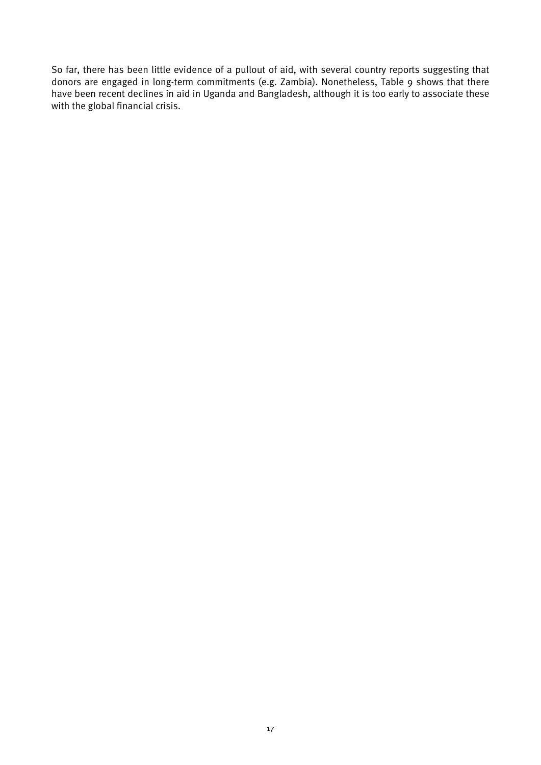So far, there has been little evidence of a pullout of aid, with several country reports suggesting that donors are engaged in long-term commitments (e.g. Zambia). Nonetheless, Table 9 shows that there have been recent declines in aid in Uganda and Bangladesh, although it is too early to associate these with the global financial crisis.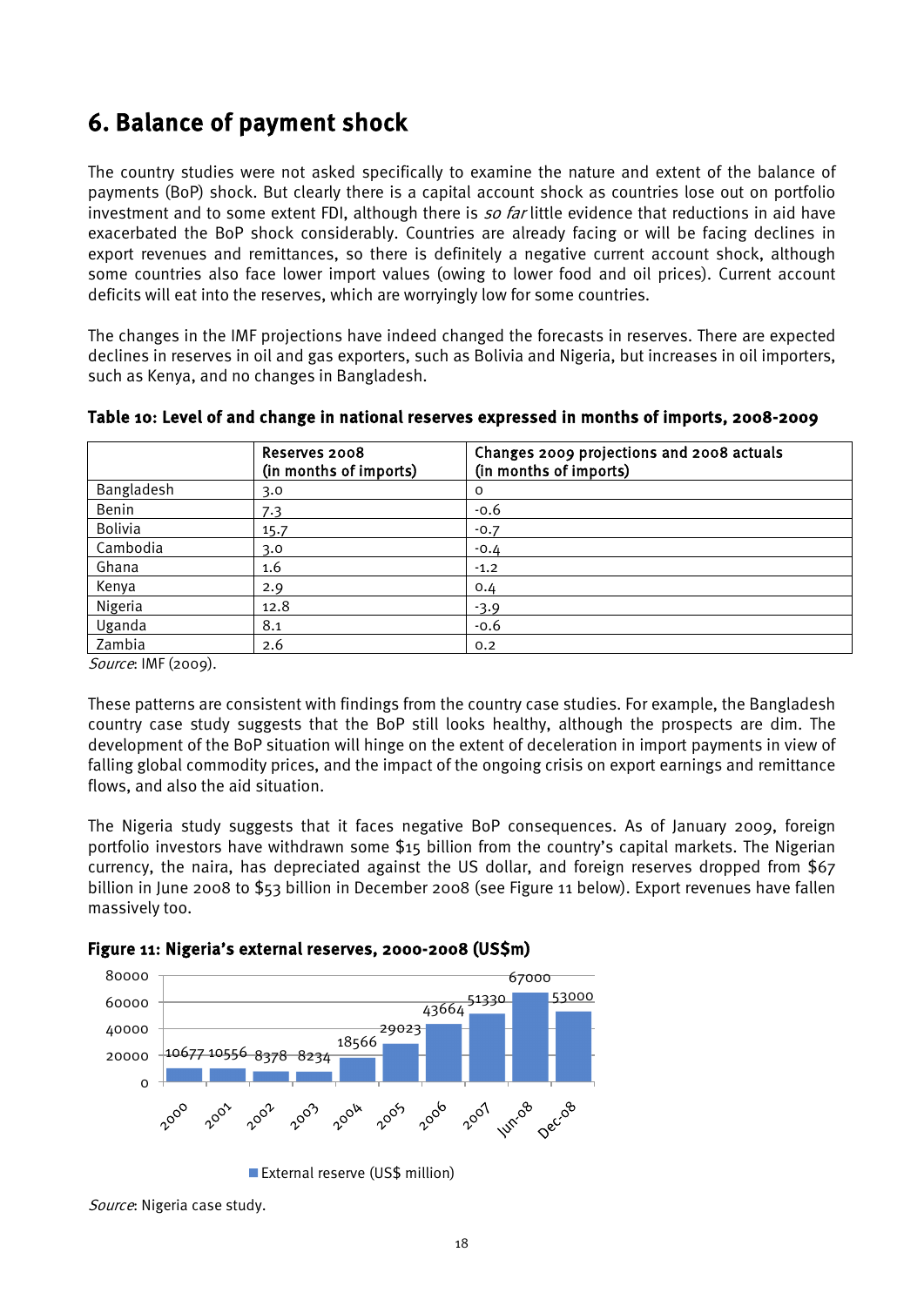## 6. Balance of payment shock

The country studies were not asked specifically to examine the nature and extent of the balance of payments (BoP) shock. But clearly there is a capital account shock as countries lose out on portfolio investment and to some extent FDI, although there is *so far* little evidence that reductions in aid have exacerbated the BoP shock considerably. Countries are already facing or will be facing declines in export revenues and remittances, so there is definitely a negative current account shock, although some countries also face lower import values (owing to lower food and oil prices). Current account deficits will eat into the reserves, which are worryingly low for some countries.

The changes in the IMF projections have indeed changed the forecasts in reserves. There are expected declines in reserves in oil and gas exporters, such as Bolivia and Nigeria, but increases in oil importers, such as Kenya, and no changes in Bangladesh.

**Table 10: Level of and change in national reserves expressed in months of imports, 2008-2009**

| | Reserves 2008 (in months of imports) | Changes 2009 projections and 2008 actuals (in months of imports) |
|---|---|---|
| Bangladesh | 3.0 | 0 |
| Benin | 7.3 | -0.6 |
| Bolivia | 15.7 | -0.7 |
| Cambodia | 3.0 | -0.4 |
| Ghana | 1.6 | -1.2 |
| Kenya | 2.9 | 0.4 |
| Nigeria | 12.8 | -3.9 |
| Uganda | 8.1 | -0.6 |
| Zambia | 2.6 | 0.2 |

*Source*: IMF (2009).

These patterns are consistent with findings from the country case studies. For example, the Bangladesh country case study suggests that the BoP still looks healthy, although the prospects are dim. The development of the BoP situation will hinge on the extent of deceleration in import payments in view of falling global commodity prices, and the impact of the ongoing crisis on export earnings and remittance flows, and also the aid situation.

The Nigeria study suggests that it faces negative BoP consequences. As of January 2009, foreign portfolio investors have withdrawn some $15 billion from the country's capital markets. The Nigerian currency, the naira, has depreciated against the US dollar, and foreign reserves dropped from $67 billion in June 2008 to $53 billion in December 2008 (see Figure 11 below). Export revenues have fallen massively too.

**Figure 11: Nigeria's external reserves, 2000-2008 (US$m)**

| | 2000 | 2001 | 2002 | 2003 | 2004 | 2005 | 2006 | 2007 | Jun-08 | Dec-08 |
|---|---|---|---|---|---|---|---|---|---|---|
| External reserve (US$ million) | 10677 | 10556 | 8378 | 8234 | 18566 | 29023 | 43664 | 51330 | 67000 | 53000 |

*Source*: Nigeria case study.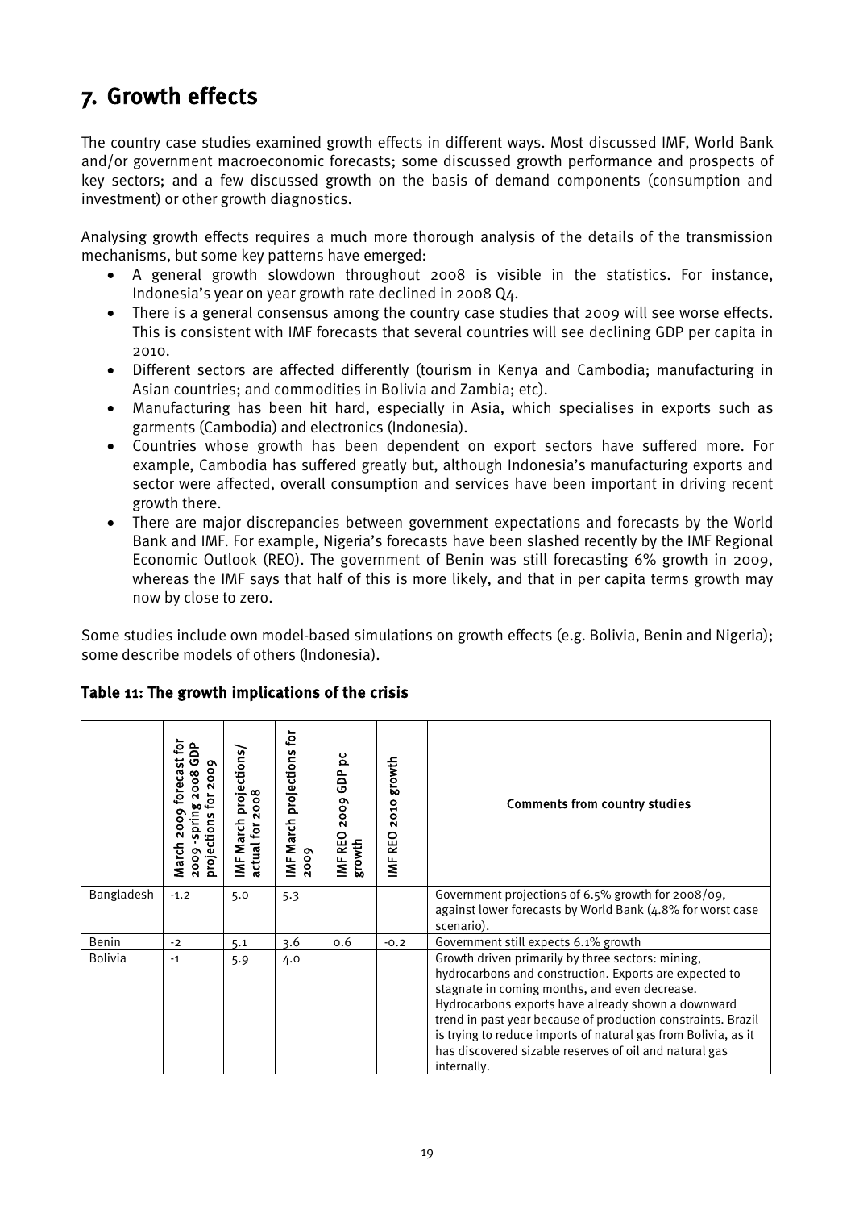# 7. Growth effects

The country case studies examined growth effects in different ways. Most discussed IMF, World Bank and/or government macroeconomic forecasts; some discussed growth performance and prospects of key sectors; and a few discussed growth on the basis of demand components (consumption and investment) or other growth diagnostics.

Analysing growth effects requires a much more thorough analysis of the details of the transmission mechanisms, but some key patterns have emerged:

- A general growth slowdown throughout 2008 is visible in the statistics. For instance, Indonesia's year on year growth rate declined in 2008 Q4.
- There is a general consensus among the country case studies that 2009 will see worse effects. This is consistent with IMF forecasts that several countries will see declining GDP per capita in 2010.
- Different sectors are affected differently (tourism in Kenya and Cambodia; manufacturing in Asian countries; and commodities in Bolivia and Zambia; etc).
- Manufacturing has been hit hard, especially in Asia, which specialises in exports such as garments (Cambodia) and electronics (Indonesia).
- Countries whose growth has been dependent on export sectors have suffered more. For example, Cambodia has suffered greatly but, although Indonesia's manufacturing exports and sector were affected, overall consumption and services have been important in driving recent growth there.
- There are major discrepancies between government expectations and forecasts by the World Bank and IMF. For example, Nigeria's forecasts have been slashed recently by the IMF Regional Economic Outlook (REO). The government of Benin was still forecasting 6% growth in 2009, whereas the IMF says that half of this is more likely, and that in per capita terms growth may now by close to zero.

Some studies include own model-based simulations on growth effects (e.g. Bolivia, Benin and Nigeria); some describe models of others (Indonesia).

### Table 11: The growth implications of the crisis

| | March 2009 forecast for 2009 -spring 2008 GDP projections for 2009 | IMF March projections/ actual for 2008 | IMF March projections for 2009 | IMF REO 2009 GDP pc growth | IMF REO 2010 growth | Comments from country studies |
|---|---|---|---|---|---|---|
| Bangladesh | -1.2 | 5.0 | 5.3 | | | Government projections of 6.5% growth for 2008/09, against lower forecasts by World Bank (4.8% for worst case scenario). |
| Benin | -2 | 5.1 | 3.6 | 0.6 | -0.2 | Government still expects 6.1% growth |
| Bolivia | -1 | 5.9 | 4.0 | | | Growth driven primarily by three sectors: mining, hydrocarbons and construction. Exports are expected to stagnate in coming months, and even decrease. Hydrocarbons exports have already shown a downward trend in past year because of production constraints. Brazil is trying to reduce imports of natural gas from Bolivia, as it has discovered sizable reserves of oil and natural gas internally. |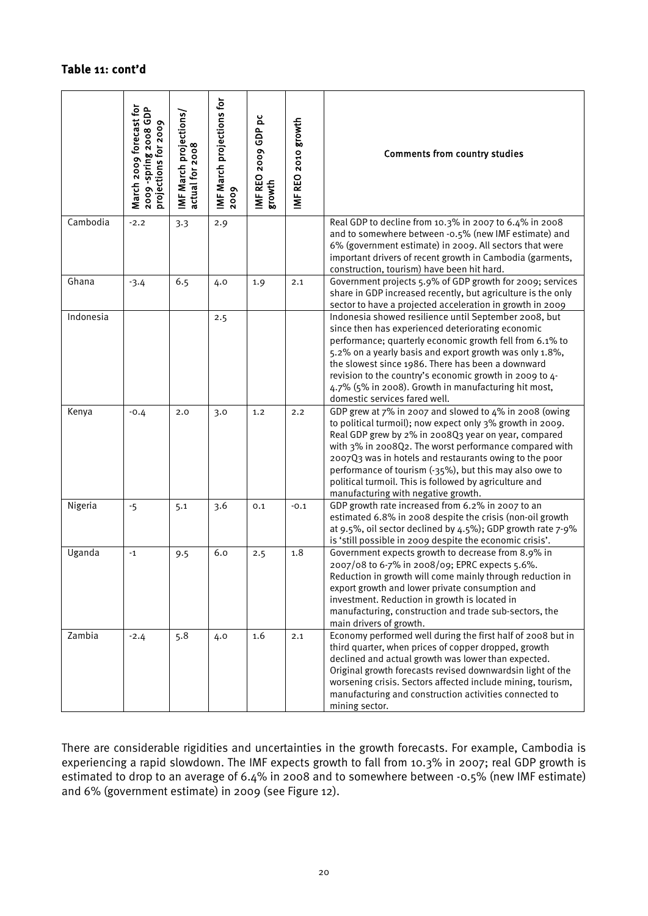**Table 11: cont'd**

| | March 2009 forecast for 2009 -spring 2008 GDP projections for 2009 | IMF March projections/ actual for 2008 | IMF March projections for 2009 | IMF REO 2009 GDP pc growth | IMF REO 2010 growth | Comments from country studies |
|---|---|---|---|---|---|---|
| Cambodia | -2.2 | 3.3 | 2.9 | | | Real GDP to decline from 10.3% in 2007 to 6.4% in 2008 and to somewhere between -0.5% (new IMF estimate) and 6% (government estimate) in 2009. All sectors that were important drivers of recent growth in Cambodia (garments, construction, tourism) have been hit hard. |
| Ghana | -3.4 | 6.5 | 4.0 | 1.9 | 2.1 | Government projects 5.9% of GDP growth for 2009; services share in GDP increased recently, but agriculture is the only sector to have a projected acceleration in growth in 2009 |
| Indonesia | | | 2.5 | | | Indonesia showed resilience until September 2008, but since then has experienced deteriorating economic performance; quarterly economic growth fell from 6.1% to 5.2% on a yearly basis and export growth was only 1.8%, the slowest since 1986. There has been a downward revision to the country's economic growth in 2009 to 4-4.7% (5% in 2008). Growth in manufacturing hit most, domestic services fared well. |
| Kenya | -0.4 | 2.0 | 3.0 | 1.2 | 2.2 | GDP grew at 7% in 2007 and slowed to 4% in 2008 (owing to political turmoil); now expect only 3% growth in 2009. Real GDP grew by 2% in 2008Q3 year on year, compared with 3% in 2008Q2. The worst performance compared with 2007Q3 was in hotels and restaurants owing to the poor performance of tourism (-35%), but this may also owe to political turmoil. This is followed by agriculture and manufacturing with negative growth. |
| Nigeria | -5 | 5.1 | 3.6 | 0.1 | -0.1 | GDP growth rate increased from 6.2% in 2007 to an estimated 6.8% in 2008 despite the crisis (non-oil growth at 9.5%, oil sector declined by 4.5%); GDP growth rate 7-9% is 'still possible in 2009 despite the economic crisis'. |
| Uganda | -1 | 9.5 | 6.0 | 2.5 | 1.8 | Government expects growth to decrease from 8.9% in 2007/08 to 6-7% in 2008/09; EPRC expects 5.6%. Reduction in growth will come mainly through reduction in export growth and lower private consumption and investment. Reduction in growth is located in manufacturing, construction and trade sub-sectors, the main drivers of growth. |
| Zambia | -2.4 | 5.8 | 4.0 | 1.6 | 2.1 | Economy performed well during the first half of 2008 but in third quarter, when prices of copper dropped, growth declined and actual growth was lower than expected. Original growth forecasts revised downwardsin light of the worsening crisis. Sectors affected include mining, tourism, manufacturing and construction activities connected to mining sector. |

There are considerable rigidities and uncertainties in the growth forecasts. For example, Cambodia is experiencing a rapid slowdown. The IMF expects growth to fall from 10.3% in 2007; real GDP growth is estimated to drop to an average of 6.4% in 2008 and to somewhere between -0.5% (new IMF estimate) and 6% (government estimate) in 2009 (see Figure 12).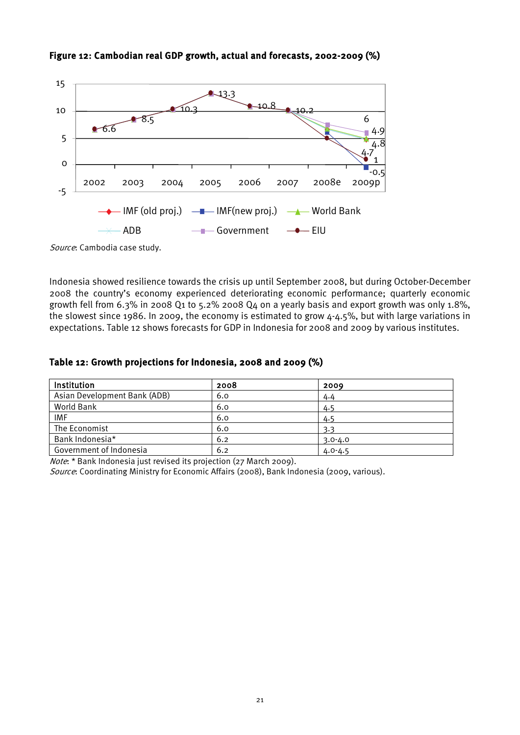**Figure 12: Cambodian real GDP growth, actual and forecasts, 2002-2009 (%)**

*Source*: Cambodia case study.

Indonesia showed resilience towards the crisis up until September 2008, but during October-December 2008 the country's economy experienced deteriorating economic performance; quarterly economic growth fell from 6.3% in 2008 Q1 to 5.2% 2008 Q4 on a yearly basis and export growth was only 1.8%, the slowest since 1986. In 2009, the economy is estimated to grow 4-4.5%, but with large variations in expectations. Table 12 shows forecasts for GDP in Indonesia for 2008 and 2009 by various institutes.

**Table 12: Growth projections for Indonesia, 2008 and 2009 (%)**

| Institution | 2008 | 2009 |
|---|---|---|
| Asian Development Bank (ADB) | 6.0 | 4.4 |
| World Bank | 6.0 | 4.5 |
| IMF | 6.0 | 4.5 |
| The Economist | 6.0 | 3.3 |
| Bank Indonesia* | 6.2 | 3.0-4.0 |
| Government of Indonesia | 6.2 | 4.0-4.5 |

*Note*: * Bank Indonesia just revised its projection (27 March 2009).
*Source*: Coordinating Ministry for Economic Affairs (2008), Bank Indonesia (2009, various).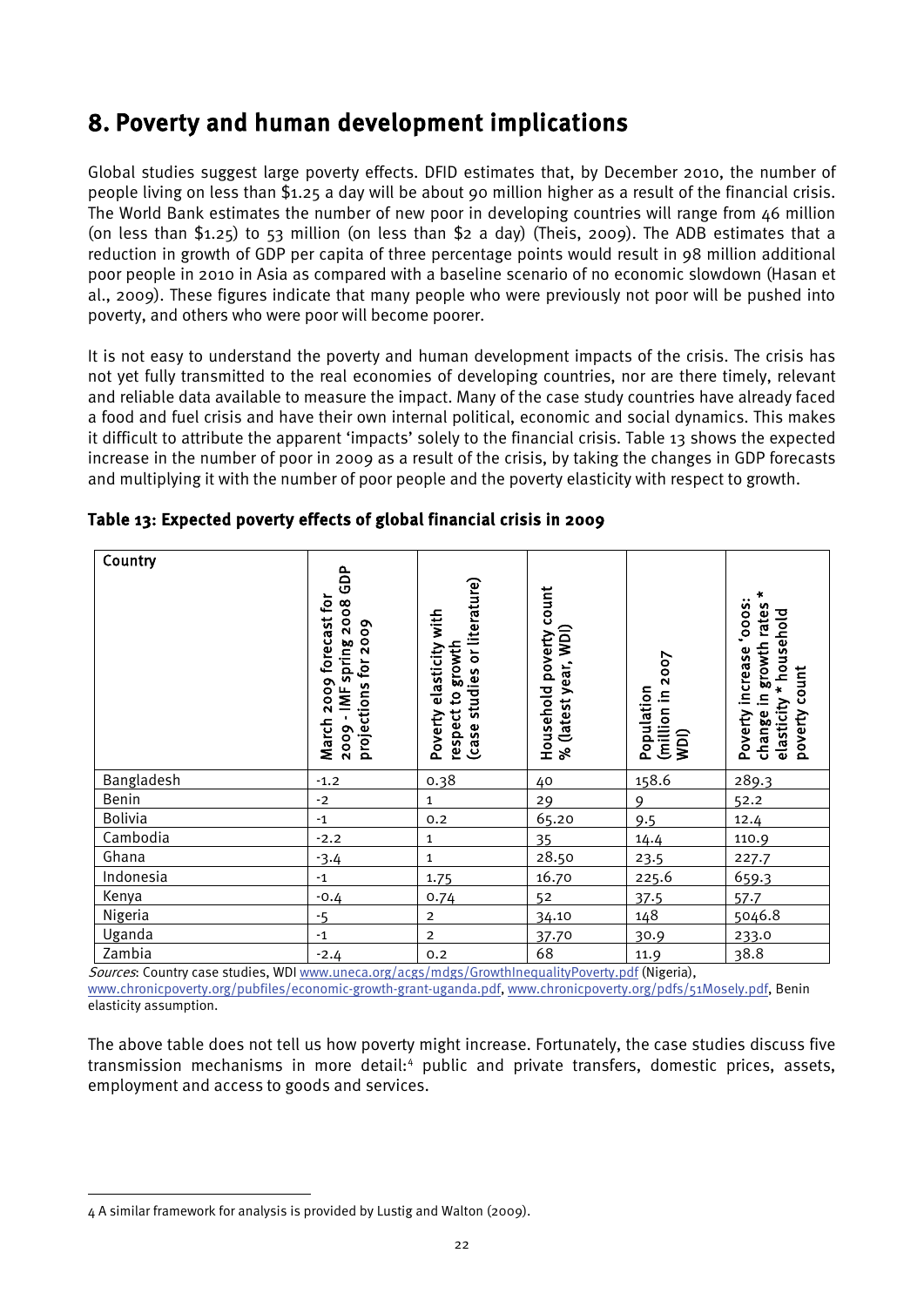# 8. Poverty and human development implications

Global studies suggest large poverty effects. DFID estimates that, by December 2010, the number of people living on less than $1.25 a day will be about 90 million higher as a result of the financial crisis. The World Bank estimates the number of new poor in developing countries will range from 46 million (on less than $1.25) to 53 million (on less than $2 a day) (Theis, 2009). The ADB estimates that a reduction in growth of GDP per capita of three percentage points would result in 98 million additional poor people in 2010 in Asia as compared with a baseline scenario of no economic slowdown (Hasan et al., 2009). These figures indicate that many people who were previously not poor will be pushed into poverty, and others who were poor will become poorer.

It is not easy to understand the poverty and human development impacts of the crisis. The crisis has not yet fully transmitted to the real economies of developing countries, nor are there timely, relevant and reliable data available to measure the impact. Many of the case study countries have already faced a food and fuel crisis and have their own internal political, economic and social dynamics. This makes it difficult to attribute the apparent 'impacts' solely to the financial crisis. Table 13 shows the expected increase in the number of poor in 2009 as a result of the crisis, by taking the changes in GDP forecasts and multiplying it with the number of poor people and the poverty elasticity with respect to growth.

**Table 13: Expected poverty effects of global financial crisis in 2009**

| Country | March 2009 forecast for 2009 - IMF spring 2008 GDP projections for 2009 | Poverty elasticity with respect to growth (case studies or literature) | Household poverty count % (latest year, WDI) | Population (million in 2007 WDI) | Poverty increase '000s: change in growth rates * elasticity * household poverty count |
|---|---|---|---|---|---|
| Bangladesh | -1.2 | 0.38 | 40 | 158.6 | 289.3 |
| Benin | -2 | 1 | 29 | 9 | 52.2 |
| Bolivia | -1 | 0.2 | 65.20 | 9.5 | 12.4 |
| Cambodia | -2.2 | 1 | 35 | 14.4 | 110.9 |
| Ghana | -3.4 | 1 | 28.50 | 23.5 | 227.7 |
| Indonesia | -1 | 1.75 | 16.70 | 225.6 | 659.3 |
| Kenya | -0.4 | 0.74 | 52 | 37.5 | 57.7 |
| Nigeria | -5 | 2 | 34.10 | 148 | 5046.8 |
| Uganda | -1 | 2 | 37.70 | 30.9 | 233.0 |
| Zambia | -2.4 | 0.2 | 68 | 11.9 | 38.8 |

*Sources*: Country case studies, WDI www.uneca.org/acgs/mdgs/GrowthInequalityPoverty.pdf (Nigeria), www.chronicpoverty.org/pubfiles/economic-growth-grant-uganda.pdf, www.chronicpoverty.org/pdfs/51Mosely.pdf, Benin elasticity assumption.

The above table does not tell us how poverty might increase. Fortunately, the case studies discuss five transmission mechanisms in more detail:[4] public and private transfers, domestic prices, assets, employment and access to goods and services.

4 A similar framework for analysis is provided by Lustig and Walton (2009).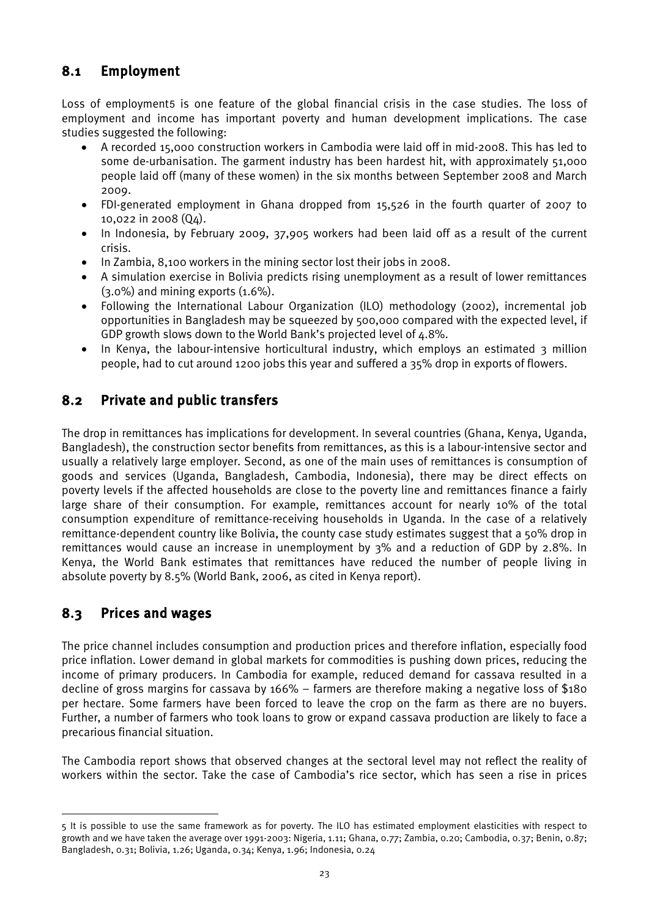## 8.1 Employment

Loss of employment[5] is one feature of the global financial crisis in the case studies. The loss of employment and income has important poverty and human development implications. The case studies suggested the following:

- A recorded 15,000 construction workers in Cambodia were laid off in mid-2008. This has led to some de-urbanisation. The garment industry has been hardest hit, with approximately 51,000 people laid off (many of these women) in the six months between September 2008 and March 2009.
- FDI-generated employment in Ghana dropped from 15,526 in the fourth quarter of 2007 to 10,022 in 2008 (Q4).
- In Indonesia, by February 2009, 37,905 workers had been laid off as a result of the current crisis.
- In Zambia, 8,100 workers in the mining sector lost their jobs in 2008.
- A simulation exercise in Bolivia predicts rising unemployment as a result of lower remittances (3.0%) and mining exports (1.6%).
- Following the International Labour Organization (ILO) methodology (2002), incremental job opportunities in Bangladesh may be squeezed by 500,000 compared with the expected level, if GDP growth slows down to the World Bank's projected level of 4.8%.
- In Kenya, the labour-intensive horticultural industry, which employs an estimated 3 million people, had to cut around 1200 jobs this year and suffered a 35% drop in exports of flowers.

## 8.2 Private and public transfers

The drop in remittances has implications for development. In several countries (Ghana, Kenya, Uganda, Bangladesh), the construction sector benefits from remittances, as this is a labour-intensive sector and usually a relatively large employer. Second, as one of the main uses of remittances is consumption of goods and services (Uganda, Bangladesh, Cambodia, Indonesia), there may be direct effects on poverty levels if the affected households are close to the poverty line and remittances finance a fairly large share of their consumption. For example, remittances account for nearly 10% of the total consumption expenditure of remittance-receiving households in Uganda. In the case of a relatively remittance-dependent country like Bolivia, the county case study estimates suggest that a 50% drop in remittances would cause an increase in unemployment by 3% and a reduction of GDP by 2.8%. In Kenya, the World Bank estimates that remittances have reduced the number of people living in absolute poverty by 8.5% (World Bank, 2006, as cited in Kenya report).

## 8.3 Prices and wages

The price channel includes consumption and production prices and therefore inflation, especially food price inflation. Lower demand in global markets for commodities is pushing down prices, reducing the income of primary producers. In Cambodia for example, reduced demand for cassava resulted in a decline of gross margins for cassava by 166% – farmers are therefore making a negative loss of $180 per hectare. Some farmers have been forced to leave the crop on the farm as there are no buyers. Further, a number of farmers who took loans to grow or expand cassava production are likely to face a precarious financial situation.

The Cambodia report shows that observed changes at the sectoral level may not reflect the reality of workers within the sector. Take the case of Cambodia's rice sector, which has seen a rise in prices

---

[5] It is possible to use the same framework as for poverty. The ILO has estimated employment elasticities with respect to growth and we have taken the average over 1991-2003: Nigeria, 1.11; Ghana, 0.77; Zambia, 0.20; Cambodia, 0.37; Benin, 0.87; Bangladesh, 0.31; Bolivia, 1.26; Uganda, 0.34; Kenya, 1.96; Indonesia, 0.24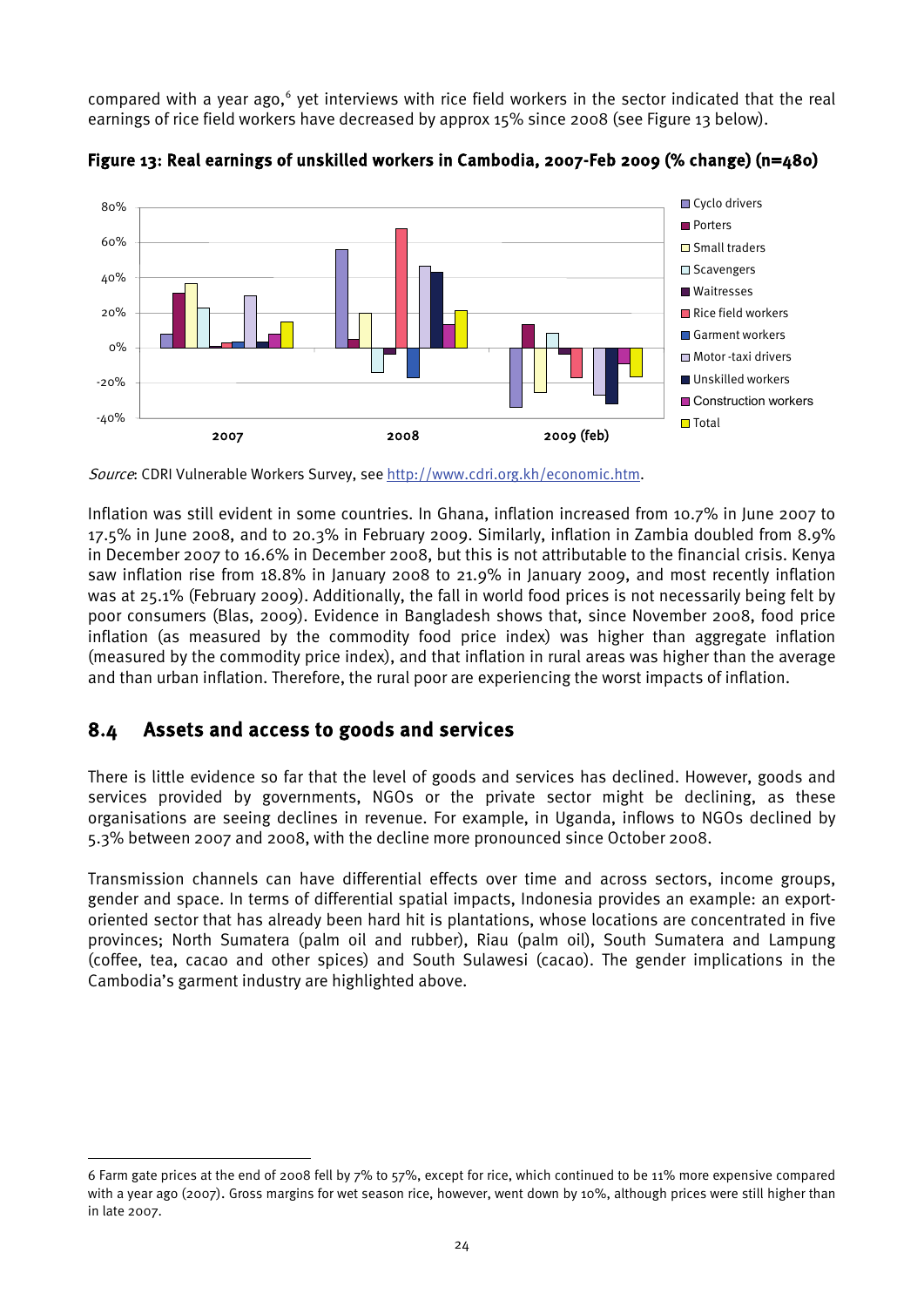compared with a year ago,[6] yet interviews with rice field workers in the sector indicated that the real earnings of rice field workers have decreased by approx 15% since 2008 (see Figure 13 below).

**Figure 13: Real earnings of unskilled workers in Cambodia, 2007-Feb 2009 (% change) (n=480)**

*Source*: CDRI Vulnerable Workers Survey, see http://www.cdri.org.kh/economic.htm.

Inflation was still evident in some countries. In Ghana, inflation increased from 10.7% in June 2007 to 17.5% in June 2008, and to 20.3% in February 2009. Similarly, inflation in Zambia doubled from 8.9% in December 2007 to 16.6% in December 2008, but this is not attributable to the financial crisis. Kenya saw inflation rise from 18.8% in January 2008 to 21.9% in January 2009, and most recently inflation was at 25.1% (February 2009). Additionally, the fall in world food prices is not necessarily being felt by poor consumers (Blas, 2009). Evidence in Bangladesh shows that, since November 2008, food price inflation (as measured by the commodity food price index) was higher than aggregate inflation (measured by the commodity price index), and that inflation in rural areas was higher than the average and than urban inflation. Therefore, the rural poor are experiencing the worst impacts of inflation.

## 8.4 Assets and access to goods and services

There is little evidence so far that the level of goods and services has declined. However, goods and services provided by governments, NGOs or the private sector might be declining, as these organisations are seeing declines in revenue. For example, in Uganda, inflows to NGOs declined by 5.3% between 2007 and 2008, with the decline more pronounced since October 2008.

Transmission channels can have differential effects over time and across sectors, income groups, gender and space. In terms of differential spatial impacts, Indonesia provides an example: an export-oriented sector that has already been hard hit is plantations, whose locations are concentrated in five provinces; North Sumatera (palm oil and rubber), Riau (palm oil), South Sumatera and Lampung (coffee, tea, cacao and other spices) and South Sulawesi (cacao). The gender implications in the Cambodia's garment industry are highlighted above.

---

6 Farm gate prices at the end of 2008 fell by 7% to 57%, except for rice, which continued to be 11% more expensive compared with a year ago (2007). Gross margins for wet season rice, however, went down by 10%, although prices were still higher than in late 2007.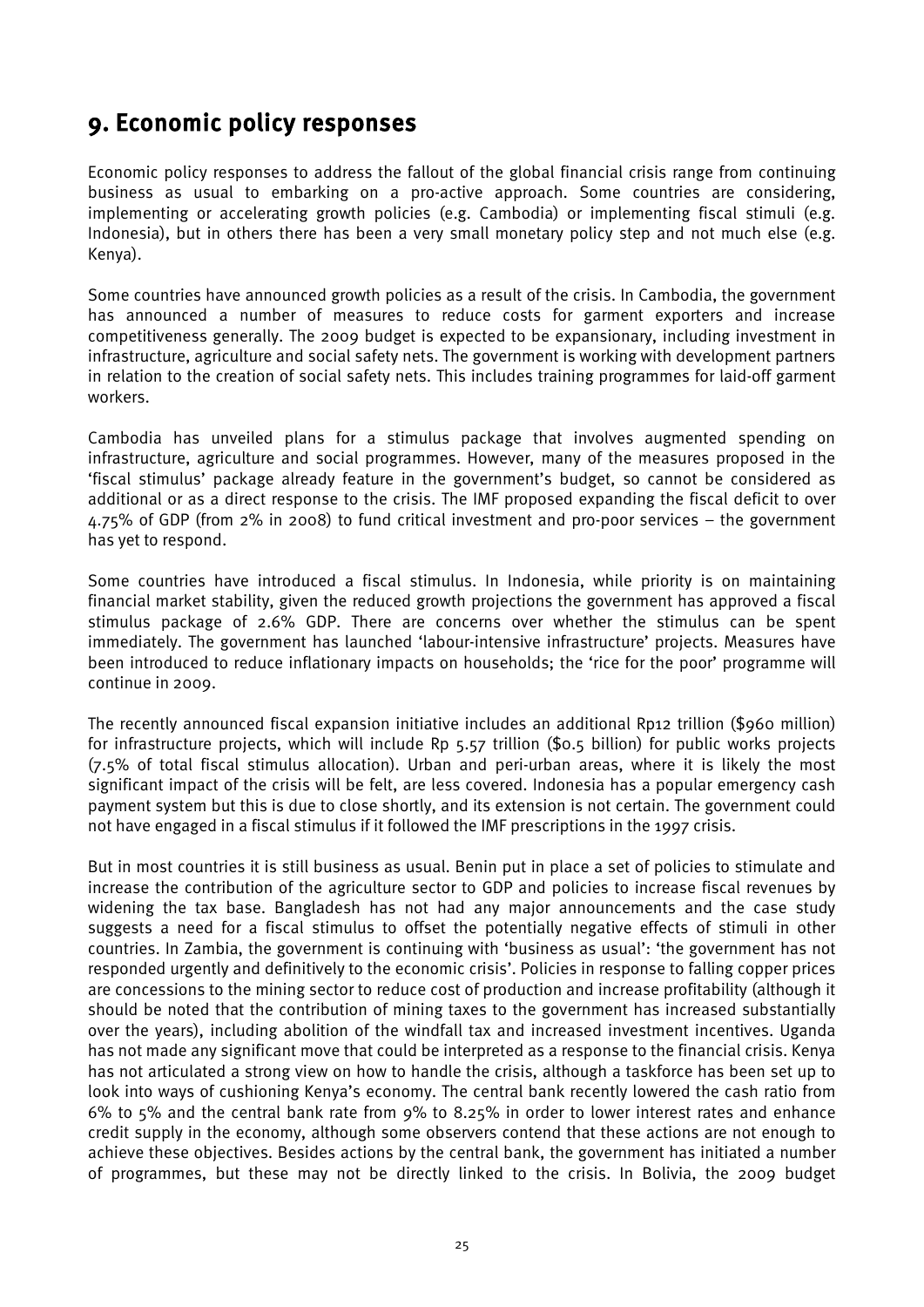## 9. Economic policy responses

Economic policy responses to address the fallout of the global financial crisis range from continuing business as usual to embarking on a pro-active approach. Some countries are considering, implementing or accelerating growth policies (e.g. Cambodia) or implementing fiscal stimuli (e.g. Indonesia), but in others there has been a very small monetary policy step and not much else (e.g. Kenya).

Some countries have announced growth policies as a result of the crisis. In Cambodia, the government has announced a number of measures to reduce costs for garment exporters and increase competitiveness generally. The 2009 budget is expected to be expansionary, including investment in infrastructure, agriculture and social safety nets. The government is working with development partners in relation to the creation of social safety nets. This includes training programmes for laid-off garment workers.

Cambodia has unveiled plans for a stimulus package that involves augmented spending on infrastructure, agriculture and social programmes. However, many of the measures proposed in the 'fiscal stimulus' package already feature in the government's budget, so cannot be considered as additional or as a direct response to the crisis. The IMF proposed expanding the fiscal deficit to over 4.75% of GDP (from 2% in 2008) to fund critical investment and pro-poor services – the government has yet to respond.

Some countries have introduced a fiscal stimulus. In Indonesia, while priority is on maintaining financial market stability, given the reduced growth projections the government has approved a fiscal stimulus package of 2.6% GDP. There are concerns over whether the stimulus can be spent immediately. The government has launched 'labour-intensive infrastructure' projects. Measures have been introduced to reduce inflationary impacts on households; the 'rice for the poor' programme will continue in 2009.

The recently announced fiscal expansion initiative includes an additional Rp12 trillion ($960 million) for infrastructure projects, which will include Rp 5.57 trillion ($0.5 billion) for public works projects (7.5% of total fiscal stimulus allocation). Urban and peri-urban areas, where it is likely the most significant impact of the crisis will be felt, are less covered. Indonesia has a popular emergency cash payment system but this is due to close shortly, and its extension is not certain. The government could not have engaged in a fiscal stimulus if it followed the IMF prescriptions in the 1997 crisis.

But in most countries it is still business as usual. Benin put in place a set of policies to stimulate and increase the contribution of the agriculture sector to GDP and policies to increase fiscal revenues by widening the tax base. Bangladesh has not had any major announcements and the case study suggests a need for a fiscal stimulus to offset the potentially negative effects of stimuli in other countries. In Zambia, the government is continuing with 'business as usual': 'the government has not responded urgently and definitively to the economic crisis'. Policies in response to falling copper prices are concessions to the mining sector to reduce cost of production and increase profitability (although it should be noted that the contribution of mining taxes to the government has increased substantially over the years), including abolition of the windfall tax and increased investment incentives. Uganda has not made any significant move that could be interpreted as a response to the financial crisis. Kenya has not articulated a strong view on how to handle the crisis, although a taskforce has been set up to look into ways of cushioning Kenya's economy. The central bank recently lowered the cash ratio from 6% to 5% and the central bank rate from 9% to 8.25% in order to lower interest rates and enhance credit supply in the economy, although some observers contend that these actions are not enough to achieve these objectives. Besides actions by the central bank, the government has initiated a number of programmes, but these may not be directly linked to the crisis. In Bolivia, the 2009 budget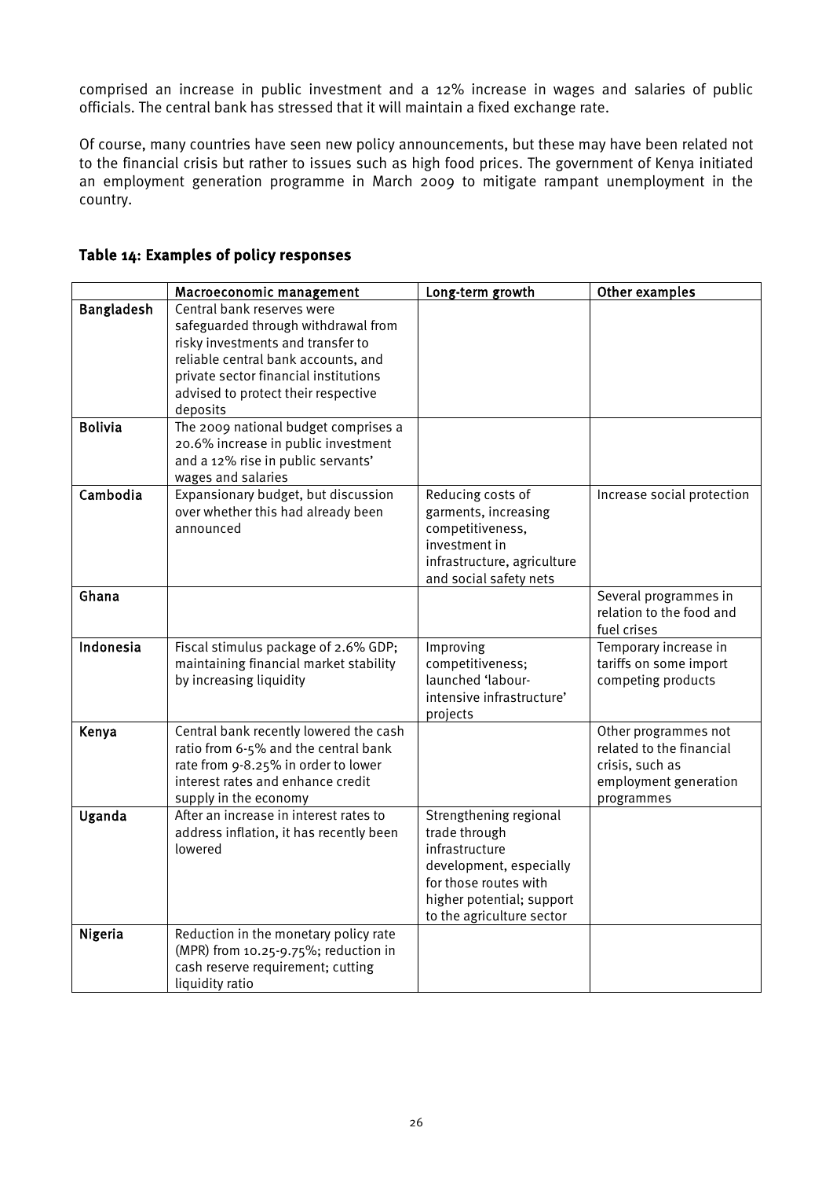comprised an increase in public investment and a 12% increase in wages and salaries of public officials. The central bank has stressed that it will maintain a fixed exchange rate.

Of course, many countries have seen new policy announcements, but these may have been related not to the financial crisis but rather to issues such as high food prices. The government of Kenya initiated an employment generation programme in March 2009 to mitigate rampant unemployment in the country.

### Table 14: Examples of policy responses

| | Macroeconomic management | Long-term growth | Other examples |
|---|---|---|---|
| **Bangladesh** | Central bank reserves were safeguarded through withdrawal from risky investments and transfer to reliable central bank accounts, and private sector financial institutions advised to protect their respective deposits | | |
| **Bolivia** | The 2009 national budget comprises a 20.6% increase in public investment and a 12% rise in public servants' wages and salaries | | |
| **Cambodia** | Expansionary budget, but discussion over whether this had already been announced | Reducing costs of garments, increasing competitiveness, investment in infrastructure, agriculture and social safety nets | Increase social protection |
| **Ghana** | | | Several programmes in relation to the food and fuel crises |
| **Indonesia** | Fiscal stimulus package of 2.6% GDP; maintaining financial market stability by increasing liquidity | Improving competitiveness; launched 'labour-intensive infrastructure' projects | Temporary increase in tariffs on some import competing products |
| **Kenya** | Central bank recently lowered the cash ratio from 6-5% and the central bank rate from 9-8.25% in order to lower interest rates and enhance credit supply in the economy | | Other programmes not related to the financial crisis, such as employment generation programmes |
| **Uganda** | After an increase in interest rates to address inflation, it has recently been lowered | Strengthening regional trade through infrastructure development, especially for those routes with higher potential; support to the agriculture sector | |
| **Nigeria** | Reduction in the monetary policy rate (MPR) from 10.25-9.75%; reduction in cash reserve requirement; cutting liquidity ratio | | |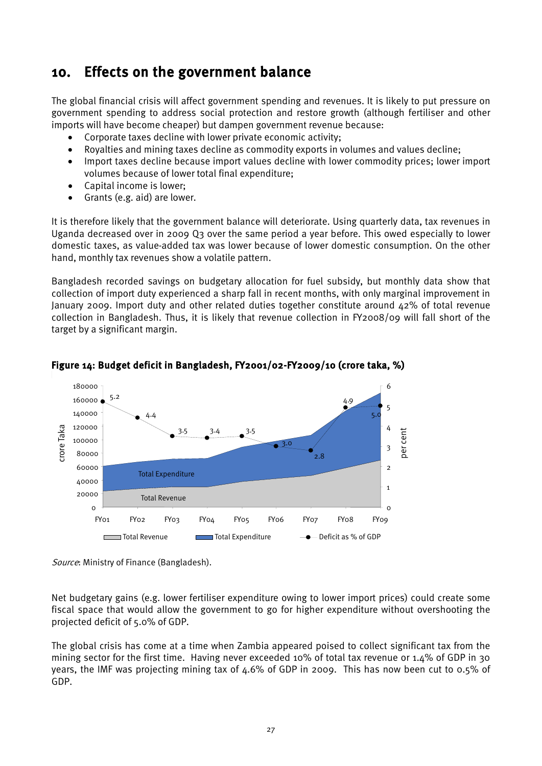# 10. Effects on the government balance

The global financial crisis will affect government spending and revenues. It is likely to put pressure on government spending to address social protection and restore growth (although fertiliser and other imports will have become cheaper) but dampen government revenue because:

- Corporate taxes decline with lower private economic activity;
- Royalties and mining taxes decline as commodity exports in volumes and values decline;
- Import taxes decline because import values decline with lower commodity prices; lower import volumes because of lower total final expenditure;
- Capital income is lower;
- Grants (e.g. aid) are lower.

It is therefore likely that the government balance will deteriorate. Using quarterly data, tax revenues in Uganda decreased over in 2009 Q3 over the same period a year before. This owed especially to lower domestic taxes, as value-added tax was lower because of lower domestic consumption. On the other hand, monthly tax revenues show a volatile pattern.

Bangladesh recorded savings on budgetary allocation for fuel subsidy, but monthly data show that collection of import duty experienced a sharp fall in recent months, with only marginal improvement in January 2009. Import duty and other related duties together constitute around 42% of total revenue collection in Bangladesh. Thus, it is likely that revenue collection in FY2008/09 will fall short of the target by a significant margin.

**Figure 14: Budget deficit in Bangladesh, FY2001/02-FY2009/10 (crore taka, %)**

*Source*: Ministry of Finance (Bangladesh).

Net budgetary gains (e.g. lower fertiliser expenditure owing to lower import prices) could create some fiscal space that would allow the government to go for higher expenditure without overshooting the projected deficit of 5.0% of GDP.

The global crisis has come at a time when Zambia appeared poised to collect significant tax from the mining sector for the first time. Having never exceeded 10% of total tax revenue or 1.4% of GDP in 30 years, the IMF was projecting mining tax of 4.6% of GDP in 2009. This has now been cut to 0.5% of GDP.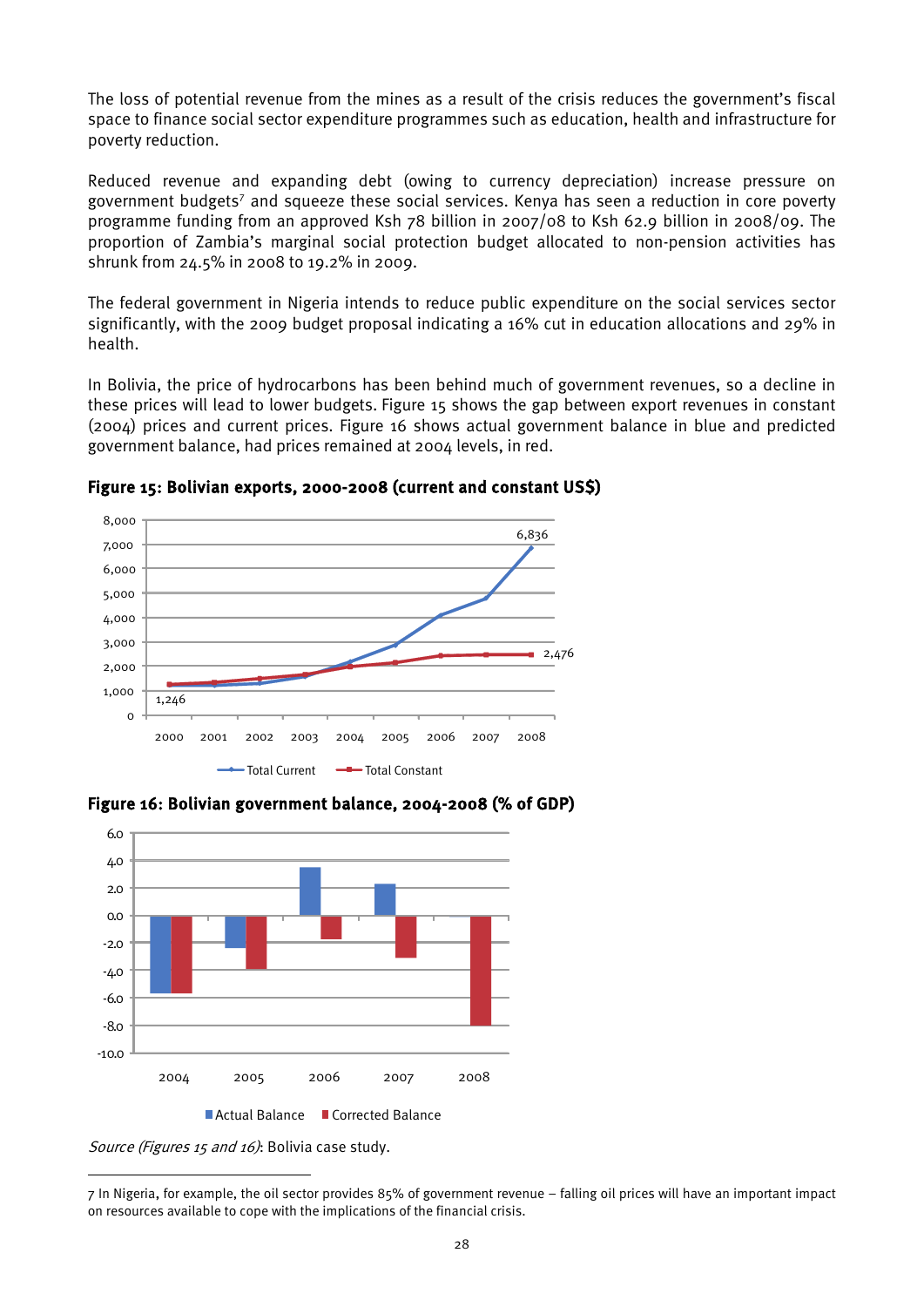The loss of potential revenue from the mines as a result of the crisis reduces the government's fiscal space to finance social sector expenditure programmes such as education, health and infrastructure for poverty reduction.

Reduced revenue and expanding debt (owing to currency depreciation) increase pressure on government budgets[7] and squeeze these social services. Kenya has seen a reduction in core poverty programme funding from an approved Ksh 78 billion in 2007/08 to Ksh 62.9 billion in 2008/09. The proportion of Zambia's marginal social protection budget allocated to non-pension activities has shrunk from 24.5% in 2008 to 19.2% in 2009.

The federal government in Nigeria intends to reduce public expenditure on the social services sector significantly, with the 2009 budget proposal indicating a 16% cut in education allocations and 29% in health.

In Bolivia, the price of hydrocarbons has been behind much of government revenues, so a decline in these prices will lead to lower budgets. Figure 15 shows the gap between export revenues in constant (2004) prices and current prices. Figure 16 shows actual government balance in blue and predicted government balance, had prices remained at 2004 levels, in red.

**Figure 15: Bolivian exports, 2000-2008 (current and constant US$)**

**Figure 16: Bolivian government balance, 2004-2008 (% of GDP)**

*Source (Figures 15 and 16)*: Bolivia case study.

---

7 In Nigeria, for example, the oil sector provides 85% of government revenue – falling oil prices will have an important impact on resources available to cope with the implications of the financial crisis.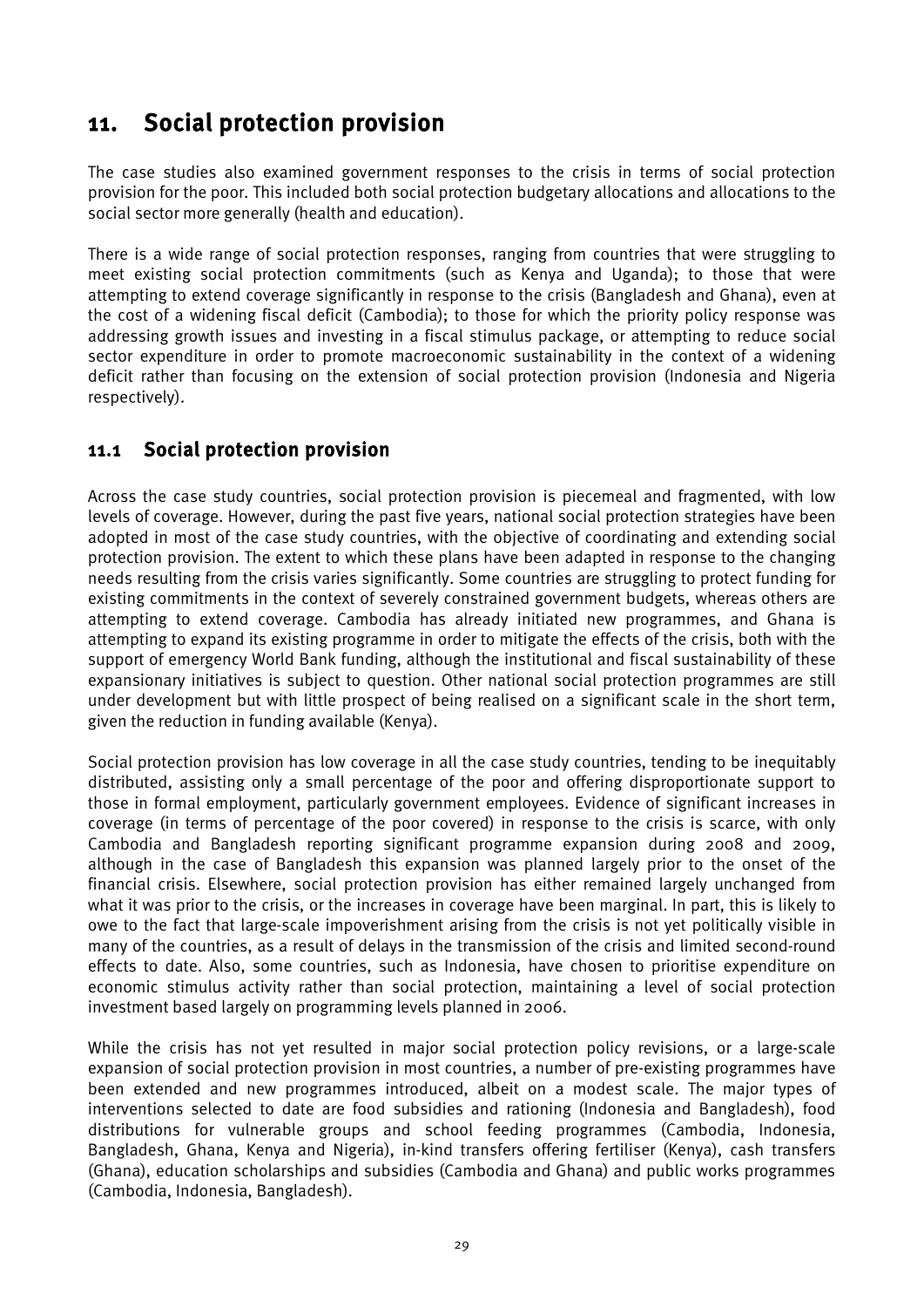# 11. Social protection provision

The case studies also examined government responses to the crisis in terms of social protection provision for the poor. This included both social protection budgetary allocations and allocations to the social sector more generally (health and education).

There is a wide range of social protection responses, ranging from countries that were struggling to meet existing social protection commitments (such as Kenya and Uganda); to those that were attempting to extend coverage significantly in response to the crisis (Bangladesh and Ghana), even at the cost of a widening fiscal deficit (Cambodia); to those for which the priority policy response was addressing growth issues and investing in a fiscal stimulus package, or attempting to reduce social sector expenditure in order to promote macroeconomic sustainability in the context of a widening deficit rather than focusing on the extension of social protection provision (Indonesia and Nigeria respectively).

## 11.1 Social protection provision

Across the case study countries, social protection provision is piecemeal and fragmented, with low levels of coverage. However, during the past five years, national social protection strategies have been adopted in most of the case study countries, with the objective of coordinating and extending social protection provision. The extent to which these plans have been adapted in response to the changing needs resulting from the crisis varies significantly. Some countries are struggling to protect funding for existing commitments in the context of severely constrained government budgets, whereas others are attempting to extend coverage. Cambodia has already initiated new programmes, and Ghana is attempting to expand its existing programme in order to mitigate the effects of the crisis, both with the support of emergency World Bank funding, although the institutional and fiscal sustainability of these expansionary initiatives is subject to question. Other national social protection programmes are still under development but with little prospect of being realised on a significant scale in the short term, given the reduction in funding available (Kenya).

Social protection provision has low coverage in all the case study countries, tending to be inequitably distributed, assisting only a small percentage of the poor and offering disproportionate support to those in formal employment, particularly government employees. Evidence of significant increases in coverage (in terms of percentage of the poor covered) in response to the crisis is scarce, with only Cambodia and Bangladesh reporting significant programme expansion during 2008 and 2009, although in the case of Bangladesh this expansion was planned largely prior to the onset of the financial crisis. Elsewhere, social protection provision has either remained largely unchanged from what it was prior to the crisis, or the increases in coverage have been marginal. In part, this is likely to owe to the fact that large-scale impoverishment arising from the crisis is not yet politically visible in many of the countries, as a result of delays in the transmission of the crisis and limited second-round effects to date. Also, some countries, such as Indonesia, have chosen to prioritise expenditure on economic stimulus activity rather than social protection, maintaining a level of social protection investment based largely on programming levels planned in 2006.

While the crisis has not yet resulted in major social protection policy revisions, or a large-scale expansion of social protection provision in most countries, a number of pre-existing programmes have been extended and new programmes introduced, albeit on a modest scale. The major types of interventions selected to date are food subsidies and rationing (Indonesia and Bangladesh), food distributions for vulnerable groups and school feeding programmes (Cambodia, Indonesia, Bangladesh, Ghana, Kenya and Nigeria), in-kind transfers offering fertiliser (Kenya), cash transfers (Ghana), education scholarships and subsidies (Cambodia and Ghana) and public works programmes (Cambodia, Indonesia, Bangladesh).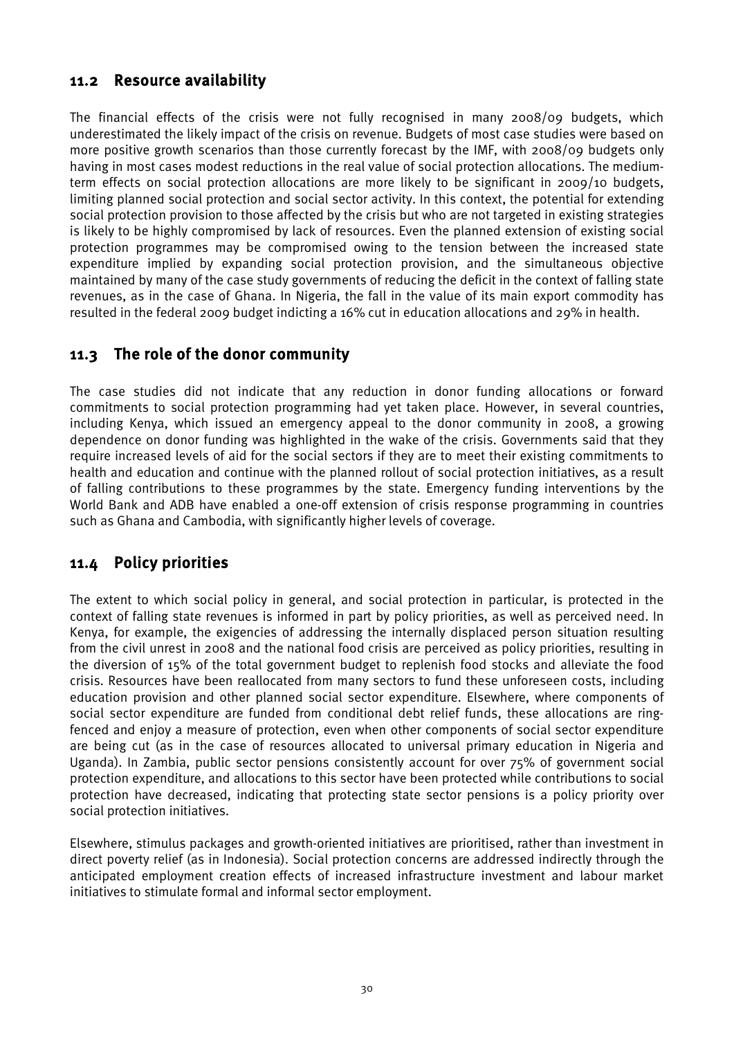## 11.2 Resource availability

The financial effects of the crisis were not fully recognised in many 2008/09 budgets, which underestimated the likely impact of the crisis on revenue. Budgets of most case studies were based on more positive growth scenarios than those currently forecast by the IMF, with 2008/09 budgets only having in most cases modest reductions in the real value of social protection allocations. The medium-term effects on social protection allocations are more likely to be significant in 2009/10 budgets, limiting planned social protection and social sector activity. In this context, the potential for extending social protection provision to those affected by the crisis but who are not targeted in existing strategies is likely to be highly compromised by lack of resources. Even the planned extension of existing social protection programmes may be compromised owing to the tension between the increased state expenditure implied by expanding social protection provision, and the simultaneous objective maintained by many of the case study governments of reducing the deficit in the context of falling state revenues, as in the case of Ghana. In Nigeria, the fall in the value of its main export commodity has resulted in the federal 2009 budget indicting a 16% cut in education allocations and 29% in health.

## 11.3 The role of the donor community

The case studies did not indicate that any reduction in donor funding allocations or forward commitments to social protection programming had yet taken place. However, in several countries, including Kenya, which issued an emergency appeal to the donor community in 2008, a growing dependence on donor funding was highlighted in the wake of the crisis. Governments said that they require increased levels of aid for the social sectors if they are to meet their existing commitments to health and education and continue with the planned rollout of social protection initiatives, as a result of falling contributions to these programmes by the state. Emergency funding interventions by the World Bank and ADB have enabled a one-off extension of crisis response programming in countries such as Ghana and Cambodia, with significantly higher levels of coverage.

## 11.4 Policy priorities

The extent to which social policy in general, and social protection in particular, is protected in the context of falling state revenues is informed in part by policy priorities, as well as perceived need. In Kenya, for example, the exigencies of addressing the internally displaced person situation resulting from the civil unrest in 2008 and the national food crisis are perceived as policy priorities, resulting in the diversion of 15% of the total government budget to replenish food stocks and alleviate the food crisis. Resources have been reallocated from many sectors to fund these unforeseen costs, including education provision and other planned social sector expenditure. Elsewhere, where components of social sector expenditure are funded from conditional debt relief funds, these allocations are ring-fenced and enjoy a measure of protection, even when other components of social sector expenditure are being cut (as in the case of resources allocated to universal primary education in Nigeria and Uganda). In Zambia, public sector pensions consistently account for over 75% of government social protection expenditure, and allocations to this sector have been protected while contributions to social protection have decreased, indicating that protecting state sector pensions is a policy priority over social protection initiatives.

Elsewhere, stimulus packages and growth-oriented initiatives are prioritised, rather than investment in direct poverty relief (as in Indonesia). Social protection concerns are addressed indirectly through the anticipated employment creation effects of increased infrastructure investment and labour market initiatives to stimulate formal and informal sector employment.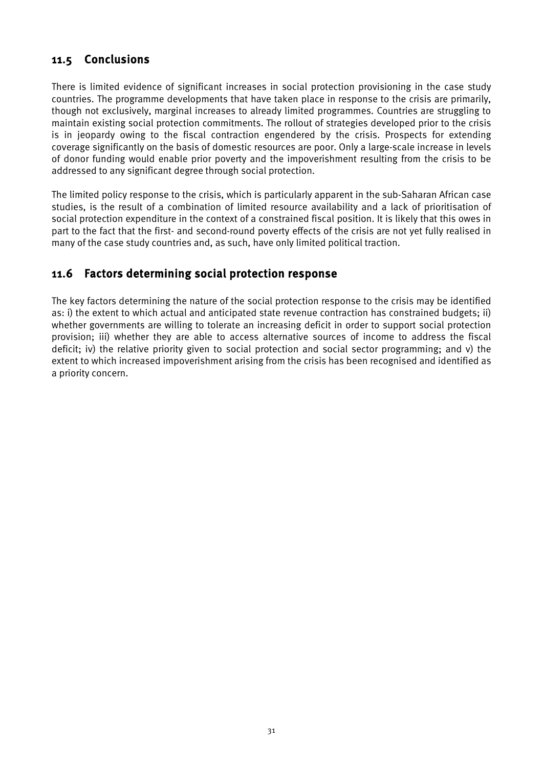## 11.5 Conclusions

There is limited evidence of significant increases in social protection provisioning in the case study countries. The programme developments that have taken place in response to the crisis are primarily, though not exclusively, marginal increases to already limited programmes. Countries are struggling to maintain existing social protection commitments. The rollout of strategies developed prior to the crisis is in jeopardy owing to the fiscal contraction engendered by the crisis. Prospects for extending coverage significantly on the basis of domestic resources are poor. Only a large-scale increase in levels of donor funding would enable prior poverty and the impoverishment resulting from the crisis to be addressed to any significant degree through social protection.

The limited policy response to the crisis, which is particularly apparent in the sub-Saharan African case studies, is the result of a combination of limited resource availability and a lack of prioritisation of social protection expenditure in the context of a constrained fiscal position. It is likely that this owes in part to the fact that the first- and second-round poverty effects of the crisis are not yet fully realised in many of the case study countries and, as such, have only limited political traction.

## 11.6 Factors determining social protection response

The key factors determining the nature of the social protection response to the crisis may be identified as: i) the extent to which actual and anticipated state revenue contraction has constrained budgets; ii) whether governments are willing to tolerate an increasing deficit in order to support social protection provision; iii) whether they are able to access alternative sources of income to address the fiscal deficit; iv) the relative priority given to social protection and social sector programming; and v) the extent to which increased impoverishment arising from the crisis has been recognised and identified as a priority concern.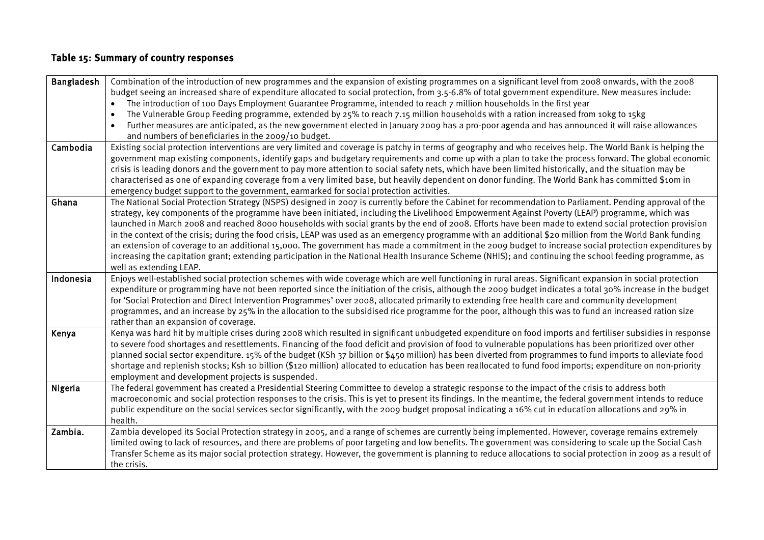**Table 15: Summary of country responses**

| Country | Response |
|---|---|
| Bangladesh | Combination of the introduction of new programmes and the expansion of existing programmes on a significant level from 2008 onwards, with the 2008 budget seeing an increased share of expenditure allocated to social protection, from 3.5-6.8% of total government expenditure. New measures include:<br>• The introduction of 100 Days Employment Guarantee Programme, intended to reach 7 million households in the first year<br>• The Vulnerable Group Feeding programme, extended by 25% to reach 7.15 million households with a ration increased from 10kg to 15kg<br>• Further measures are anticipated, as the new government elected in January 2009 has a pro-poor agenda and has announced it will raise allowances and numbers of beneficiaries in the 2009/10 budget. |
| Cambodia | Existing social protection interventions are very limited and coverage is patchy in terms of geography and who receives help. The World Bank is helping the government map existing components, identify gaps and budgetary requirements and come up with a plan to take the process forward. The global economic crisis is leading donors and the government to pay more attention to social safety nets, which have been limited historically, and the situation may be characterised as one of expanding coverage from a very limited base, but heavily dependent on donor funding. The World Bank has committed $10m in emergency budget support to the government, earmarked for social protection activities. |
| Ghana | The National Social Protection Strategy (NSPS) designed in 2007 is currently before the Cabinet for recommendation to Parliament. Pending approval of the strategy, key components of the programme have been initiated, including the Livelihood Empowerment Against Poverty (LEAP) programme, which was launched in March 2008 and reached 8000 households with social grants by the end of 2008. Efforts have been made to extend social protection provision in the context of the crisis; during the food crisis, LEAP was used as an emergency programme with an additional $20 million from the World Bank funding an extension of coverage to an additional 15,000. The government has made a commitment in the 2009 budget to increase social protection expenditures by increasing the capitation grant; extending participation in the National Health Insurance Scheme (NHIS); and continuing the school feeding programme, as well as extending LEAP. |
| Indonesia | Enjoys well-established social protection schemes with wide coverage which are well functioning in rural areas. Significant expansion in social protection expenditure or programming have not been reported since the initiation of the crisis, although the 2009 budget indicates a total 30% increase in the budget for 'Social Protection and Direct Intervention Programmes' over 2008, allocated primarily to extending free health care and community development programmes, and an increase by 25% in the allocation to the subsidised rice programme for the poor, although this was to fund an increased ration size rather than an expansion of coverage. |
| Kenya | Kenya was hard hit by multiple crises during 2008 which resulted in significant unbudgeted expenditure on food imports and fertiliser subsidies in response to severe food shortages and resettlements. Financing of the food deficit and provision of food to vulnerable populations has been prioritized over other planned social sector expenditure. 15% of the budget (KSh 37 billion or $450 million) has been diverted from programmes to fund imports to alleviate food shortage and replenish stocks; Ksh 10 billion ($120 million) allocated to education has been reallocated to fund food imports; expenditure on non-priority employment and development projects is suspended. |
| Nigeria | The federal government has created a Presidential Steering Committee to develop a strategic response to the impact of the crisis to address both macroeconomic and social protection responses to the crisis. This is yet to present its findings. In the meantime, the federal government intends to reduce public expenditure on the social services sector significantly, with the 2009 budget proposal indicating a 16% cut in education allocations and 29% in health. |
| Zambia. | Zambia developed its Social Protection strategy in 2005, and a range of schemes are currently being implemented. However, coverage remains extremely limited owing to lack of resources, and there are problems of poor targeting and low benefits. The government was considering to scale up the Social Cash Transfer Scheme as its major social protection strategy. However, the government is planning to reduce allocations to social protection in 2009 as a result of the crisis. |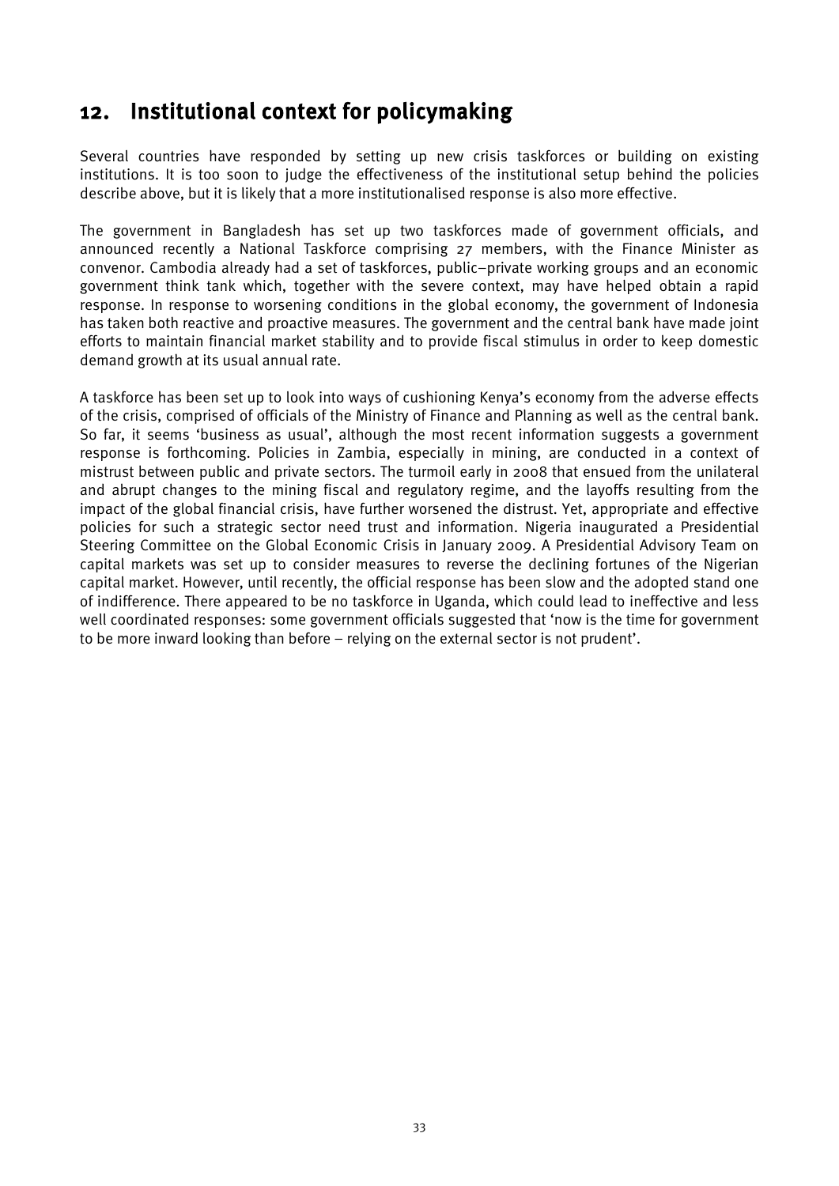## 12. Institutional context for policymaking

Several countries have responded by setting up new crisis taskforces or building on existing institutions. It is too soon to judge the effectiveness of the institutional setup behind the policies describe above, but it is likely that a more institutionalised response is also more effective.

The government in Bangladesh has set up two taskforces made of government officials, and announced recently a National Taskforce comprising 27 members, with the Finance Minister as convenor. Cambodia already had a set of taskforces, public–private working groups and an economic government think tank which, together with the severe context, may have helped obtain a rapid response. In response to worsening conditions in the global economy, the government of Indonesia has taken both reactive and proactive measures. The government and the central bank have made joint efforts to maintain financial market stability and to provide fiscal stimulus in order to keep domestic demand growth at its usual annual rate.

A taskforce has been set up to look into ways of cushioning Kenya's economy from the adverse effects of the crisis, comprised of officials of the Ministry of Finance and Planning as well as the central bank. So far, it seems 'business as usual', although the most recent information suggests a government response is forthcoming. Policies in Zambia, especially in mining, are conducted in a context of mistrust between public and private sectors. The turmoil early in 2008 that ensued from the unilateral and abrupt changes to the mining fiscal and regulatory regime, and the layoffs resulting from the impact of the global financial crisis, have further worsened the distrust. Yet, appropriate and effective policies for such a strategic sector need trust and information. Nigeria inaugurated a Presidential Steering Committee on the Global Economic Crisis in January 2009. A Presidential Advisory Team on capital markets was set up to consider measures to reverse the declining fortunes of the Nigerian capital market. However, until recently, the official response has been slow and the adopted stand one of indifference. There appeared to be no taskforce in Uganda, which could lead to ineffective and less well coordinated responses: some government officials suggested that 'now is the time for government to be more inward looking than before – relying on the external sector is not prudent'.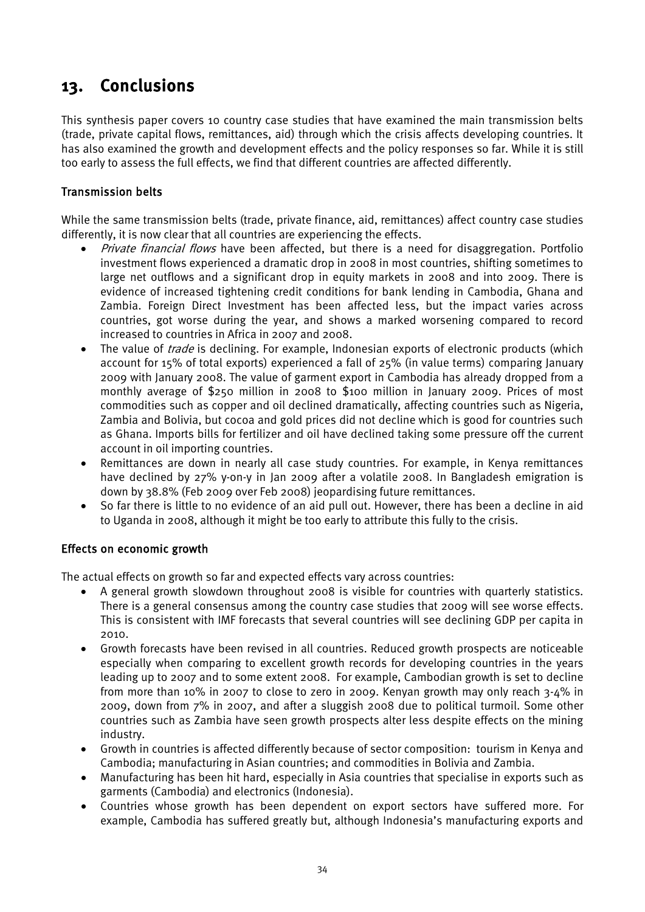# 13. Conclusions

This synthesis paper covers 10 country case studies that have examined the main transmission belts (trade, private capital flows, remittances, aid) through which the crisis affects developing countries. It has also examined the growth and development effects and the policy responses so far. While it is still too early to assess the full effects, we find that different countries are affected differently.

### Transmission belts

While the same transmission belts (trade, private finance, aid, remittances) affect country case studies differently, it is now clear that all countries are experiencing the effects.

- *Private financial flows* have been affected, but there is a need for disaggregation. Portfolio investment flows experienced a dramatic drop in 2008 in most countries, shifting sometimes to large net outflows and a significant drop in equity markets in 2008 and into 2009. There is evidence of increased tightening credit conditions for bank lending in Cambodia, Ghana and Zambia. Foreign Direct Investment has been affected less, but the impact varies across countries, got worse during the year, and shows a marked worsening compared to record increased to countries in Africa in 2007 and 2008.
- The value of *trade* is declining. For example, Indonesian exports of electronic products (which account for 15% of total exports) experienced a fall of 25% (in value terms) comparing January 2009 with January 2008. The value of garment export in Cambodia has already dropped from a monthly average of $250 million in 2008 to $100 million in January 2009. Prices of most commodities such as copper and oil declined dramatically, affecting countries such as Nigeria, Zambia and Bolivia, but cocoa and gold prices did not decline which is good for countries such as Ghana. Imports bills for fertilizer and oil have declined taking some pressure off the current account in oil importing countries.
- Remittances are down in nearly all case study countries. For example, in Kenya remittances have declined by 27% y-on-y in Jan 2009 after a volatile 2008. In Bangladesh emigration is down by 38.8% (Feb 2009 over Feb 2008) jeopardising future remittances.
- So far there is little to no evidence of an aid pull out. However, there has been a decline in aid to Uganda in 2008, although it might be too early to attribute this fully to the crisis.

### Effects on economic growth

The actual effects on growth so far and expected effects vary across countries:

- A general growth slowdown throughout 2008 is visible for countries with quarterly statistics. There is a general consensus among the country case studies that 2009 will see worse effects. This is consistent with IMF forecasts that several countries will see declining GDP per capita in 2010.
- Growth forecasts have been revised in all countries. Reduced growth prospects are noticeable especially when comparing to excellent growth records for developing countries in the years leading up to 2007 and to some extent 2008. For example, Cambodian growth is set to decline from more than 10% in 2007 to close to zero in 2009. Kenyan growth may only reach 3-4% in 2009, down from 7% in 2007, and after a sluggish 2008 due to political turmoil. Some other countries such as Zambia have seen growth prospects alter less despite effects on the mining industry.
- Growth in countries is affected differently because of sector composition: tourism in Kenya and Cambodia; manufacturing in Asian countries; and commodities in Bolivia and Zambia.
- Manufacturing has been hit hard, especially in Asia countries that specialise in exports such as garments (Cambodia) and electronics (Indonesia).
- Countries whose growth has been dependent on export sectors have suffered more. For example, Cambodia has suffered greatly but, although Indonesia's manufacturing exports and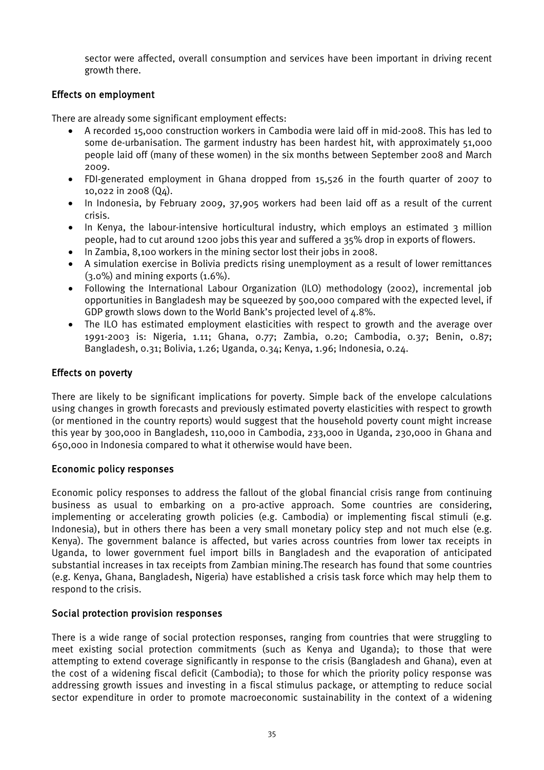sector were affected, overall consumption and services have been important in driving recent growth there.

### Effects on employment

There are already some significant employment effects:

- A recorded 15,000 construction workers in Cambodia were laid off in mid-2008. This has led to some de-urbanisation. The garment industry has been hardest hit, with approximately 51,000 people laid off (many of these women) in the six months between September 2008 and March 2009.
- FDI-generated employment in Ghana dropped from 15,526 in the fourth quarter of 2007 to 10,022 in 2008 (Q4).
- In Indonesia, by February 2009, 37,905 workers had been laid off as a result of the current crisis.
- In Kenya, the labour-intensive horticultural industry, which employs an estimated 3 million people, had to cut around 1200 jobs this year and suffered a 35% drop in exports of flowers.
- In Zambia, 8,100 workers in the mining sector lost their jobs in 2008.
- A simulation exercise in Bolivia predicts rising unemployment as a result of lower remittances (3.0%) and mining exports (1.6%).
- Following the International Labour Organization (ILO) methodology (2002), incremental job opportunities in Bangladesh may be squeezed by 500,000 compared with the expected level, if GDP growth slows down to the World Bank's projected level of 4.8%.
- The ILO has estimated employment elasticities with respect to growth and the average over 1991-2003 is: Nigeria, 1.11; Ghana, 0.77; Zambia, 0.20; Cambodia, 0.37; Benin, 0.87; Bangladesh, 0.31; Bolivia, 1.26; Uganda, 0.34; Kenya, 1.96; Indonesia, 0.24.

### Effects on poverty

There are likely to be significant implications for poverty. Simple back of the envelope calculations using changes in growth forecasts and previously estimated poverty elasticities with respect to growth (or mentioned in the country reports) would suggest that the household poverty count might increase this year by 300,000 in Bangladesh, 110,000 in Cambodia, 233,000 in Uganda, 230,000 in Ghana and 650,000 in Indonesia compared to what it otherwise would have been.

### Economic policy responses

Economic policy responses to address the fallout of the global financial crisis range from continuing business as usual to embarking on a pro-active approach. Some countries are considering, implementing or accelerating growth policies (e.g. Cambodia) or implementing fiscal stimuli (e.g. Indonesia), but in others there has been a very small monetary policy step and not much else (e.g. Kenya). The government balance is affected, but varies across countries from lower tax receipts in Uganda, to lower government fuel import bills in Bangladesh and the evaporation of anticipated substantial increases in tax receipts from Zambian mining.The research has found that some countries (e.g. Kenya, Ghana, Bangladesh, Nigeria) have established a crisis task force which may help them to respond to the crisis.

### Social protection provision responses

There is a wide range of social protection responses, ranging from countries that were struggling to meet existing social protection commitments (such as Kenya and Uganda); to those that were attempting to extend coverage significantly in response to the crisis (Bangladesh and Ghana), even at the cost of a widening fiscal deficit (Cambodia); to those for which the priority policy response was addressing growth issues and investing in a fiscal stimulus package, or attempting to reduce social sector expenditure in order to promote macroeconomic sustainability in the context of a widening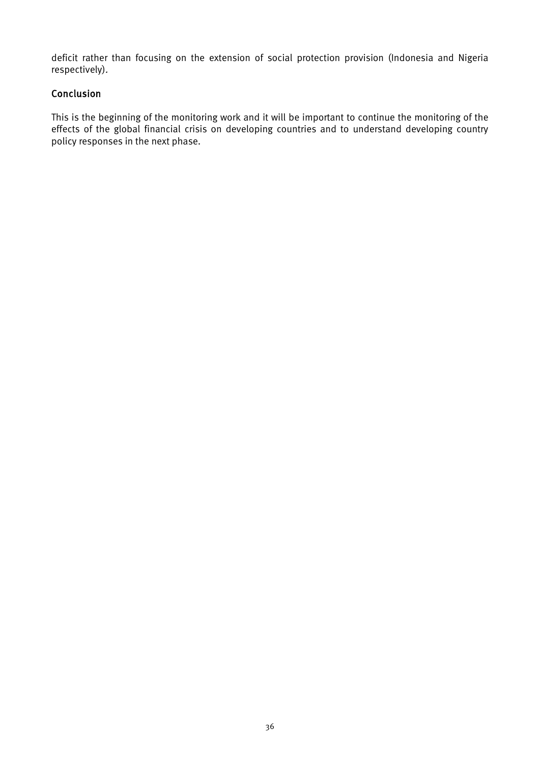deficit rather than focusing on the extension of social protection provision (Indonesia and Nigeria respectively).

## Conclusion

This is the beginning of the monitoring work and it will be important to continue the monitoring of the effects of the global financial crisis on developing countries and to understand developing country policy responses in the next phase.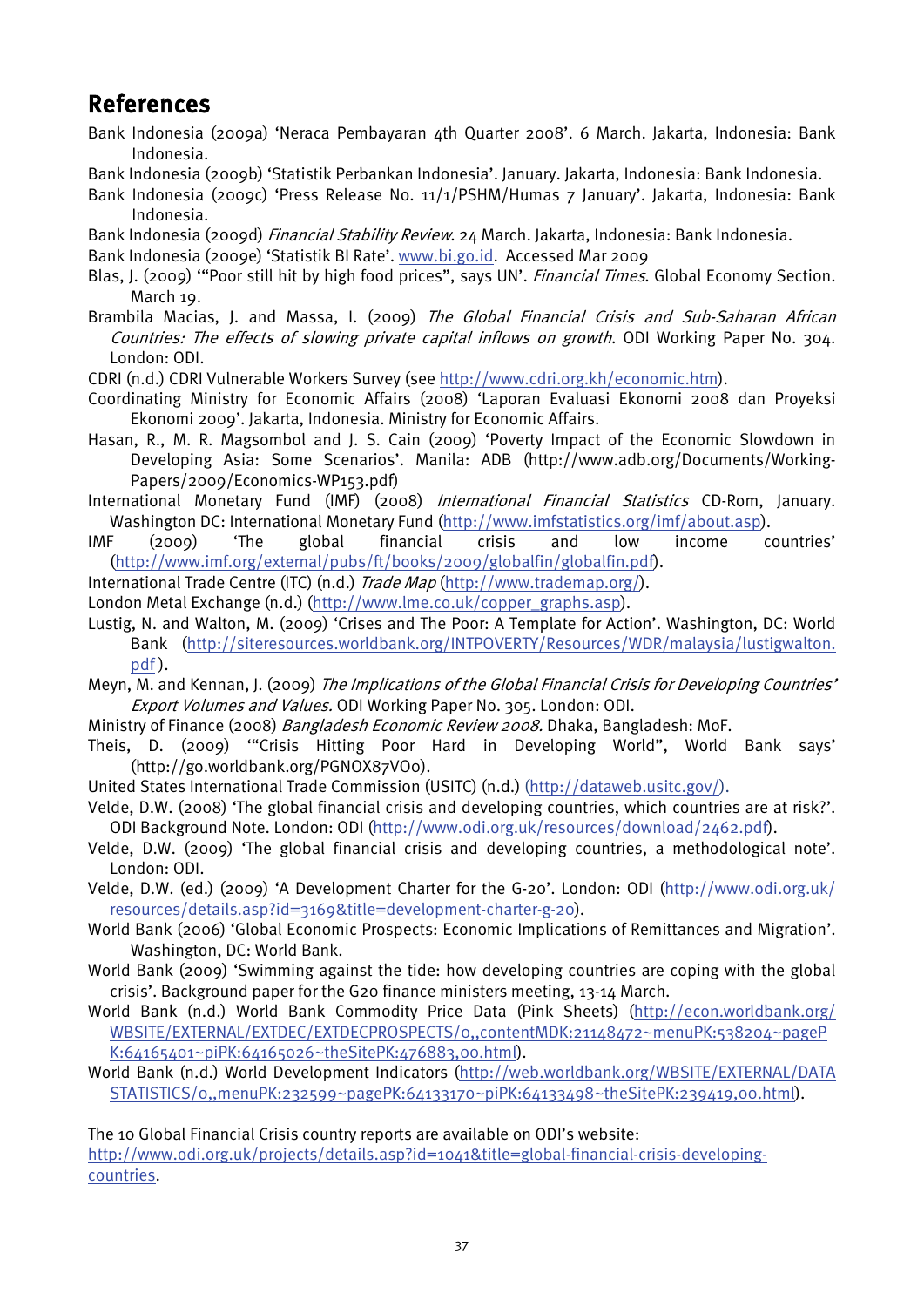## References

Bank Indonesia (2009a) 'Neraca Pembayaran 4th Quarter 2008'. 6 March. Jakarta, Indonesia: Bank Indonesia.

Bank Indonesia (2009b) 'Statistik Perbankan Indonesia'. January. Jakarta, Indonesia: Bank Indonesia.

Bank Indonesia (2009c) 'Press Release No. 11/1/PSHM/Humas 7 January'. Jakarta, Indonesia: Bank Indonesia.

Bank Indonesia (2009d) *Financial Stability Review*. 24 March. Jakarta, Indonesia: Bank Indonesia.

Bank Indonesia (2009e) 'Statistik BI Rate'. www.bi.go.id. Accessed Mar 2009

Blas, J. (2009) '"Poor still hit by high food prices", says UN'. *Financial Times*. Global Economy Section. March 19.

Brambila Macias, J. and Massa, I. (2009) *The Global Financial Crisis and Sub-Saharan African Countries: The effects of slowing private capital inflows on growth*. ODI Working Paper No. 304. London: ODI.

CDRI (n.d.) CDRI Vulnerable Workers Survey (see http://www.cdri.org.kh/economic.htm).

Coordinating Ministry for Economic Affairs (2008) 'Laporan Evaluasi Ekonomi 2008 dan Proyeksi Ekonomi 2009'. Jakarta, Indonesia. Ministry for Economic Affairs.

Hasan, R., M. R. Magsombol and J. S. Cain (2009) 'Poverty Impact of the Economic Slowdown in Developing Asia: Some Scenarios'. Manila: ADB (http://www.adb.org/Documents/Working-Papers/2009/Economics-WP153.pdf)

International Monetary Fund (IMF) (2008) *International Financial Statistics* CD-Rom, January. Washington DC: International Monetary Fund (http://www.imfstatistics.org/imf/about.asp).

IMF (2009) 'The global financial crisis and low income countries' (http://www.imf.org/external/pubs/ft/books/2009/globalfin/globalfin.pdf).

International Trade Centre (ITC) (n.d.) *Trade Map* (http://www.trademap.org/).

London Metal Exchange (n.d.) (http://www.lme.co.uk/copper_graphs.asp).

Lustig, N. and Walton, M. (2009) 'Crises and The Poor: A Template for Action'. Washington, DC: World Bank (http://siteresources.worldbank.org/INTPOVERTY/Resources/WDR/malaysia/lustigwalton.pdf).

Meyn, M. and Kennan, J. (2009) *The Implications of the Global Financial Crisis for Developing Countries' Export Volumes and Values.* ODI Working Paper No. 305. London: ODI.

Ministry of Finance (2008) *Bangladesh Economic Review 2008.* Dhaka, Bangladesh: MoF.

Theis, D. (2009) '"Crisis Hitting Poor Hard in Developing World", World Bank says' (http://go.worldbank.org/PGNOX87VO0).

United States International Trade Commission (USITC) (n.d.) (http://dataweb.usitc.gov/).

Velde, D.W. (2008) 'The global financial crisis and developing countries, which countries are at risk?'. ODI Background Note. London: ODI (http://www.odi.org.uk/resources/download/2462.pdf).

Velde, D.W. (2009) 'The global financial crisis and developing countries, a methodological note'. London: ODI.

Velde, D.W. (ed.) (2009) 'A Development Charter for the G-20'. London: ODI (http://www.odi.org.uk/resources/details.asp?id=3169&title=development-charter-g-20).

World Bank (2006) 'Global Economic Prospects: Economic Implications of Remittances and Migration'. Washington, DC: World Bank.

World Bank (2009) 'Swimming against the tide: how developing countries are coping with the global crisis'. Background paper for the G20 finance ministers meeting, 13-14 March.

World Bank (n.d.) World Bank Commodity Price Data (Pink Sheets) (http://econ.worldbank.org/WBSITE/EXTERNAL/EXTDEC/EXTDECPROSPECTS/0,,contentMDK:21148472~menuPK:538204~pagePK:64165401~piPK:64165026~theSitePK:476883,00.html).

World Bank (n.d.) World Development Indicators (http://web.worldbank.org/WBSITE/EXTERNAL/DATASTATISTICS/0,,menuPK:232599~pagePK:64133170~piPK:64133498~theSitePK:239419,00.html).

The 10 Global Financial Crisis country reports are available on ODI's website:
http://www.odi.org.uk/projects/details.asp?id=1041&title=global-financial-crisis-developing-countries.